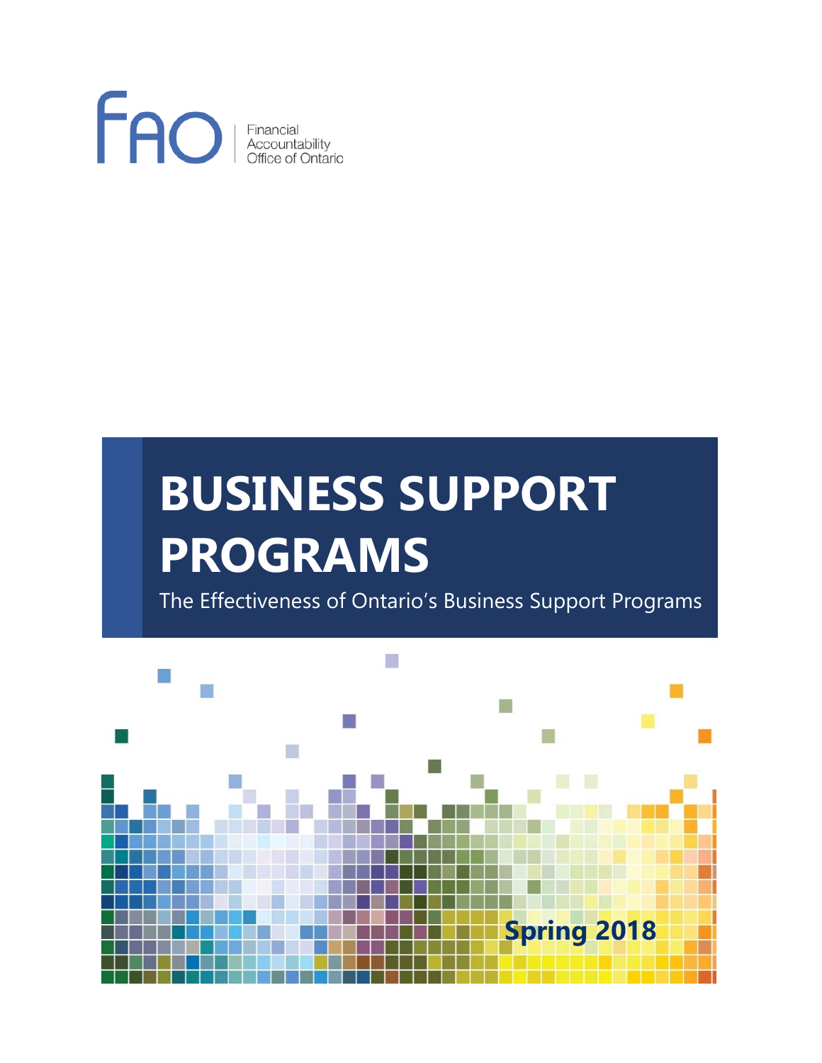FAO Financial Accountability Office of Ontario

# BUSINESS SUPPORT PROGRAMS

The Effectiveness of Ontario's Business Support Programs

**Spring 2018**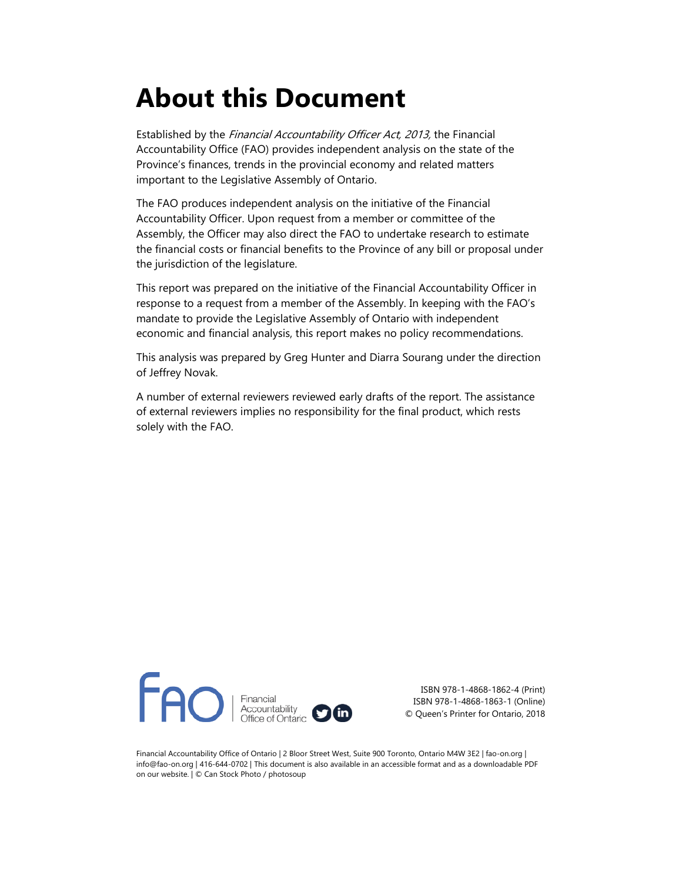# About this Document

Established by the *Financial Accountability Officer Act, 2013,* the Financial Accountability Office (FAO) provides independent analysis on the state of the Province's finances, trends in the provincial economy and related matters important to the Legislative Assembly of Ontario.

The FAO produces independent analysis on the initiative of the Financial Accountability Officer. Upon request from a member or committee of the Assembly, the Officer may also direct the FAO to undertake research to estimate the financial costs or financial benefits to the Province of any bill or proposal under the jurisdiction of the legislature.

This report was prepared on the initiative of the Financial Accountability Officer in response to a request from a member of the Assembly. In keeping with the FAO's mandate to provide the Legislative Assembly of Ontario with independent economic and financial analysis, this report makes no policy recommendations.

This analysis was prepared by Greg Hunter and Diarra Sourang under the direction of Jeffrey Novak.

A number of external reviewers reviewed early drafts of the report. The assistance of external reviewers implies no responsibility for the final product, which rests solely with the FAO.

FAO | Financial Accountability Office of Ontario

ISBN 978-1-4868-1862-4 (Print)
ISBN 978-1-4868-1863-1 (Online)
© Queen's Printer for Ontario, 2018

Financial Accountability Office of Ontario | 2 Bloor Street West, Suite 900 Toronto, Ontario M4W 3E2 | fao-on.org | info@fao-on.org | 416-644-0702 | This document is also available in an accessible format and as a downloadable PDF on our website. | © Can Stock Photo / photosoup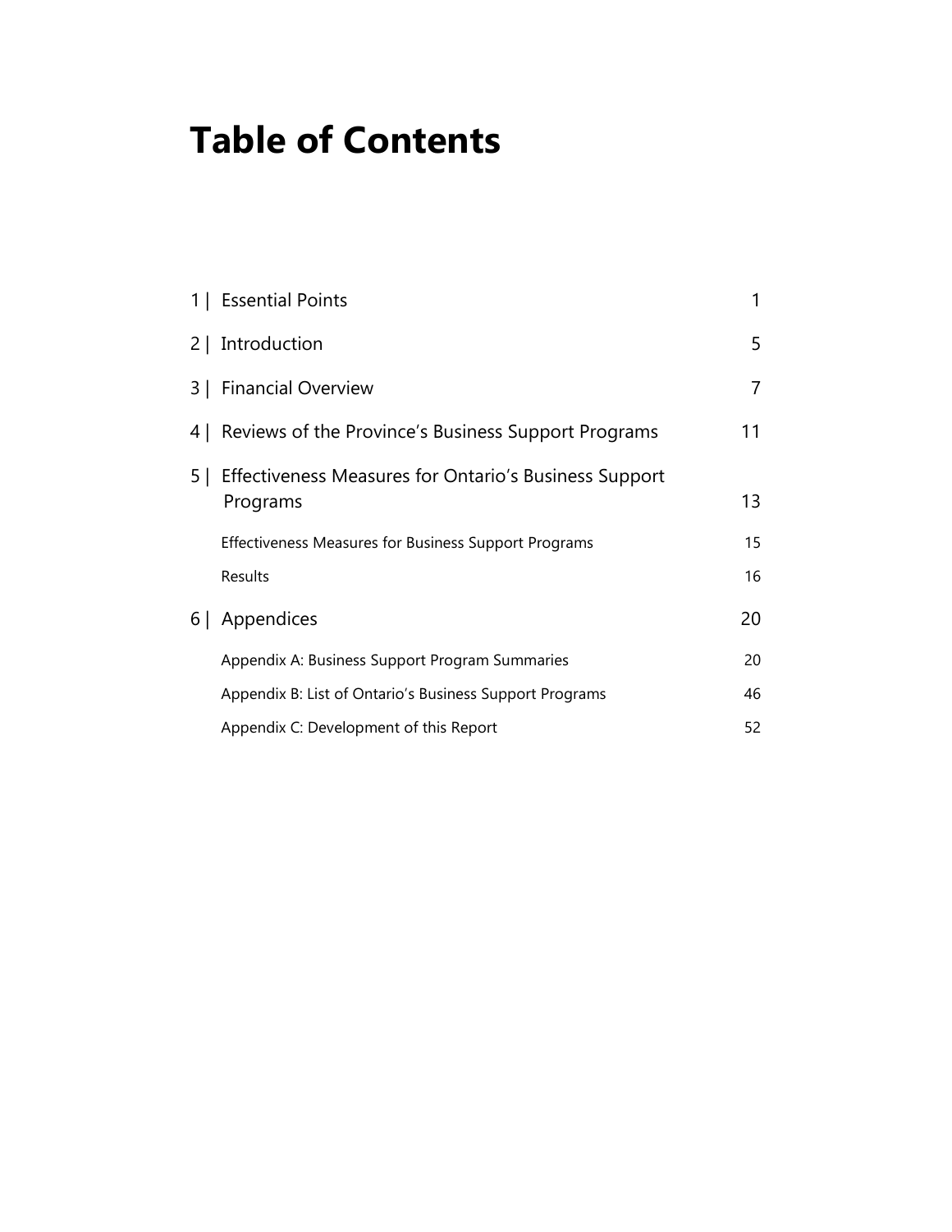# Table of Contents

| | | |
|---|---|---|
| 1 \| | Essential Points | 1 |
| 2 \| | Introduction | 5 |
| 3 \| | Financial Overview | 7 |
| 4 \| | Reviews of the Province's Business Support Programs | 11 |
| 5 \| | Effectiveness Measures for Ontario's Business Support Programs | 13 |
| | Effectiveness Measures for Business Support Programs | 15 |
| | Results | 16 |
| 6 \| | Appendices | 20 |
| | Appendix A: Business Support Program Summaries | 20 |
| | Appendix B: List of Ontario's Business Support Programs | 46 |
| | Appendix C: Development of this Report | 52 |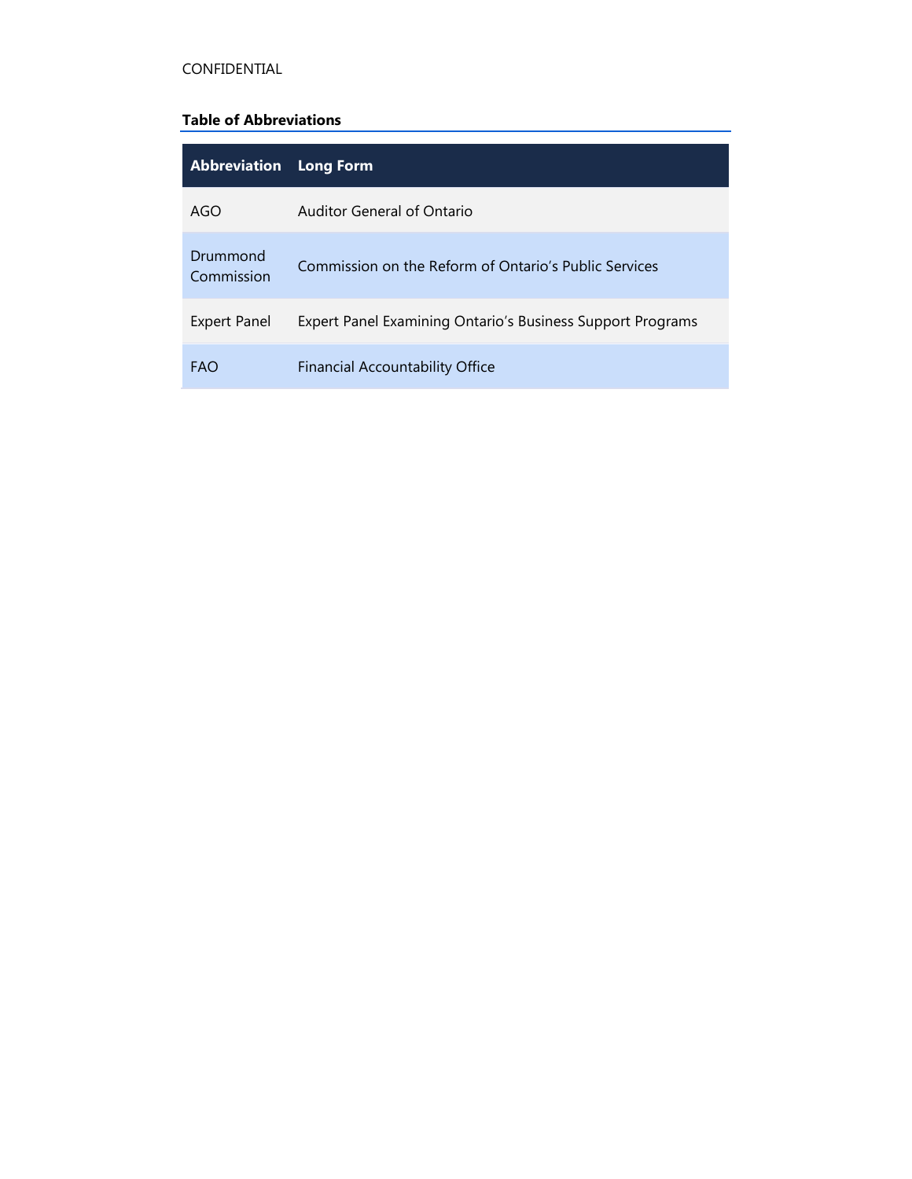CONFIDENTIAL

**Table of Abbreviations**

| Abbreviation | Long Form |
|---|---|
| AGO | Auditor General of Ontario |
| Drummond Commission | Commission on the Reform of Ontario's Public Services |
| Expert Panel | Expert Panel Examining Ontario's Business Support Programs |
| FAO | Financial Accountability Office |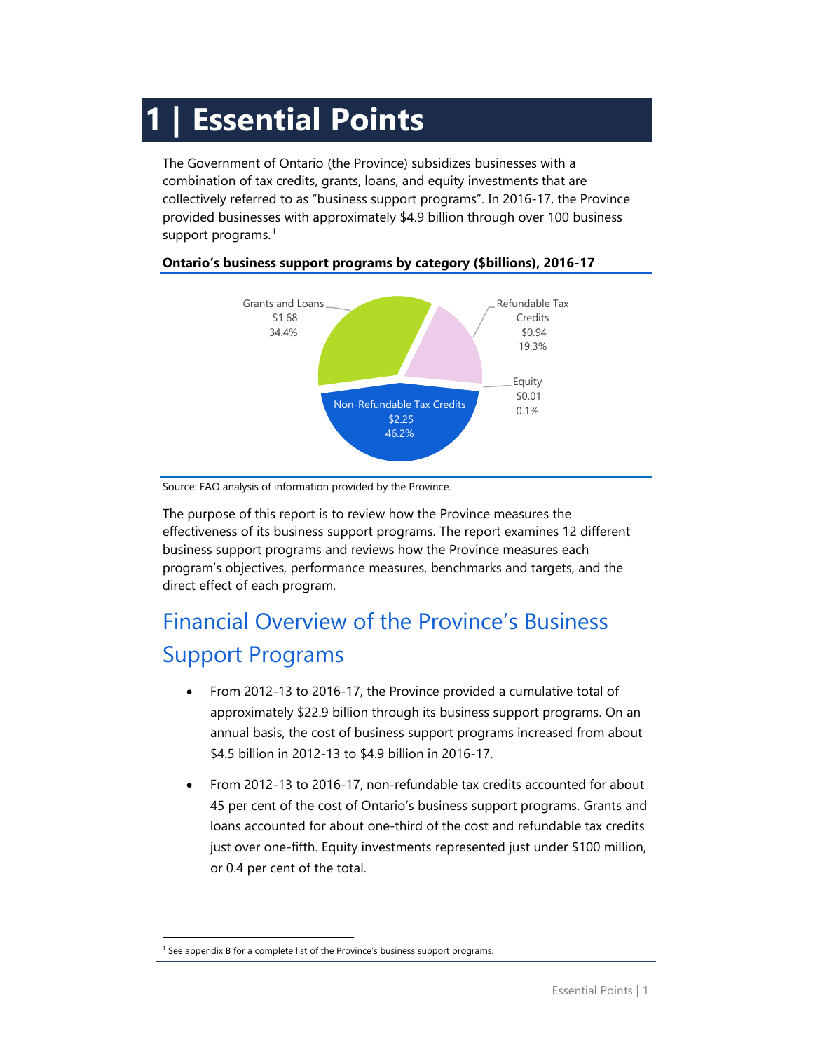# 1 | Essential Points

The Government of Ontario (the Province) subsidizes businesses with a combination of tax credits, grants, loans, and equity investments that are collectively referred to as "business support programs". In 2016-17, the Province provided businesses with approximately $4.9 billion through over 100 business support programs.[1]

**Ontario's business support programs by category ($billions), 2016-17**

Grants and Loans $1.68 34.4%

Refundable Tax Credits $0.94 19.3%

Equity $0.01 0.1%

Non-Refundable Tax Credits $2.25 46.2%

Source: FAO analysis of information provided by the Province.

The purpose of this report is to review how the Province measures the effectiveness of its business support programs. The report examines 12 different business support programs and reviews how the Province measures each program's objectives, performance measures, benchmarks and targets, and the direct effect of each program.

## Financial Overview of the Province's Business Support Programs

- From 2012-13 to 2016-17, the Province provided a cumulative total of approximately $22.9 billion through its business support programs. On an annual basis, the cost of business support programs increased from about $4.5 billion in 2012-13 to $4.9 billion in 2016-17.
- From 2012-13 to 2016-17, non-refundable tax credits accounted for about 45 per cent of the cost of Ontario's business support programs. Grants and loans accounted for about one-third of the cost and refundable tax credits just over one-fifth. Equity investments represented just under $100 million, or 0.4 per cent of the total.

[1] See appendix B for a complete list of the Province's business support programs.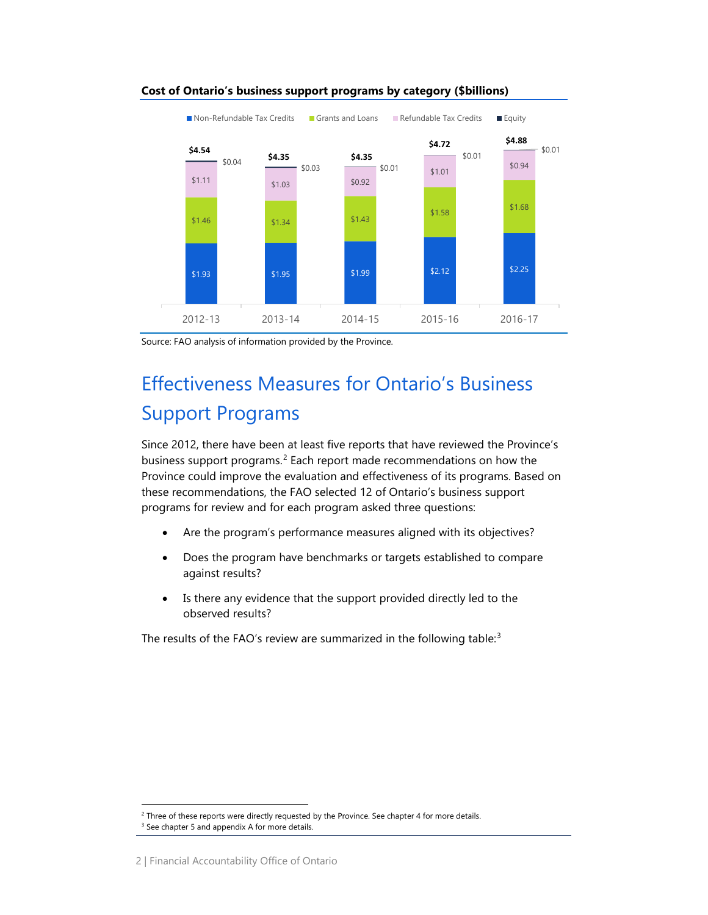**Cost of Ontario's business support programs by category ($billions)**

| | 2012-13 | 2013-14 | 2014-15 | 2015-16 | 2016-17 |
|---|---|---|---|---|---|
| Non-Refundable Tax Credits | $1.93 | $1.95 | $1.99 | $2.12 | $2.25 |
| Grants and Loans | $1.46 | $1.34 | $1.43 | $1.58 | $1.68 |
| Refundable Tax Credits | $1.11 | $1.03 | $0.92 | $1.01 | $0.94 |
| Equity | $0.04 | $0.03 | $0.01 | $0.01 | $0.01 |
| Total | $4.54 | $4.35 | $4.35 | $4.72 | $4.88 |

Source: FAO analysis of information provided by the Province.

# Effectiveness Measures for Ontario's Business Support Programs

Since 2012, there have been at least five reports that have reviewed the Province's business support programs.[2] Each report made recommendations on how the Province could improve the evaluation and effectiveness of its programs. Based on these recommendations, the FAO selected 12 of Ontario's business support programs for review and for each program asked three questions:

- Are the program's performance measures aligned with its objectives?
- Does the program have benchmarks or targets established to compare against results?
- Is there any evidence that the support provided directly led to the observed results?

The results of the FAO's review are summarized in the following table:[3]

[2] Three of these reports were directly requested by the Province. See chapter 4 for more details.
[3] See chapter 5 and appendix A for more details.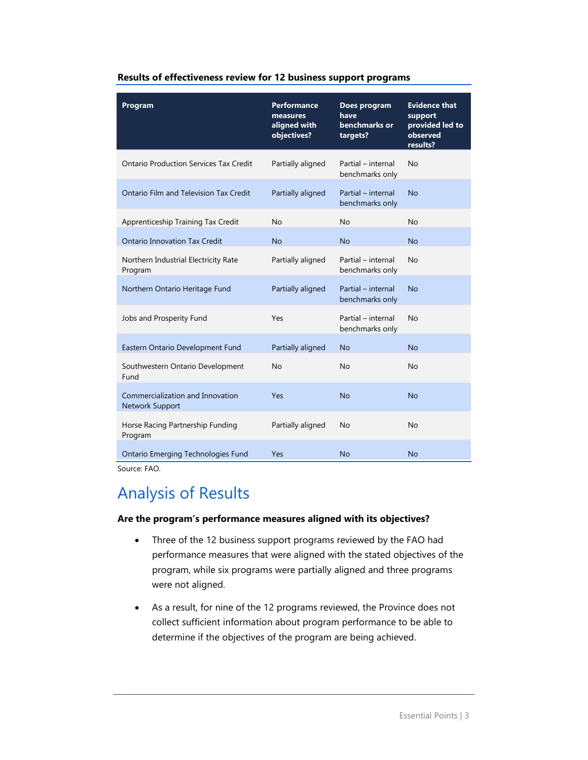**Results of effectiveness review for 12 business support programs**

| Program | Performance measures aligned with objectives? | Does program have benchmarks or targets? | Evidence that support provided led to observed results? |
|---|---|---|---|
| Ontario Production Services Tax Credit | Partially aligned | Partial – internal benchmarks only | No |
| Ontario Film and Television Tax Credit | Partially aligned | Partial – internal benchmarks only | No |
| Apprenticeship Training Tax Credit | No | No | No |
| Ontario Innovation Tax Credit | No | No | No |
| Northern Industrial Electricity Rate Program | Partially aligned | Partial – internal benchmarks only | No |
| Northern Ontario Heritage Fund | Partially aligned | Partial – internal benchmarks only | No |
| Jobs and Prosperity Fund | Yes | Partial – internal benchmarks only | No |
| Eastern Ontario Development Fund | Partially aligned | No | No |
| Southwestern Ontario Development Fund | No | No | No |
| Commercialization and Innovation Network Support | Yes | No | No |
| Horse Racing Partnership Funding Program | Partially aligned | No | No |
| Ontario Emerging Technologies Fund | Yes | No | No |

Source: FAO.

## Analysis of Results

**Are the program's performance measures aligned with its objectives?**

- Three of the 12 business support programs reviewed by the FAO had performance measures that were aligned with the stated objectives of the program, while six programs were partially aligned and three programs were not aligned.
- As a result, for nine of the 12 programs reviewed, the Province does not collect sufficient information about program performance to be able to determine if the objectives of the program are being achieved.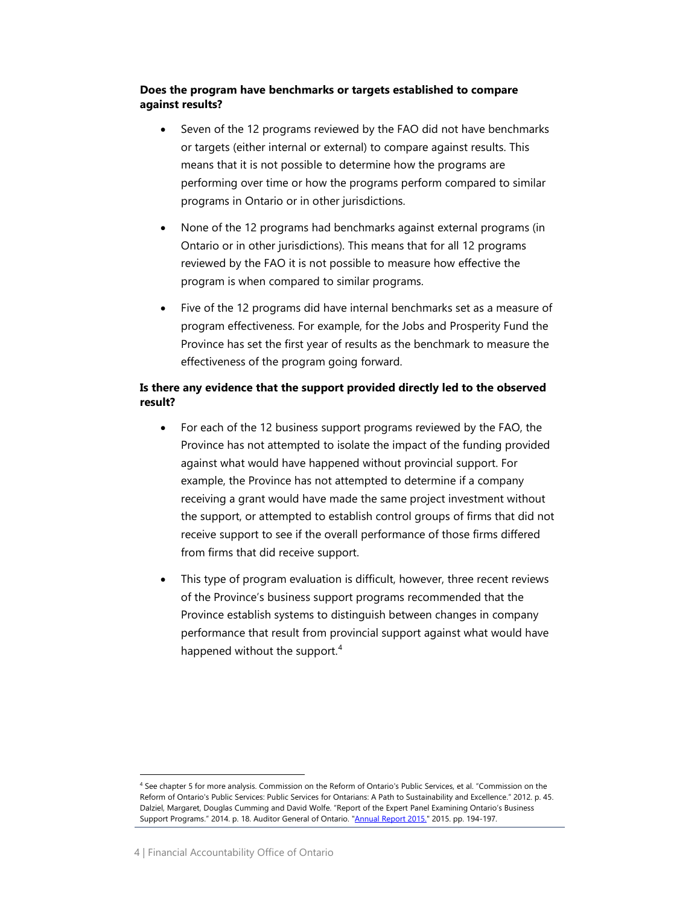**Does the program have benchmarks or targets established to compare against results?**

- Seven of the 12 programs reviewed by the FAO did not have benchmarks or targets (either internal or external) to compare against results. This means that it is not possible to determine how the programs are performing over time or how the programs perform compared to similar programs in Ontario or in other jurisdictions.
- None of the 12 programs had benchmarks against external programs (in Ontario or in other jurisdictions). This means that for all 12 programs reviewed by the FAO it is not possible to measure how effective the program is when compared to similar programs.
- Five of the 12 programs did have internal benchmarks set as a measure of program effectiveness. For example, for the Jobs and Prosperity Fund the Province has set the first year of results as the benchmark to measure the effectiveness of the program going forward.

**Is there any evidence that the support provided directly led to the observed result?**

- For each of the 12 business support programs reviewed by the FAO, the Province has not attempted to isolate the impact of the funding provided against what would have happened without provincial support. For example, the Province has not attempted to determine if a company receiving a grant would have made the same project investment without the support, or attempted to establish control groups of firms that did not receive support to see if the overall performance of those firms differed from firms that did receive support.
- This type of program evaluation is difficult, however, three recent reviews of the Province's business support programs recommended that the Province establish systems to distinguish between changes in company performance that result from provincial support against what would have happened without the support.[4]

[4] See chapter 5 for more analysis. Commission on the Reform of Ontario's Public Services, et al. "Commission on the Reform of Ontario's Public Services: Public Services for Ontarians: A Path to Sustainability and Excellence." 2012. p. 45. Dalziel, Margaret, Douglas Cumming and David Wolfe. "Report of the Expert Panel Examining Ontario's Business Support Programs." 2014. p. 18. Auditor General of Ontario. "Annual Report 2015." 2015. pp. 194-197.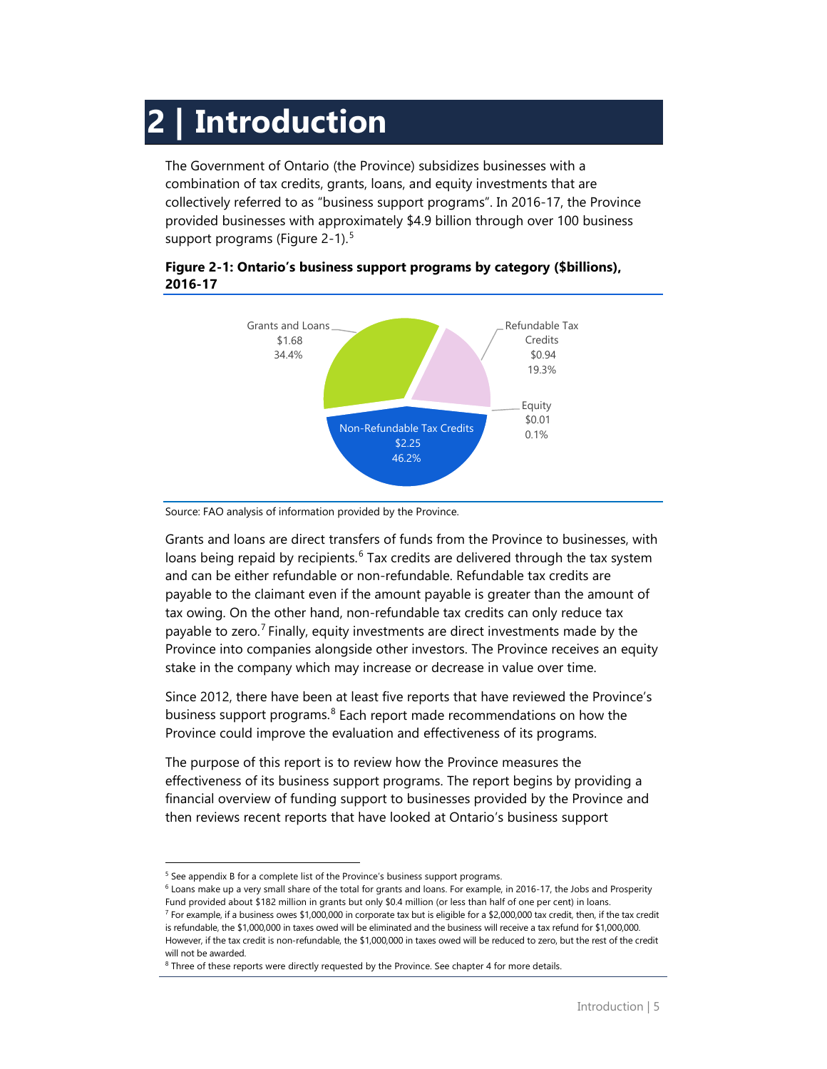# 2 | Introduction

The Government of Ontario (the Province) subsidizes businesses with a combination of tax credits, grants, loans, and equity investments that are collectively referred to as "business support programs". In 2016-17, the Province provided businesses with approximately $4.9 billion through over 100 business support programs (Figure 2-1).[5]

**Figure 2-1: Ontario's business support programs by category ($billions), 2016-17**

| Category | $billions | Share |
| --- | --- | --- |
| Non-Refundable Tax Credits | $2.25 | 46.2% |
| Grants and Loans | $1.68 | 34.4% |
| Refundable Tax Credits | $0.94 | 19.3% |
| Equity | $0.01 | 0.1% |

Source: FAO analysis of information provided by the Province.

Grants and loans are direct transfers of funds from the Province to businesses, with loans being repaid by recipients.[6] Tax credits are delivered through the tax system and can be either refundable or non-refundable. Refundable tax credits are payable to the claimant even if the amount payable is greater than the amount of tax owing. On the other hand, non-refundable tax credits can only reduce tax payable to zero.[7] Finally, equity investments are direct investments made by the Province into companies alongside other investors. The Province receives an equity stake in the company which may increase or decrease in value over time.

Since 2012, there have been at least five reports that have reviewed the Province's business support programs.[8] Each report made recommendations on how the Province could improve the evaluation and effectiveness of its programs.

The purpose of this report is to review how the Province measures the effectiveness of its business support programs. The report begins by providing a financial overview of funding support to businesses provided by the Province and then reviews recent reports that have looked at Ontario's business support

---

[5] See appendix B for a complete list of the Province's business support programs.

[6] Loans make up a very small share of the total for grants and loans. For example, in 2016-17, the Jobs and Prosperity Fund provided about $182 million in grants but only $0.4 million (or less than half of one per cent) in loans.

[7] For example, if a business owes $1,000,000 in corporate tax but is eligible for a $2,000,000 tax credit, then, if the tax credit is refundable, the $1,000,000 in taxes owed will be eliminated and the business will receive a tax refund for $1,000,000. However, if the tax credit is non-refundable, the $1,000,000 in taxes owed will be reduced to zero, but the rest of the credit will not be awarded.

[8] Three of these reports were directly requested by the Province. See chapter 4 for more details.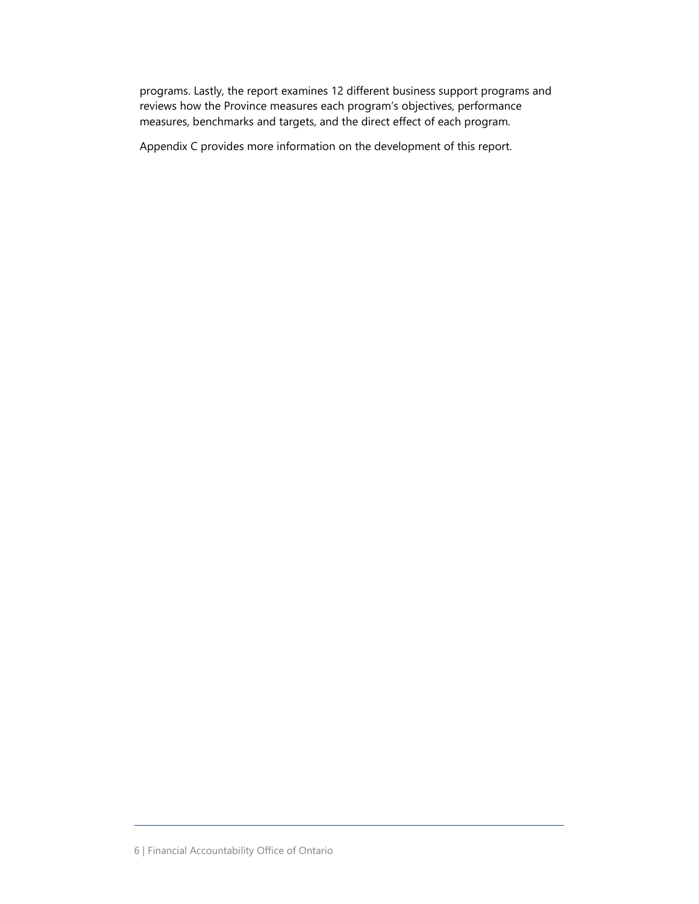programs. Lastly, the report examines 12 different business support programs and reviews how the Province measures each program's objectives, performance measures, benchmarks and targets, and the direct effect of each program.

Appendix C provides more information on the development of this report.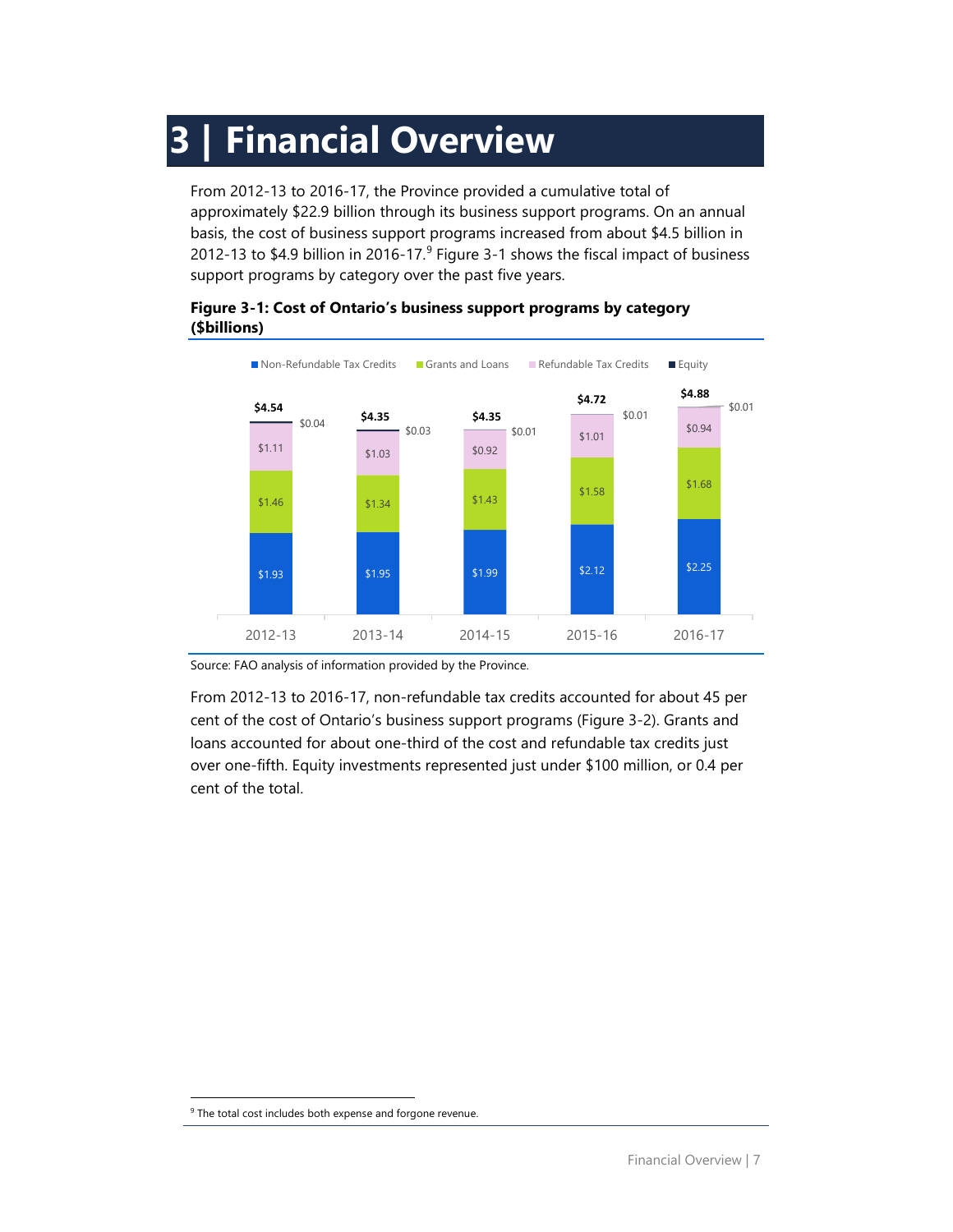# 3 | Financial Overview

From 2012-13 to 2016-17, the Province provided a cumulative total of approximately $22.9 billion through its business support programs. On an annual basis, the cost of business support programs increased from about $4.5 billion in 2012-13 to $4.9 billion in 2016-17.[9] Figure 3-1 shows the fiscal impact of business support programs by category over the past five years.

**Figure 3-1: Cost of Ontario's business support programs by category ($billions)**

| | 2012-13 | 2013-14 | 2014-15 | 2015-16 | 2016-17 |
|---|---|---|---|---|---|
| Non-Refundable Tax Credits | $1.93 | $1.95 | $1.99 | $2.12 | $2.25 |
| Grants and Loans | $1.46 | $1.34 | $1.43 | $1.58 | $1.68 |
| Refundable Tax Credits | $1.11 | $1.03 | $0.92 | $1.01 | $0.94 |
| Equity | $0.04 | $0.03 | $0.01 | $0.01 | $0.01 |
| **Total** | **$4.54** | **$4.35** | **$4.35** | **$4.72** | **$4.88** |

Source: FAO analysis of information provided by the Province.

From 2012-13 to 2016-17, non-refundable tax credits accounted for about 45 per cent of the cost of Ontario's business support programs (Figure 3-2). Grants and loans accounted for about one-third of the cost and refundable tax credits just over one-fifth. Equity investments represented just under $100 million, or 0.4 per cent of the total.

[9] The total cost includes both expense and forgone revenue.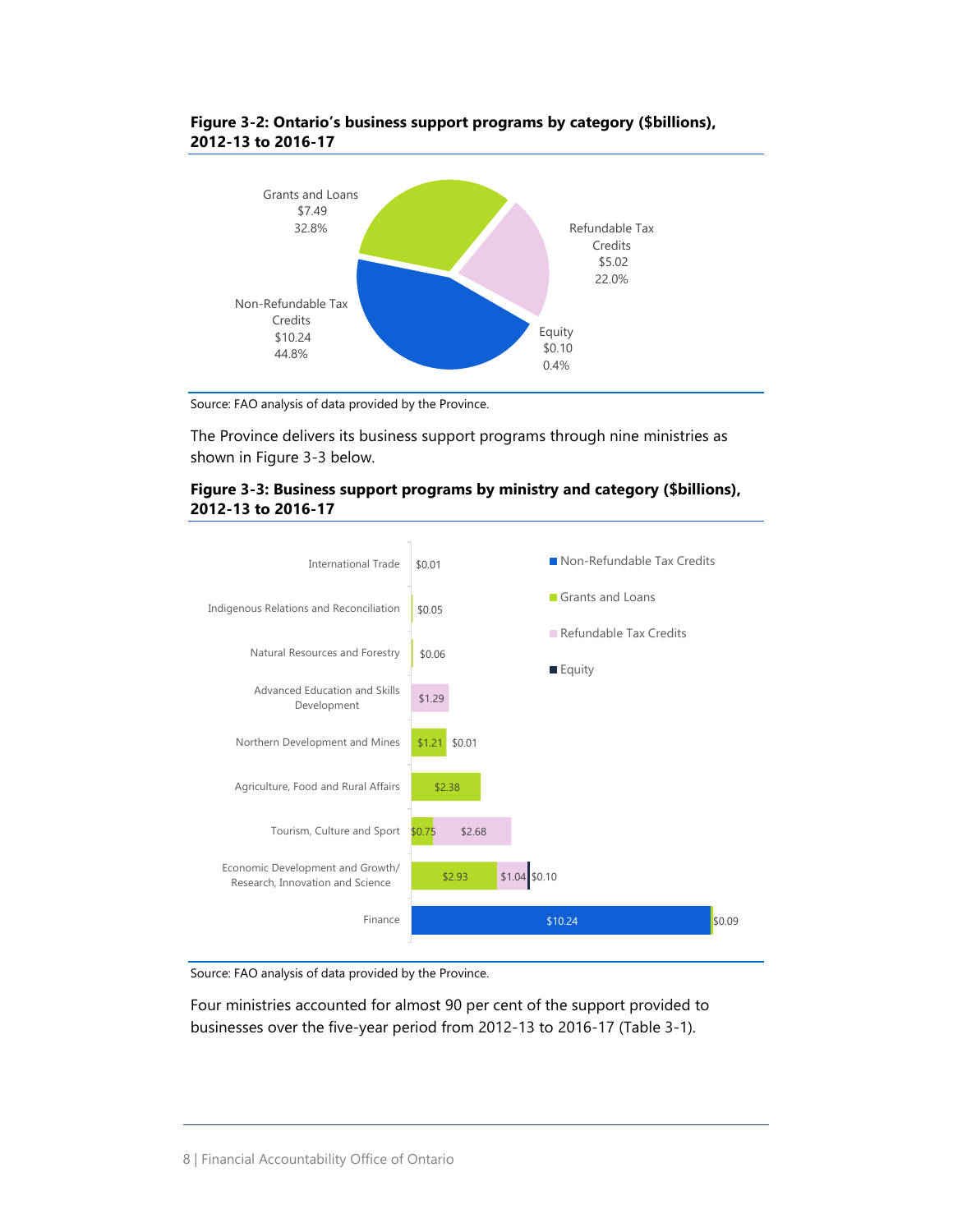**Figure 3-2: Ontario's business support programs by category ($billions), 2012-13 to 2016-17**

Grants and Loans
$7.49
32.8%

Refundable Tax Credits
$5.02
22.0%

Non-Refundable Tax Credits
$10.24
44.8%

Equity
$0.10
0.4%

Source: FAO analysis of data provided by the Province.

The Province delivers its business support programs through nine ministries as shown in Figure 3-3 below.

**Figure 3-3: Business support programs by ministry and category ($billions), 2012-13 to 2016-17**

| Ministry | Non-Refundable Tax Credits | Grants and Loans | Refundable Tax Credits | Equity |
|---|---|---|---|---|
| International Trade | | $0.01 | | |
| Indigenous Relations and Reconciliation | | $0.05 | | |
| Natural Resources and Forestry | | $0.06 | | |
| Advanced Education and Skills Development | | | $1.29 | |
| Northern Development and Mines | | $1.21 | | $0.01 |
| Agriculture, Food and Rural Affairs | | $2.38 | | |
| Tourism, Culture and Sport | | $0.75 | $2.68 | |
| Economic Development and Growth/ Research, Innovation and Science | | $2.93 | $1.04 | $0.10 |
| Finance | $10.24 | $0.09 | | |

Source: FAO analysis of data provided by the Province.

Four ministries accounted for almost 90 per cent of the support provided to businesses over the five-year period from 2012-13 to 2016-17 (Table 3-1).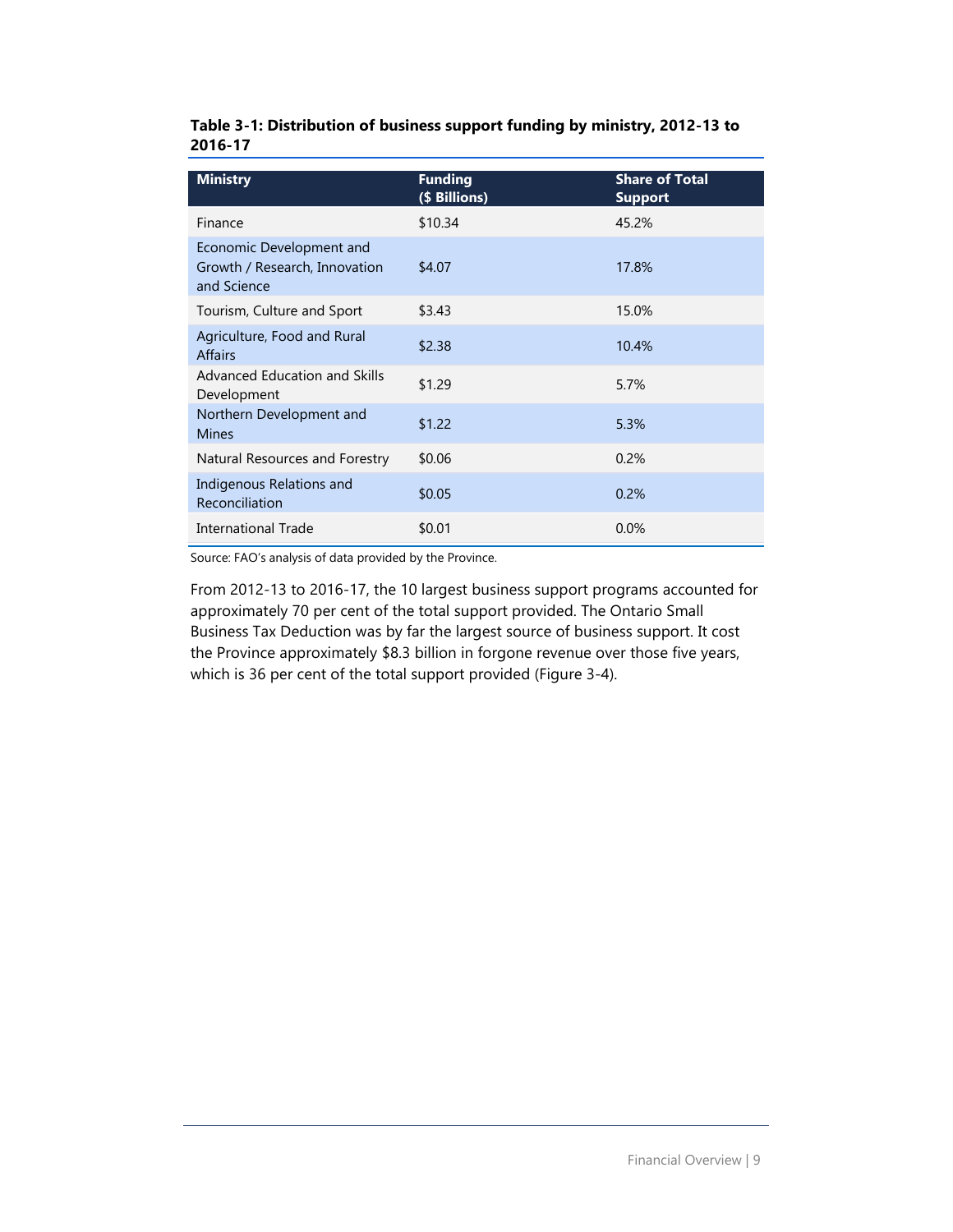**Table 3-1: Distribution of business support funding by ministry, 2012-13 to 2016-17**

| Ministry | Funding ($ Billions) | Share of Total Support |
|---|---|---|
| Finance | $10.34 | 45.2% |
| Economic Development and Growth / Research, Innovation and Science | $4.07 | 17.8% |
| Tourism, Culture and Sport | $3.43 | 15.0% |
| Agriculture, Food and Rural Affairs | $2.38 | 10.4% |
| Advanced Education and Skills Development | $1.29 | 5.7% |
| Northern Development and Mines | $1.22 | 5.3% |
| Natural Resources and Forestry | $0.06 | 0.2% |
| Indigenous Relations and Reconciliation | $0.05 | 0.2% |
| International Trade | $0.01 | 0.0% |

Source: FAO's analysis of data provided by the Province.

From 2012-13 to 2016-17, the 10 largest business support programs accounted for approximately 70 per cent of the total support provided. The Ontario Small Business Tax Deduction was by far the largest source of business support. It cost the Province approximately $8.3 billion in forgone revenue over those five years, which is 36 per cent of the total support provided (Figure 3-4).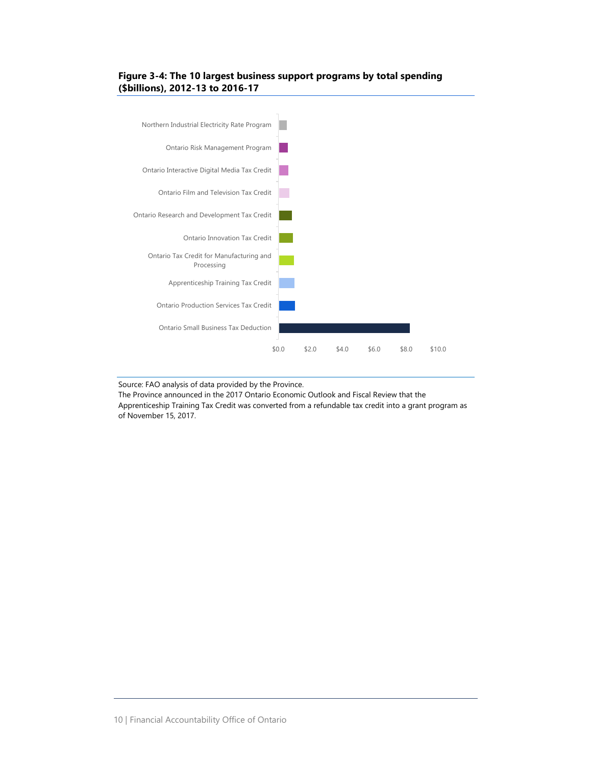**Figure 3-4: The 10 largest business support programs by total spending ($billions), 2012-13 to 2016-17**

Northern Industrial Electricity Rate Program

Ontario Risk Management Program

Ontario Interactive Digital Media Tax Credit

Ontario Film and Television Tax Credit

Ontario Research and Development Tax Credit

Ontario Innovation Tax Credit

Ontario Tax Credit for Manufacturing and Processing

Apprenticeship Training Tax Credit

Ontario Production Services Tax Credit

Ontario Small Business Tax Deduction

$0.0 $2.0 $4.0 $6.0 $8.0 $10.0

Source: FAO analysis of data provided by the Province.

The Province announced in the 2017 Ontario Economic Outlook and Fiscal Review that the Apprenticeship Training Tax Credit was converted from a refundable tax credit into a grant program as of November 15, 2017.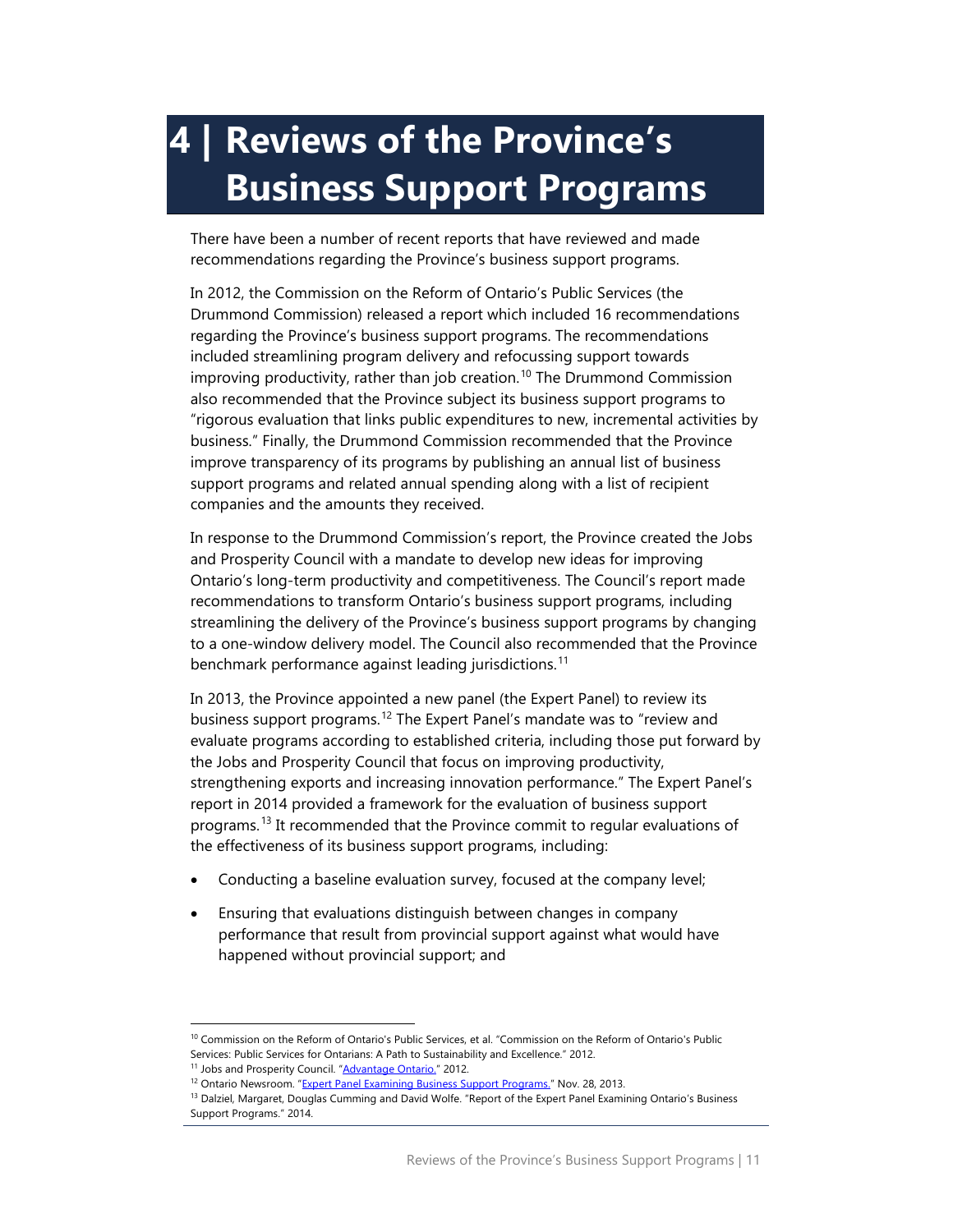# 4 | Reviews of the Province's Business Support Programs

There have been a number of recent reports that have reviewed and made recommendations regarding the Province's business support programs.

In 2012, the Commission on the Reform of Ontario's Public Services (the Drummond Commission) released a report which included 16 recommendations regarding the Province's business support programs. The recommendations included streamlining program delivery and refocussing support towards improving productivity, rather than job creation.[10] The Drummond Commission also recommended that the Province subject its business support programs to "rigorous evaluation that links public expenditures to new, incremental activities by business." Finally, the Drummond Commission recommended that the Province improve transparency of its programs by publishing an annual list of business support programs and related annual spending along with a list of recipient companies and the amounts they received.

In response to the Drummond Commission's report, the Province created the Jobs and Prosperity Council with a mandate to develop new ideas for improving Ontario's long-term productivity and competitiveness. The Council's report made recommendations to transform Ontario's business support programs, including streamlining the delivery of the Province's business support programs by changing to a one-window delivery model. The Council also recommended that the Province benchmark performance against leading jurisdictions.[11]

In 2013, the Province appointed a new panel (the Expert Panel) to review its business support programs.[12] The Expert Panel's mandate was to "review and evaluate programs according to established criteria, including those put forward by the Jobs and Prosperity Council that focus on improving productivity, strengthening exports and increasing innovation performance." The Expert Panel's report in 2014 provided a framework for the evaluation of business support programs.[13] It recommended that the Province commit to regular evaluations of the effectiveness of its business support programs, including:

- Conducting a baseline evaluation survey, focused at the company level;
- Ensuring that evaluations distinguish between changes in company performance that result from provincial support against what would have happened without provincial support; and

---

[10] Commission on the Reform of Ontario's Public Services, et al. "Commission on the Reform of Ontario's Public Services: Public Services for Ontarians: A Path to Sustainability and Excellence." 2012.

[11] Jobs and Prosperity Council. "Advantage Ontario." 2012.

[12] Ontario Newsroom. "Expert Panel Examining Business Support Programs." Nov. 28, 2013.

[13] Dalziel, Margaret, Douglas Cumming and David Wolfe. "Report of the Expert Panel Examining Ontario's Business Support Programs." 2014.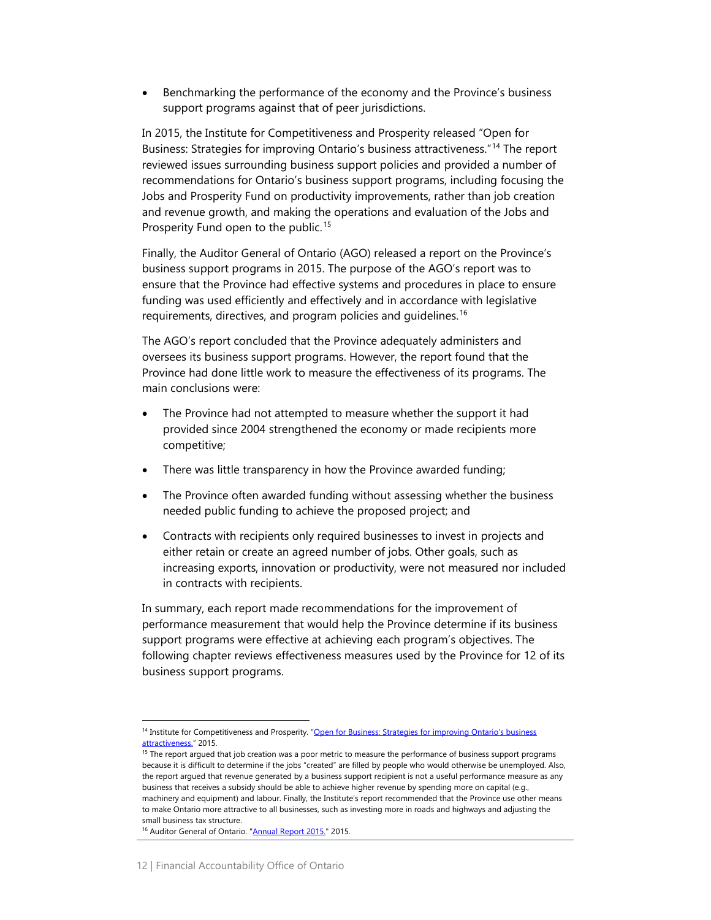- Benchmarking the performance of the economy and the Province's business support programs against that of peer jurisdictions.

In 2015, the Institute for Competitiveness and Prosperity released "Open for Business: Strategies for improving Ontario's business attractiveness."[14] The report reviewed issues surrounding business support policies and provided a number of recommendations for Ontario's business support programs, including focusing the Jobs and Prosperity Fund on productivity improvements, rather than job creation and revenue growth, and making the operations and evaluation of the Jobs and Prosperity Fund open to the public.[15]

Finally, the Auditor General of Ontario (AGO) released a report on the Province's business support programs in 2015. The purpose of the AGO's report was to ensure that the Province had effective systems and procedures in place to ensure funding was used efficiently and effectively and in accordance with legislative requirements, directives, and program policies and guidelines.[16]

The AGO's report concluded that the Province adequately administers and oversees its business support programs. However, the report found that the Province had done little work to measure the effectiveness of its programs. The main conclusions were:

- The Province had not attempted to measure whether the support it had provided since 2004 strengthened the economy or made recipients more competitive;
- There was little transparency in how the Province awarded funding;
- The Province often awarded funding without assessing whether the business needed public funding to achieve the proposed project; and
- Contracts with recipients only required businesses to invest in projects and either retain or create an agreed number of jobs. Other goals, such as increasing exports, innovation or productivity, were not measured nor included in contracts with recipients.

In summary, each report made recommendations for the improvement of performance measurement that would help the Province determine if its business support programs were effective at achieving each program's objectives. The following chapter reviews effectiveness measures used by the Province for 12 of its business support programs.

---

[14] Institute for Competitiveness and Prosperity. "Open for Business: Strategies for improving Ontario's business attractiveness." 2015.

[15] The report argued that job creation was a poor metric to measure the performance of business support programs because it is difficult to determine if the jobs "created" are filled by people who would otherwise be unemployed. Also, the report argued that revenue generated by a business support recipient is not a useful performance measure as any business that receives a subsidy should be able to achieve higher revenue by spending more on capital (e.g., machinery and equipment) and labour. Finally, the Institute's report recommended that the Province use other means to make Ontario more attractive to all businesses, such as investing more in roads and highways and adjusting the small business tax structure.

[16] Auditor General of Ontario. "Annual Report 2015." 2015.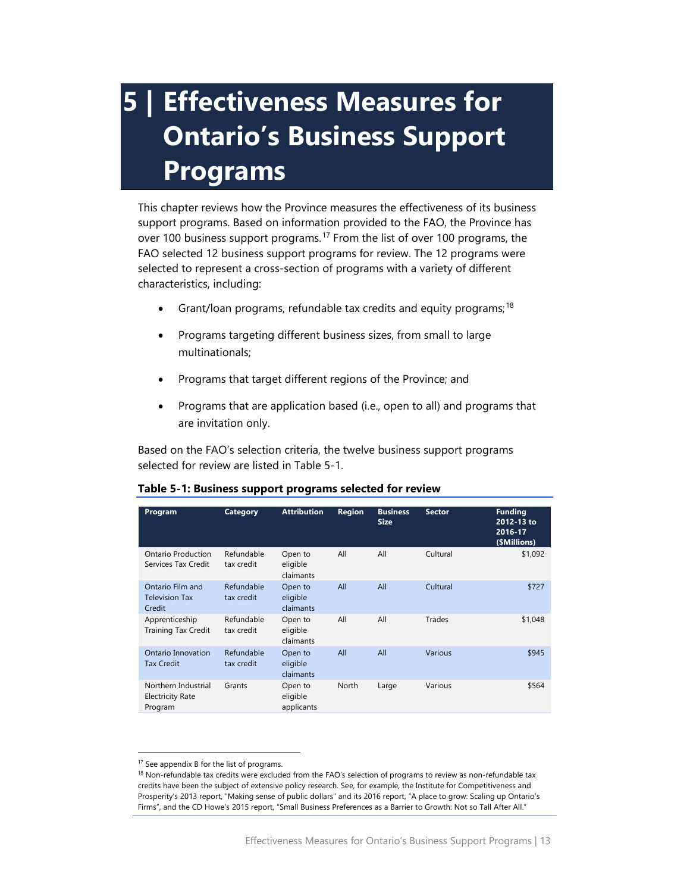# 5 | Effectiveness Measures for Ontario's Business Support Programs

This chapter reviews how the Province measures the effectiveness of its business support programs. Based on information provided to the FAO, the Province has over 100 business support programs.[17] From the list of over 100 programs, the FAO selected 12 business support programs for review. The 12 programs were selected to represent a cross-section of programs with a variety of different characteristics, including:

- Grant/loan programs, refundable tax credits and equity programs;[18]
- Programs targeting different business sizes, from small to large multinationals;
- Programs that target different regions of the Province; and
- Programs that are application based (i.e., open to all) and programs that are invitation only.

Based on the FAO's selection criteria, the twelve business support programs selected for review are listed in Table 5-1.

**Table 5-1: Business support programs selected for review**

| Program | Category | Attribution | Region | Business Size | Sector | Funding 2012-13 to 2016-17 ($Millions) |
|---|---|---|---|---|---|---|
| Ontario Production Services Tax Credit | Refundable tax credit | Open to eligible claimants | All | All | Cultural | $1,092 |
| Ontario Film and Television Tax Credit | Refundable tax credit | Open to eligible claimants | All | All | Cultural | $727 |
| Apprenticeship Training Tax Credit | Refundable tax credit | Open to eligible claimants | All | All | Trades | $1,048 |
| Ontario Innovation Tax Credit | Refundable tax credit | Open to eligible claimants | All | All | Various | $945 |
| Northern Industrial Electricity Rate Program | Grants | Open to eligible applicants | North | Large | Various | $564 |

[17] See appendix B for the list of programs.

[18] Non-refundable tax credits were excluded from the FAO's selection of programs to review as non-refundable tax credits have been the subject of extensive policy research. See, for example, the Institute for Competitiveness and Prosperity's 2013 report, "Making sense of public dollars" and its 2016 report, "A place to grow: Scaling up Ontario's Firms", and the CD Howe's 2015 report, "Small Business Preferences as a Barrier to Growth: Not so Tall After All."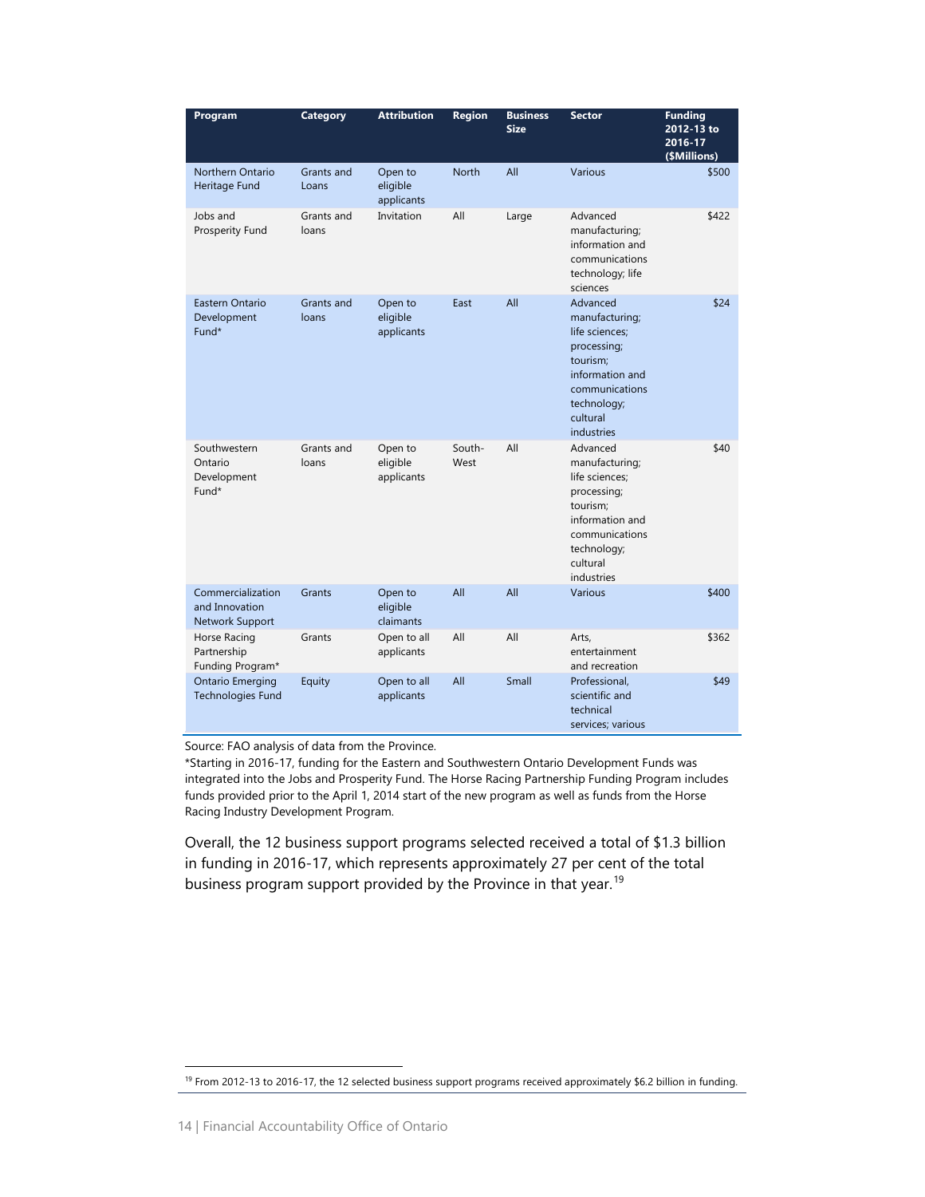| Program | Category | Attribution | Region | Business Size | Sector | Funding 2012-13 to 2016-17 ($Millions) |
|---|---|---|---|---|---|---|
| Northern Ontario Heritage Fund | Grants and Loans | Open to eligible applicants | North | All | Various | $500 |
| Jobs and Prosperity Fund | Grants and loans | Invitation | All | Large | Advanced manufacturing; information and communications technology; life sciences | $422 |
| Eastern Ontario Development Fund* | Grants and loans | Open to eligible applicants | East | All | Advanced manufacturing; life sciences; processing; tourism; information and communications technology; cultural industries | $24 |
| Southwestern Ontario Development Fund* | Grants and loans | Open to eligible applicants | South-West | All | Advanced manufacturing; life sciences; processing; tourism; information and communications technology; cultural industries | $40 |
| Commercialization and Innovation Network Support | Grants | Open to eligible claimants | All | All | Various | $400 |
| Horse Racing Partnership Funding Program* | Grants | Open to all applicants | All | All | Arts, entertainment and recreation | $362 |
| Ontario Emerging Technologies Fund | Equity | Open to all applicants | All | Small | Professional, scientific and technical services; various | $49 |

Source: FAO analysis of data from the Province.

*Starting in 2016-17, funding for the Eastern and Southwestern Ontario Development Funds was integrated into the Jobs and Prosperity Fund. The Horse Racing Partnership Funding Program includes funds provided prior to the April 1, 2014 start of the new program as well as funds from the Horse Racing Industry Development Program.

Overall, the 12 business support programs selected received a total of $1.3 billion in funding in 2016-17, which represents approximately 27 per cent of the total business program support provided by the Province in that year.[19]

[19] From 2012-13 to 2016-17, the 12 selected business support programs received approximately $6.2 billion in funding.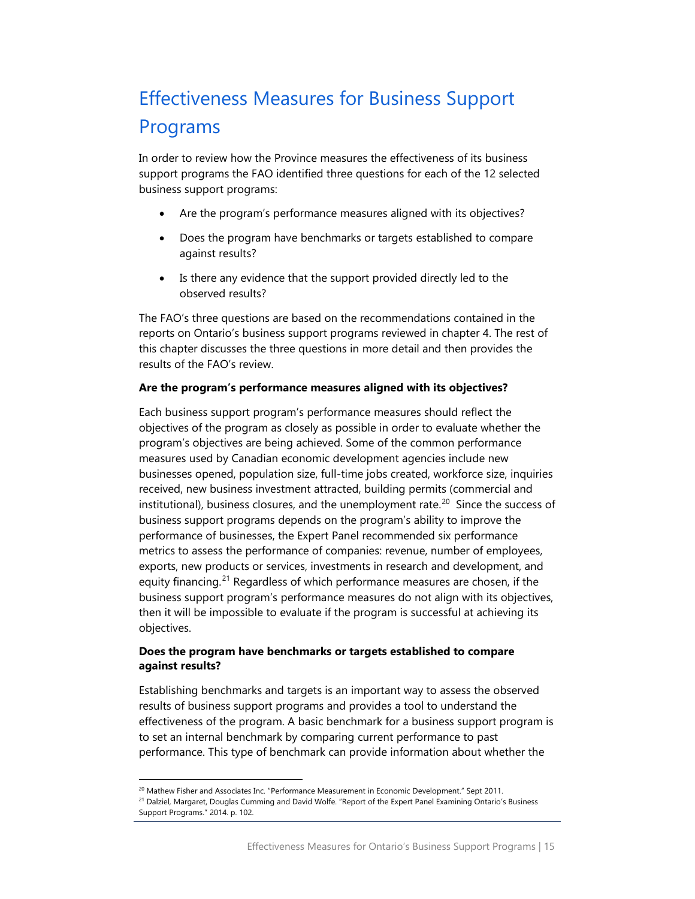# Effectiveness Measures for Business Support Programs

In order to review how the Province measures the effectiveness of its business support programs the FAO identified three questions for each of the 12 selected business support programs:

- Are the program's performance measures aligned with its objectives?
- Does the program have benchmarks or targets established to compare against results?
- Is there any evidence that the support provided directly led to the observed results?

The FAO's three questions are based on the recommendations contained in the reports on Ontario's business support programs reviewed in chapter 4. The rest of this chapter discusses the three questions in more detail and then provides the results of the FAO's review.

**Are the program's performance measures aligned with its objectives?**

Each business support program's performance measures should reflect the objectives of the program as closely as possible in order to evaluate whether the program's objectives are being achieved. Some of the common performance measures used by Canadian economic development agencies include new businesses opened, population size, full-time jobs created, workforce size, inquiries received, new business investment attracted, building permits (commercial and institutional), business closures, and the unemployment rate.[20] Since the success of business support programs depends on the program's ability to improve the performance of businesses, the Expert Panel recommended six performance metrics to assess the performance of companies: revenue, number of employees, exports, new products or services, investments in research and development, and equity financing.[21] Regardless of which performance measures are chosen, if the business support program's performance measures do not align with its objectives, then it will be impossible to evaluate if the program is successful at achieving its objectives.

**Does the program have benchmarks or targets established to compare against results?**

Establishing benchmarks and targets is an important way to assess the observed results of business support programs and provides a tool to understand the effectiveness of the program. A basic benchmark for a business support program is to set an internal benchmark by comparing current performance to past performance. This type of benchmark can provide information about whether the

[20] Mathew Fisher and Associates Inc. "Performance Measurement in Economic Development." Sept 2011.

[21] Dalziel, Margaret, Douglas Cumming and David Wolfe. "Report of the Expert Panel Examining Ontario's Business Support Programs." 2014. p. 102.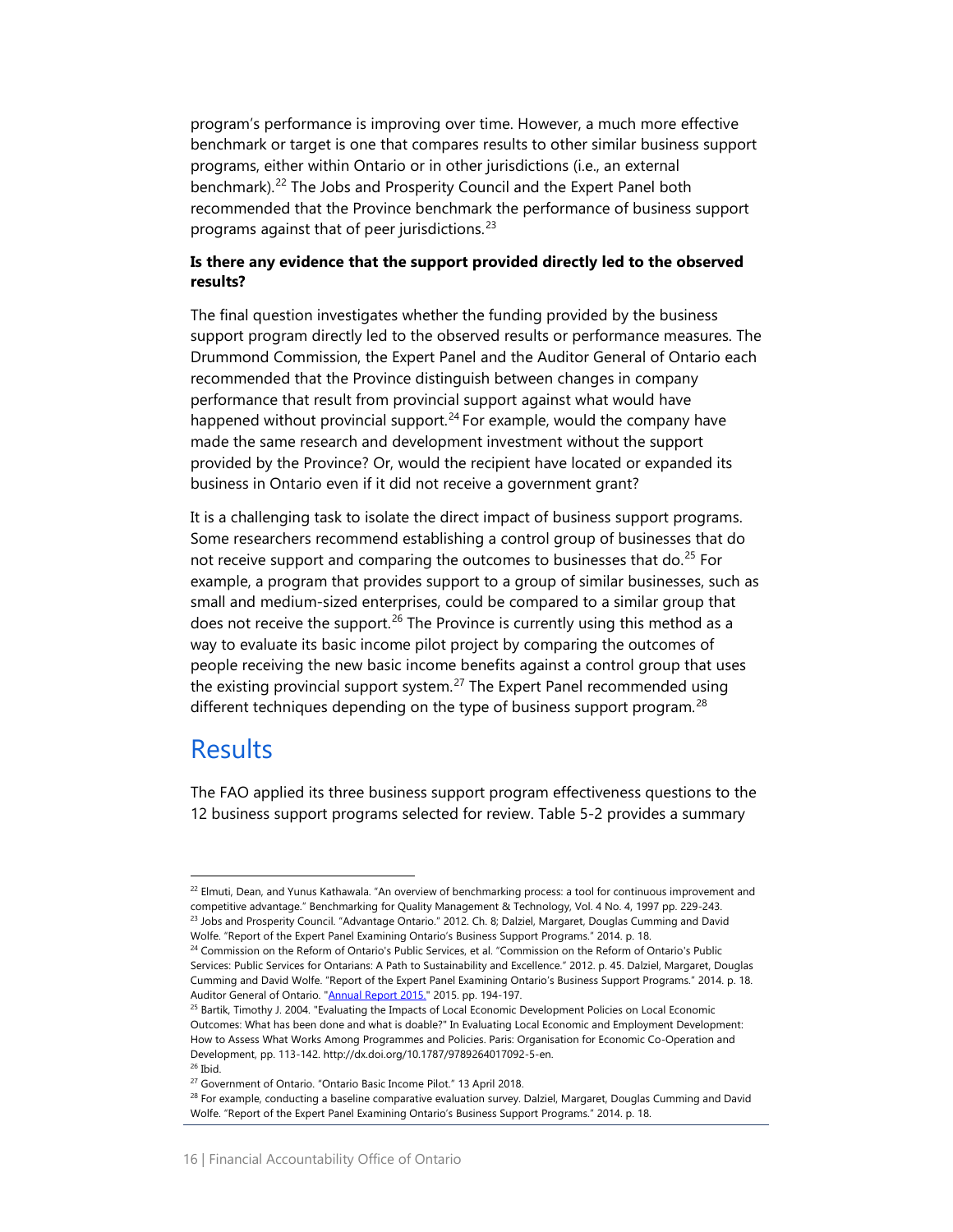program's performance is improving over time. However, a much more effective benchmark or target is one that compares results to other similar business support programs, either within Ontario or in other jurisdictions (i.e., an external benchmark).[22] The Jobs and Prosperity Council and the Expert Panel both recommended that the Province benchmark the performance of business support programs against that of peer jurisdictions.[23]

**Is there any evidence that the support provided directly led to the observed results?**

The final question investigates whether the funding provided by the business support program directly led to the observed results or performance measures. The Drummond Commission, the Expert Panel and the Auditor General of Ontario each recommended that the Province distinguish between changes in company performance that result from provincial support against what would have happened without provincial support.[24] For example, would the company have made the same research and development investment without the support provided by the Province? Or, would the recipient have located or expanded its business in Ontario even if it did not receive a government grant?

It is a challenging task to isolate the direct impact of business support programs. Some researchers recommend establishing a control group of businesses that do not receive support and comparing the outcomes to businesses that do.[25] For example, a program that provides support to a group of similar businesses, such as small and medium-sized enterprises, could be compared to a similar group that does not receive the support.[26] The Province is currently using this method as a way to evaluate its basic income pilot project by comparing the outcomes of people receiving the new basic income benefits against a control group that uses the existing provincial support system.[27] The Expert Panel recommended using different techniques depending on the type of business support program.[28]

## Results

The FAO applied its three business support program effectiveness questions to the 12 business support programs selected for review. Table 5-2 provides a summary

---

[22] Elmuti, Dean, and Yunus Kathawala. "An overview of benchmarking process: a tool for continuous improvement and competitive advantage." Benchmarking for Quality Management & Technology, Vol. 4 No. 4, 1997 pp. 229-243.

[23] Jobs and Prosperity Council. "Advantage Ontario." 2012. Ch. 8; Dalziel, Margaret, Douglas Cumming and David Wolfe. "Report of the Expert Panel Examining Ontario's Business Support Programs." 2014. p. 18.

[24] Commission on the Reform of Ontario's Public Services, et al. "Commission on the Reform of Ontario's Public Services: Public Services for Ontarians: A Path to Sustainability and Excellence." 2012. p. 45. Dalziel, Margaret, Douglas Cumming and David Wolfe. "Report of the Expert Panel Examining Ontario's Business Support Programs." 2014. p. 18. Auditor General of Ontario. "Annual Report 2015." 2015. pp. 194-197.

[25] Bartik, Timothy J. 2004. "Evaluating the Impacts of Local Economic Development Policies on Local Economic Outcomes: What has been done and what is doable?" In Evaluating Local Economic and Employment Development: How to Assess What Works Among Programmes and Policies. Paris: Organisation for Economic Co-Operation and Development, pp. 113-142. http://dx.doi.org/10.1787/9789264017092-5-en.

[26] Ibid.

[27] Government of Ontario. "Ontario Basic Income Pilot." 13 April 2018.

[28] For example, conducting a baseline comparative evaluation survey. Dalziel, Margaret, Douglas Cumming and David Wolfe. "Report of the Expert Panel Examining Ontario's Business Support Programs." 2014. p. 18.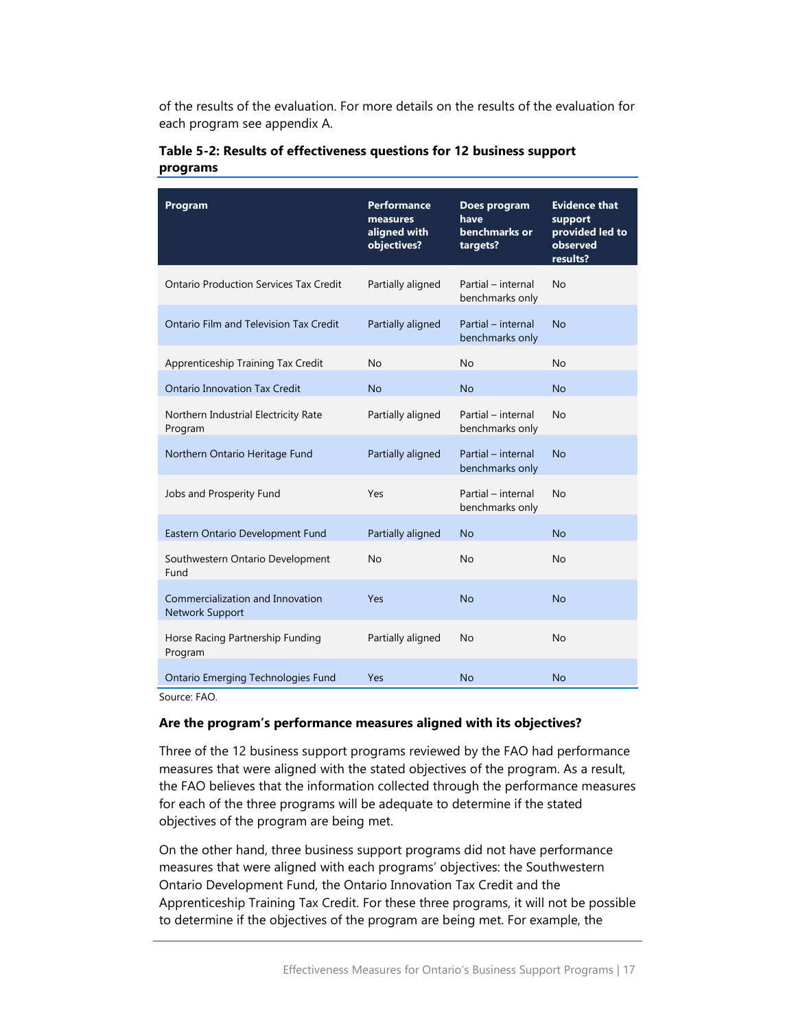of the results of the evaluation. For more details on the results of the evaluation for each program see appendix A.

**Table 5-2: Results of effectiveness questions for 12 business support programs**

| Program | Performance measures aligned with objectives? | Does program have benchmarks or targets? | Evidence that support provided led to observed results? |
|---|---|---|---|
| Ontario Production Services Tax Credit | Partially aligned | Partial – internal benchmarks only | No |
| Ontario Film and Television Tax Credit | Partially aligned | Partial – internal benchmarks only | No |
| Apprenticeship Training Tax Credit | No | No | No |
| Ontario Innovation Tax Credit | No | No | No |
| Northern Industrial Electricity Rate Program | Partially aligned | Partial – internal benchmarks only | No |
| Northern Ontario Heritage Fund | Partially aligned | Partial – internal benchmarks only | No |
| Jobs and Prosperity Fund | Yes | Partial – internal benchmarks only | No |
| Eastern Ontario Development Fund | Partially aligned | No | No |
| Southwestern Ontario Development Fund | No | No | No |
| Commercialization and Innovation Network Support | Yes | No | No |
| Horse Racing Partnership Funding Program | Partially aligned | No | No |
| Ontario Emerging Technologies Fund | Yes | No | No |

Source: FAO.

**Are the program's performance measures aligned with its objectives?**

Three of the 12 business support programs reviewed by the FAO had performance measures that were aligned with the stated objectives of the program. As a result, the FAO believes that the information collected through the performance measures for each of the three programs will be adequate to determine if the stated objectives of the program are being met.

On the other hand, three business support programs did not have performance measures that were aligned with each programs' objectives: the Southwestern Ontario Development Fund, the Ontario Innovation Tax Credit and the Apprenticeship Training Tax Credit. For these three programs, it will not be possible to determine if the objectives of the program are being met. For example, the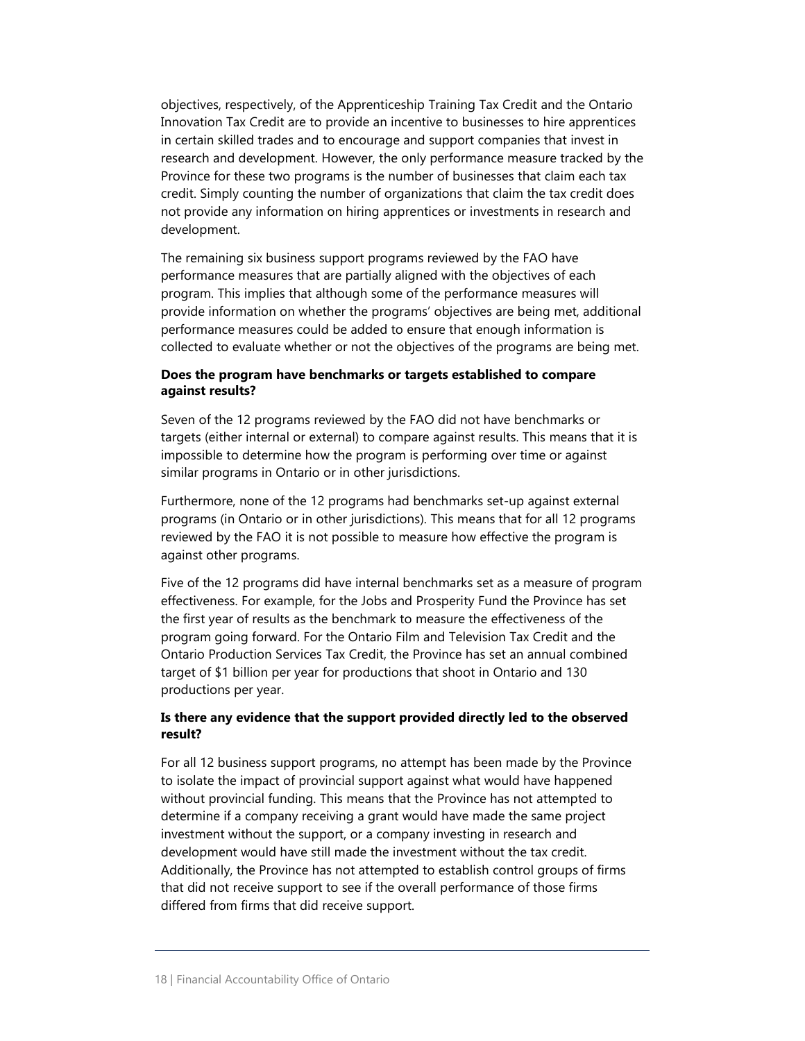objectives, respectively, of the Apprenticeship Training Tax Credit and the Ontario Innovation Tax Credit are to provide an incentive to businesses to hire apprentices in certain skilled trades and to encourage and support companies that invest in research and development. However, the only performance measure tracked by the Province for these two programs is the number of businesses that claim each tax credit. Simply counting the number of organizations that claim the tax credit does not provide any information on hiring apprentices or investments in research and development.

The remaining six business support programs reviewed by the FAO have performance measures that are partially aligned with the objectives of each program. This implies that although some of the performance measures will provide information on whether the programs' objectives are being met, additional performance measures could be added to ensure that enough information is collected to evaluate whether or not the objectives of the programs are being met.

**Does the program have benchmarks or targets established to compare against results?**

Seven of the 12 programs reviewed by the FAO did not have benchmarks or targets (either internal or external) to compare against results. This means that it is impossible to determine how the program is performing over time or against similar programs in Ontario or in other jurisdictions.

Furthermore, none of the 12 programs had benchmarks set-up against external programs (in Ontario or in other jurisdictions). This means that for all 12 programs reviewed by the FAO it is not possible to measure how effective the program is against other programs.

Five of the 12 programs did have internal benchmarks set as a measure of program effectiveness. For example, for the Jobs and Prosperity Fund the Province has set the first year of results as the benchmark to measure the effectiveness of the program going forward. For the Ontario Film and Television Tax Credit and the Ontario Production Services Tax Credit, the Province has set an annual combined target of $1 billion per year for productions that shoot in Ontario and 130 productions per year.

**Is there any evidence that the support provided directly led to the observed result?**

For all 12 business support programs, no attempt has been made by the Province to isolate the impact of provincial support against what would have happened without provincial funding. This means that the Province has not attempted to determine if a company receiving a grant would have made the same project investment without the support, or a company investing in research and development would have still made the investment without the tax credit. Additionally, the Province has not attempted to establish control groups of firms that did not receive support to see if the overall performance of those firms differed from firms that did receive support.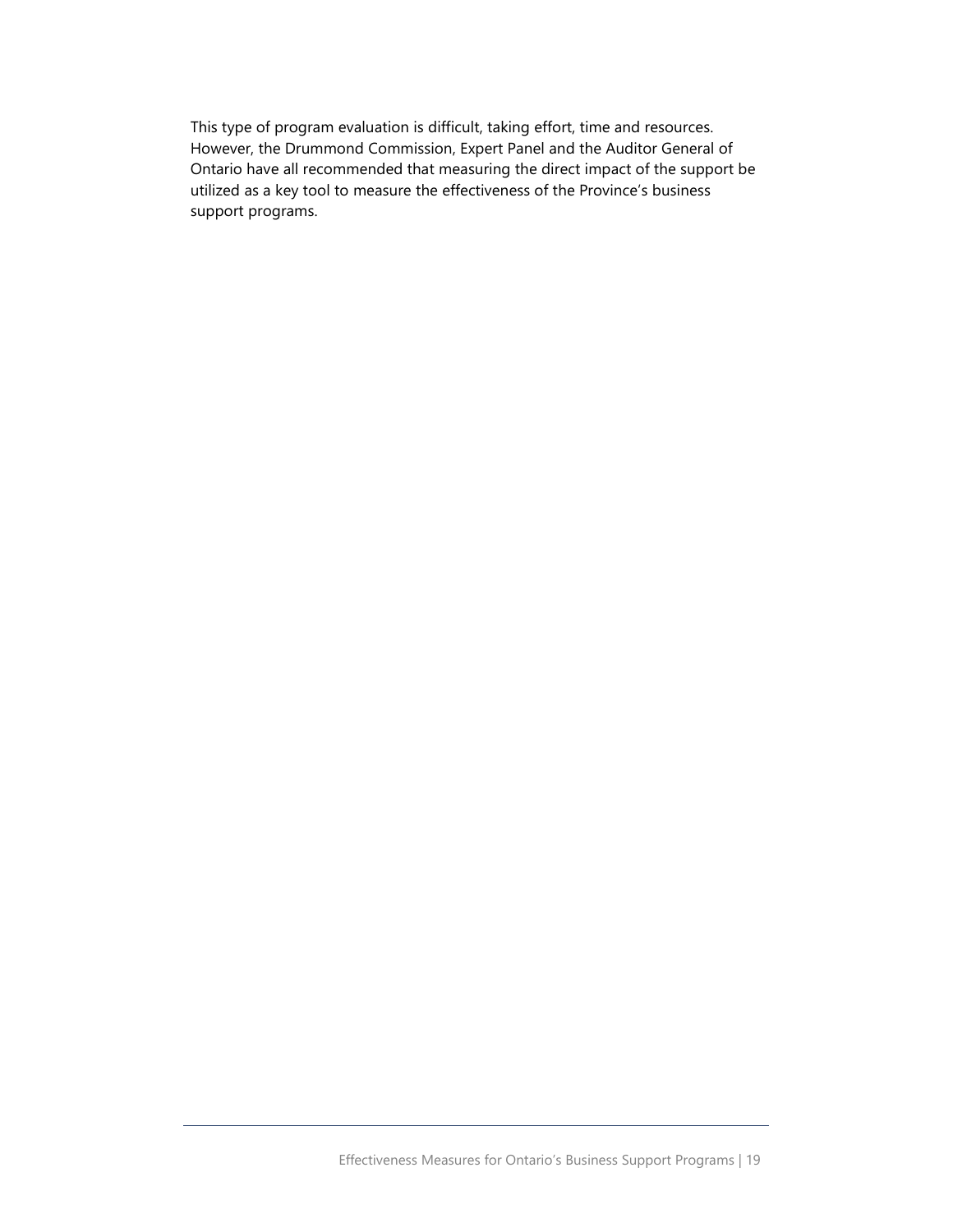This type of program evaluation is difficult, taking effort, time and resources. However, the Drummond Commission, Expert Panel and the Auditor General of Ontario have all recommended that measuring the direct impact of the support be utilized as a key tool to measure the effectiveness of the Province's business support programs.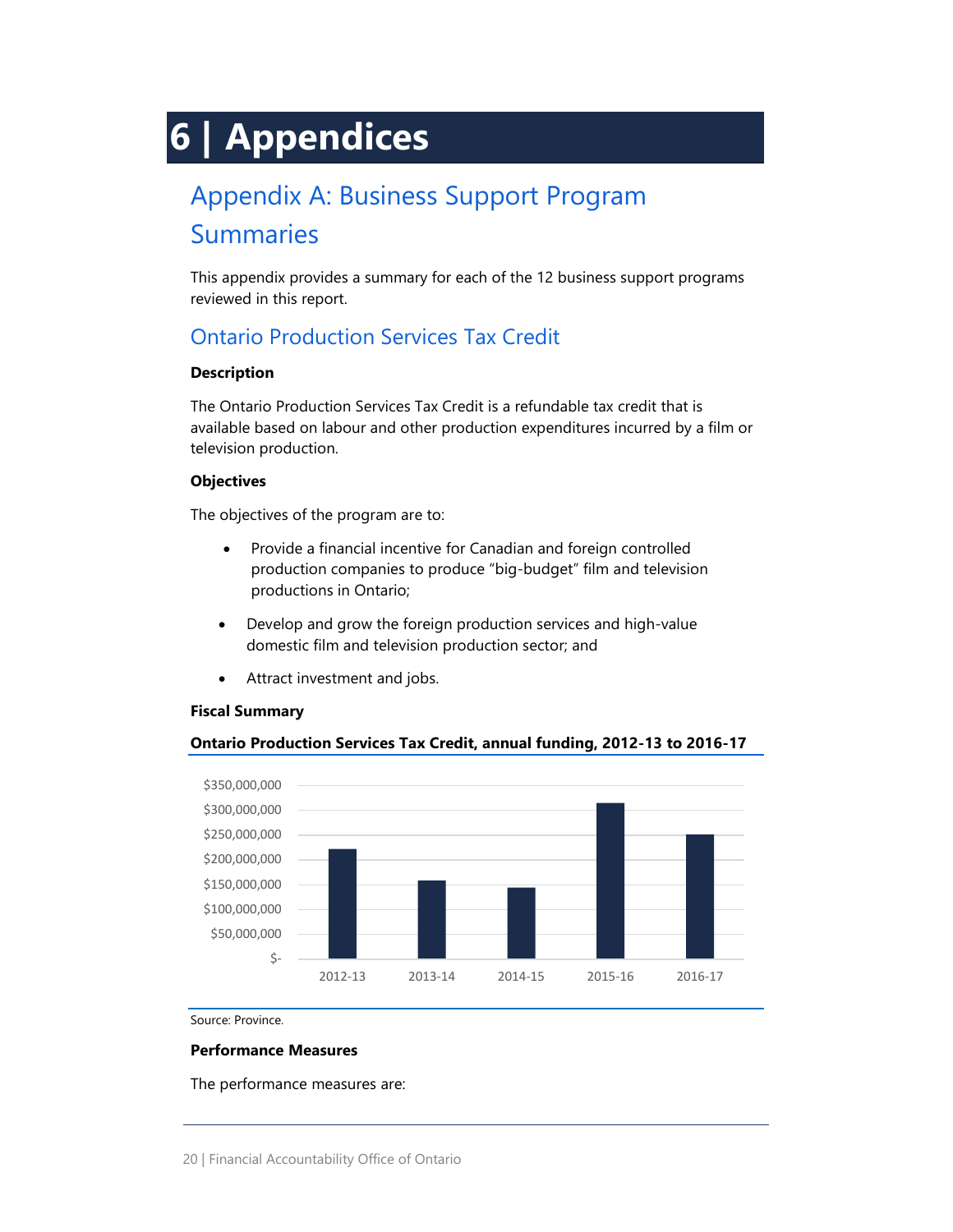# 6 | Appendices

## Appendix A: Business Support Program Summaries

This appendix provides a summary for each of the 12 business support programs reviewed in this report.

### Ontario Production Services Tax Credit

**Description**

The Ontario Production Services Tax Credit is a refundable tax credit that is available based on labour and other production expenditures incurred by a film or television production.

**Objectives**

The objectives of the program are to:

- Provide a financial incentive for Canadian and foreign controlled production companies to produce "big-budget" film and television productions in Ontario;
- Develop and grow the foreign production services and high-value domestic film and television production sector; and
- Attract investment and jobs.

**Fiscal Summary**

**Ontario Production Services Tax Credit, annual funding, 2012-13 to 2016-17**

Source: Province.

**Performance Measures**

The performance measures are: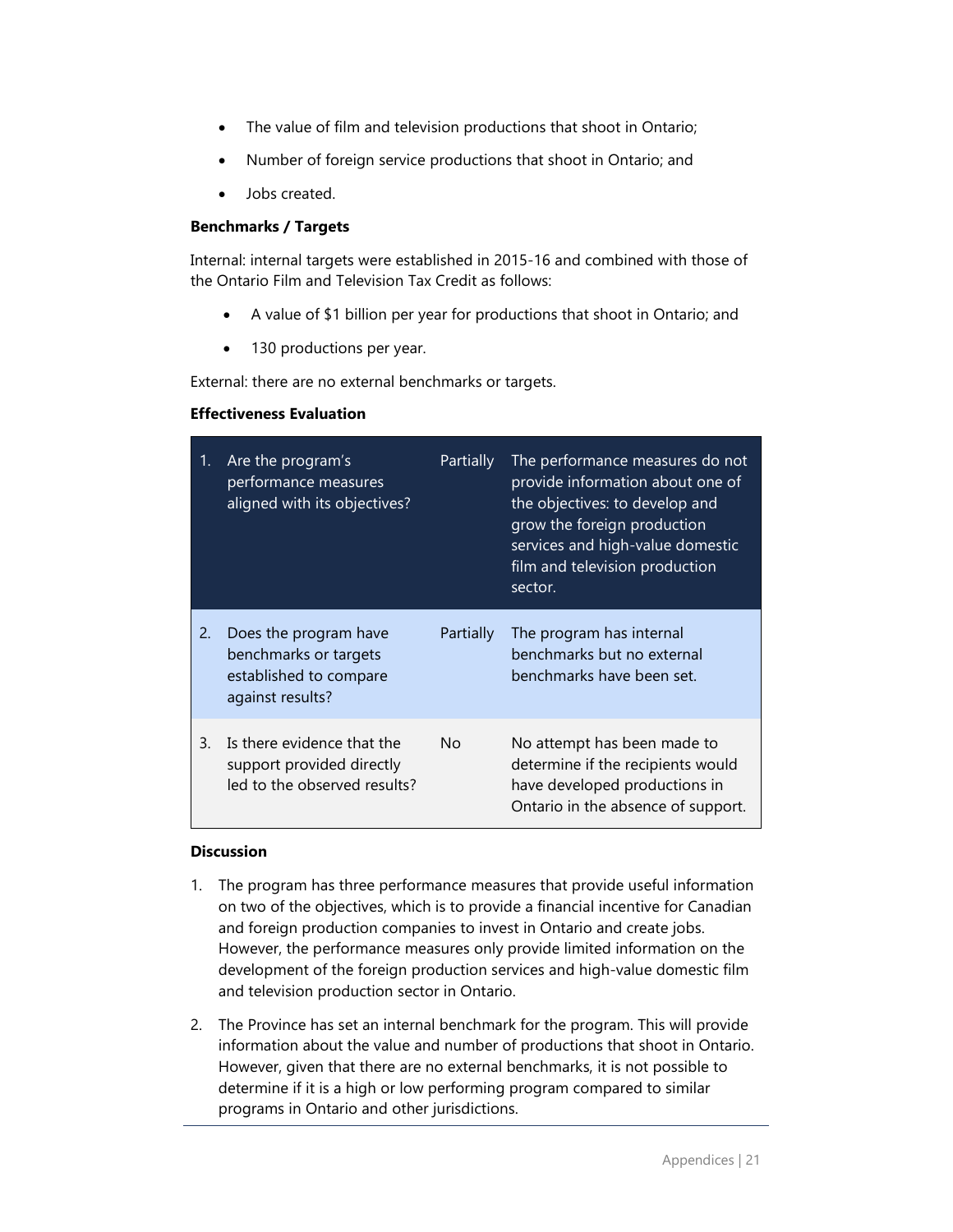- The value of film and television productions that shoot in Ontario;
- Number of foreign service productions that shoot in Ontario; and
- Jobs created.

**Benchmarks / Targets**

Internal: internal targets were established in 2015-16 and combined with those of the Ontario Film and Television Tax Credit as follows:

- A value of $1 billion per year for productions that shoot in Ontario; and
- 130 productions per year.

External: there are no external benchmarks or targets.

**Effectiveness Evaluation**

| | | | |
|---|---|---|---|
| 1. | Are the program's performance measures aligned with its objectives? | Partially | The performance measures do not provide information about one of the objectives: to develop and grow the foreign production services and high-value domestic film and television production sector. |
| 2. | Does the program have benchmarks or targets established to compare against results? | Partially | The program has internal benchmarks but no external benchmarks have been set. |
| 3. | Is there evidence that the support provided directly led to the observed results? | No | No attempt has been made to determine if the recipients would have developed productions in Ontario in the absence of support. |

**Discussion**

1. The program has three performance measures that provide useful information on two of the objectives, which is to provide a financial incentive for Canadian and foreign production companies to invest in Ontario and create jobs. However, the performance measures only provide limited information on the development of the foreign production services and high-value domestic film and television production sector in Ontario.

2. The Province has set an internal benchmark for the program. This will provide information about the value and number of productions that shoot in Ontario. However, given that there are no external benchmarks, it is not possible to determine if it is a high or low performing program compared to similar programs in Ontario and other jurisdictions.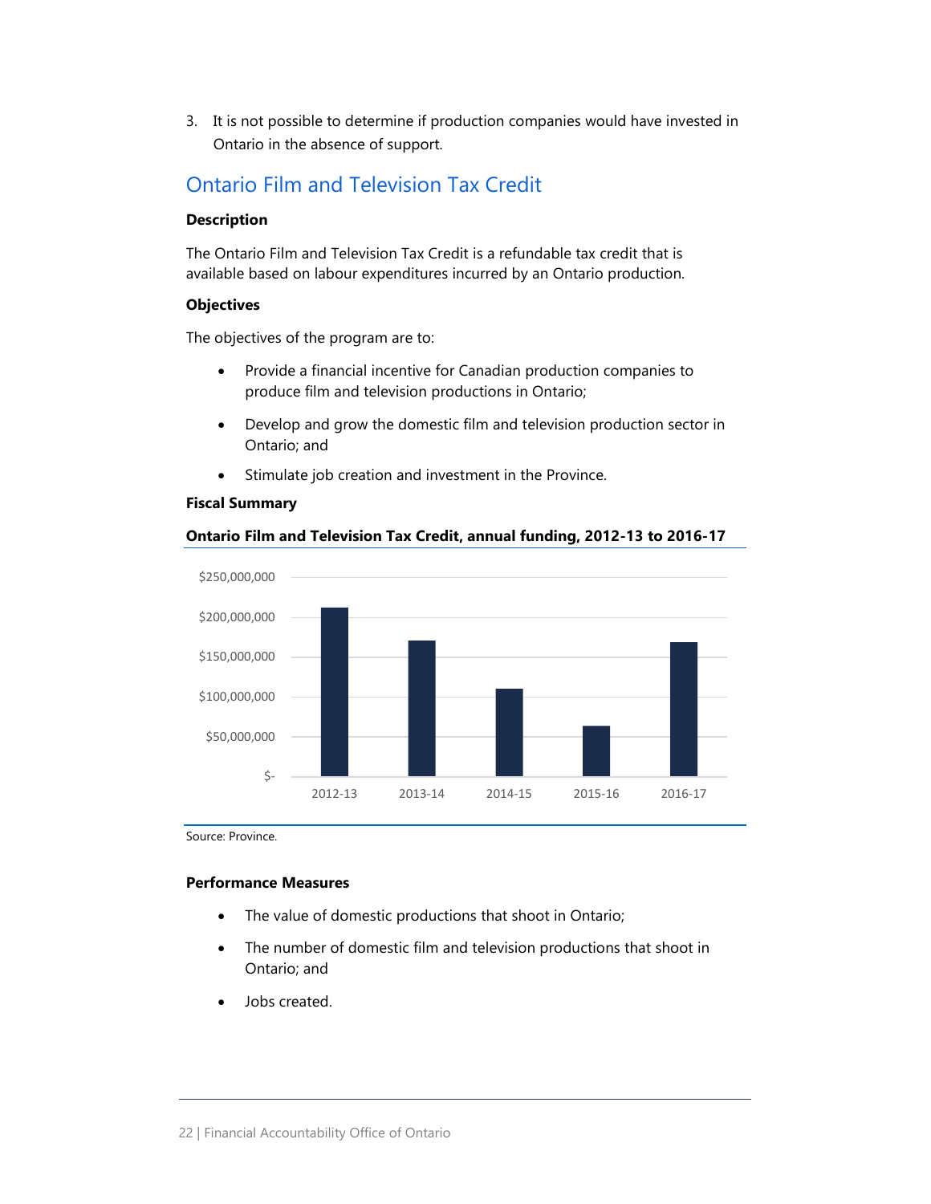3. It is not possible to determine if production companies would have invested in Ontario in the absence of support.

## Ontario Film and Television Tax Credit

**Description**

The Ontario Film and Television Tax Credit is a refundable tax credit that is available based on labour expenditures incurred by an Ontario production.

**Objectives**

The objectives of the program are to:

- Provide a financial incentive for Canadian production companies to produce film and television productions in Ontario;
- Develop and grow the domestic film and television production sector in Ontario; and
- Stimulate job creation and investment in the Province.

**Fiscal Summary**

**Ontario Film and Television Tax Credit, annual funding, 2012-13 to 2016-17**

Source: Province.

**Performance Measures**

- The value of domestic productions that shoot in Ontario;
- The number of domestic film and television productions that shoot in Ontario; and
- Jobs created.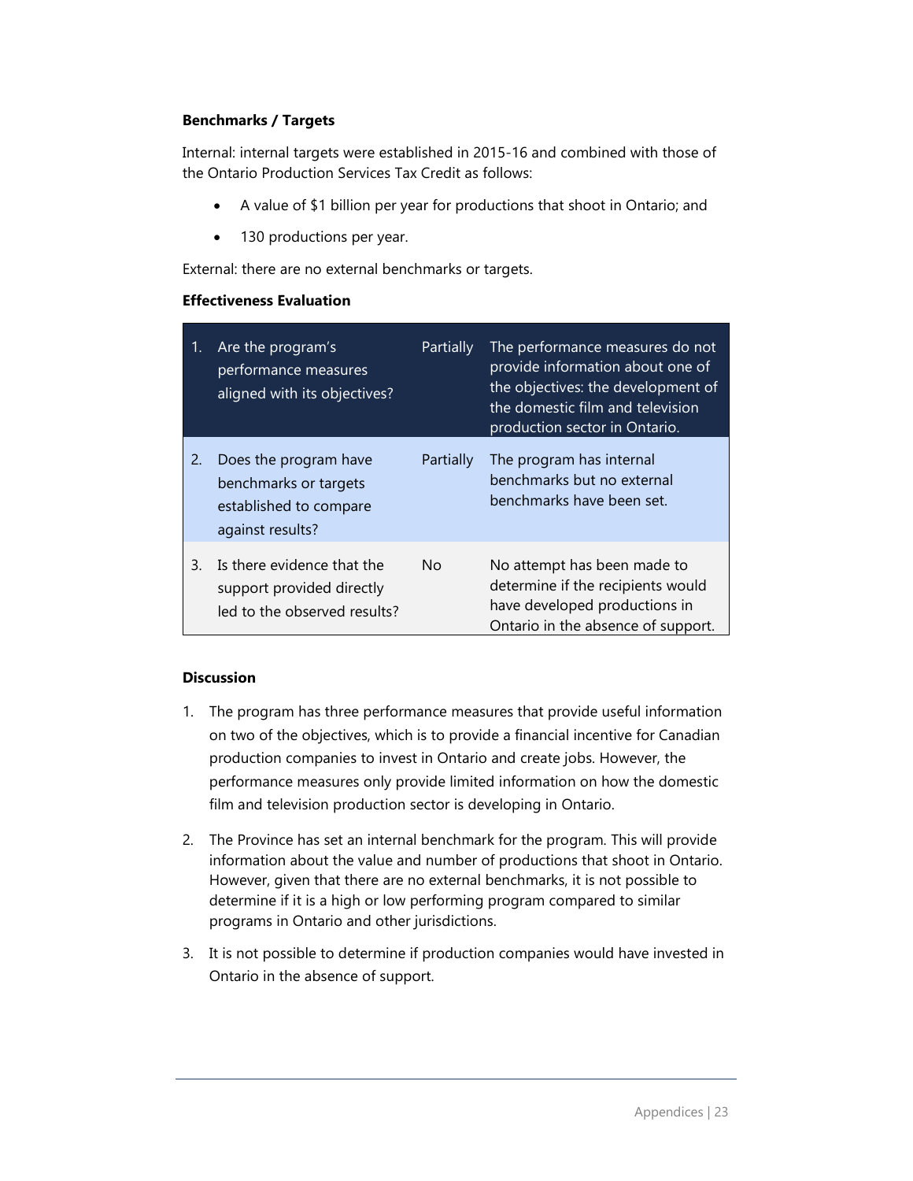**Benchmarks / Targets**

Internal: internal targets were established in 2015-16 and combined with those of the Ontario Production Services Tax Credit as follows:

- A value of $1 billion per year for productions that shoot in Ontario; and
- 130 productions per year.

External: there are no external benchmarks or targets.

**Effectiveness Evaluation**

| | | | |
|---|---|---|---|
| 1. | Are the program's performance measures aligned with its objectives? | Partially | The performance measures do not provide information about one of the objectives: the development of the domestic film and television production sector in Ontario. |
| 2. | Does the program have benchmarks or targets established to compare against results? | Partially | The program has internal benchmarks but no external benchmarks have been set. |
| 3. | Is there evidence that the support provided directly led to the observed results? | No | No attempt has been made to determine if the recipients would have developed productions in Ontario in the absence of support. |

**Discussion**

1. The program has three performance measures that provide useful information on two of the objectives, which is to provide a financial incentive for Canadian production companies to invest in Ontario and create jobs. However, the performance measures only provide limited information on how the domestic film and television production sector is developing in Ontario.
2. The Province has set an internal benchmark for the program. This will provide information about the value and number of productions that shoot in Ontario. However, given that there are no external benchmarks, it is not possible to determine if it is a high or low performing program compared to similar programs in Ontario and other jurisdictions.
3. It is not possible to determine if production companies would have invested in Ontario in the absence of support.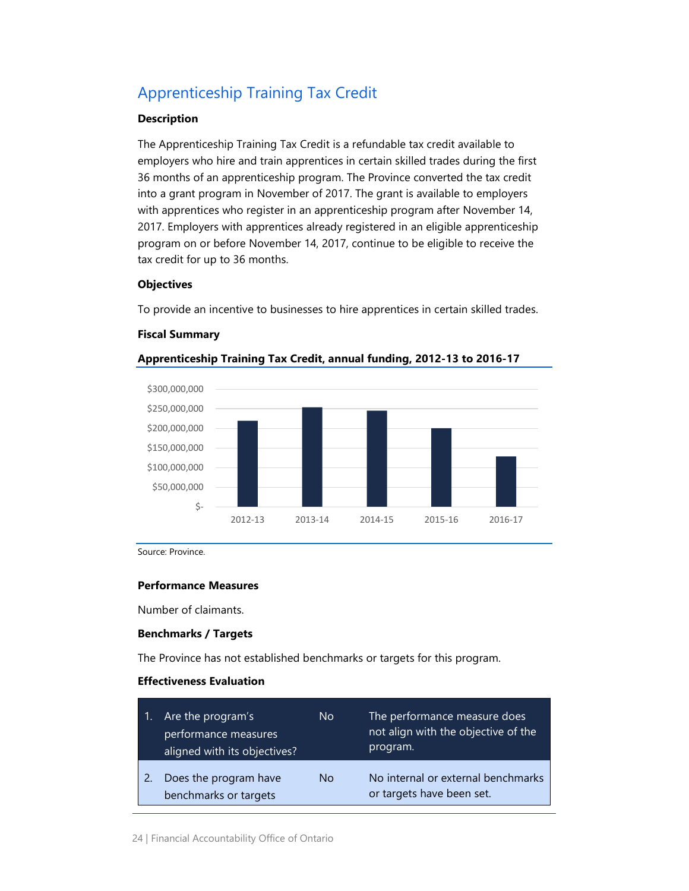## Apprenticeship Training Tax Credit

**Description**

The Apprenticeship Training Tax Credit is a refundable tax credit available to employers who hire and train apprentices in certain skilled trades during the first 36 months of an apprenticeship program. The Province converted the tax credit into a grant program in November of 2017. The grant is available to employers with apprentices who register in an apprenticeship program after November 14, 2017. Employers with apprentices already registered in an eligible apprenticeship program on or before November 14, 2017, continue to be eligible to receive the tax credit for up to 36 months.

**Objectives**

To provide an incentive to businesses to hire apprentices in certain skilled trades.

**Fiscal Summary**

**Apprenticeship Training Tax Credit, annual funding, 2012-13 to 2016-17**

Source: Province.

**Performance Measures**

Number of claimants.

**Benchmarks / Targets**

The Province has not established benchmarks or targets for this program.

**Effectiveness Evaluation**

| | | | |
|---|---|---|---|
| 1. | Are the program's performance measures aligned with its objectives? | No | The performance measure does not align with the objective of the program. |
| 2. | Does the program have benchmarks or targets | No | No internal or external benchmarks or targets have been set. |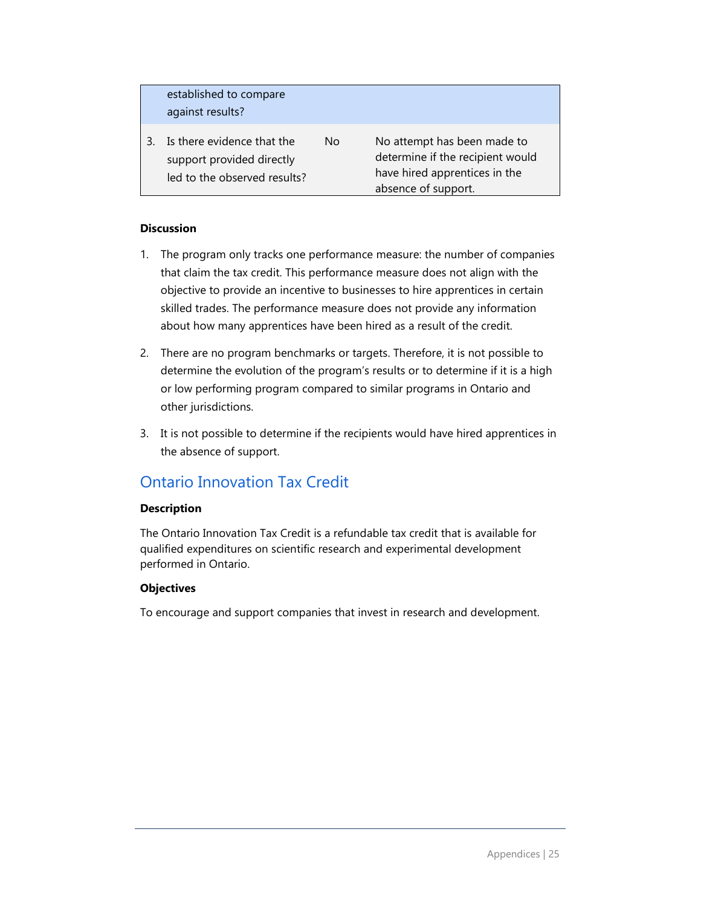| | | | |
|---|---|---|---|
| | established to compare against results? | | |
| 3. | Is there evidence that the support provided directly led to the observed results? | No | No attempt has been made to determine if the recipient would have hired apprentices in the absence of support. |

**Discussion**

1. The program only tracks one performance measure: the number of companies that claim the tax credit. This performance measure does not align with the objective to provide an incentive to businesses to hire apprentices in certain skilled trades. The performance measure does not provide any information about how many apprentices have been hired as a result of the credit.
2. There are no program benchmarks or targets. Therefore, it is not possible to determine the evolution of the program's results or to determine if it is a high or low performing program compared to similar programs in Ontario and other jurisdictions.
3. It is not possible to determine if the recipients would have hired apprentices in the absence of support.

## Ontario Innovation Tax Credit

**Description**

The Ontario Innovation Tax Credit is a refundable tax credit that is available for qualified expenditures on scientific research and experimental development performed in Ontario.

**Objectives**

To encourage and support companies that invest in research and development.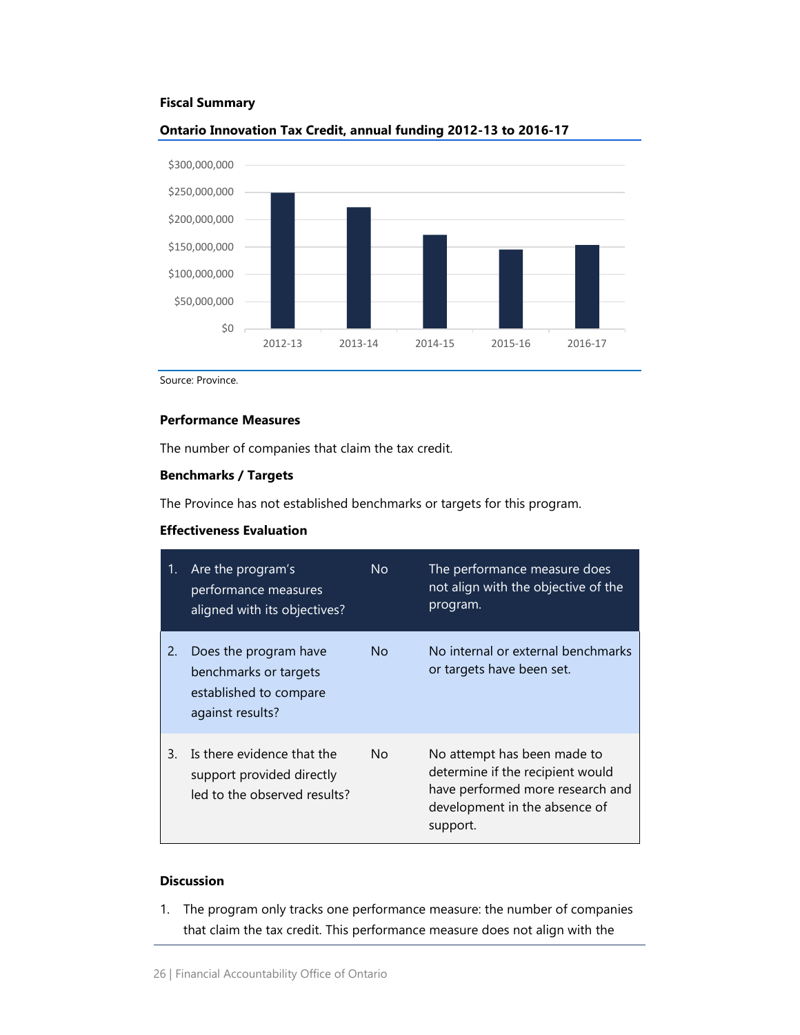**Fiscal Summary**

**Ontario Innovation Tax Credit, annual funding 2012-13 to 2016-17**

Source: Province.

**Performance Measures**

The number of companies that claim the tax credit.

**Benchmarks / Targets**

The Province has not established benchmarks or targets for this program.

**Effectiveness Evaluation**

| | | | |
|---|---|---|---|
| 1. | Are the program's performance measures aligned with its objectives? | No | The performance measure does not align with the objective of the program. |
| 2. | Does the program have benchmarks or targets established to compare against results? | No | No internal or external benchmarks or targets have been set. |
| 3. | Is there evidence that the support provided directly led to the observed results? | No | No attempt has been made to determine if the recipient would have performed more research and development in the absence of support. |

**Discussion**

1. The program only tracks one performance measure: the number of companies that claim the tax credit. This performance measure does not align with the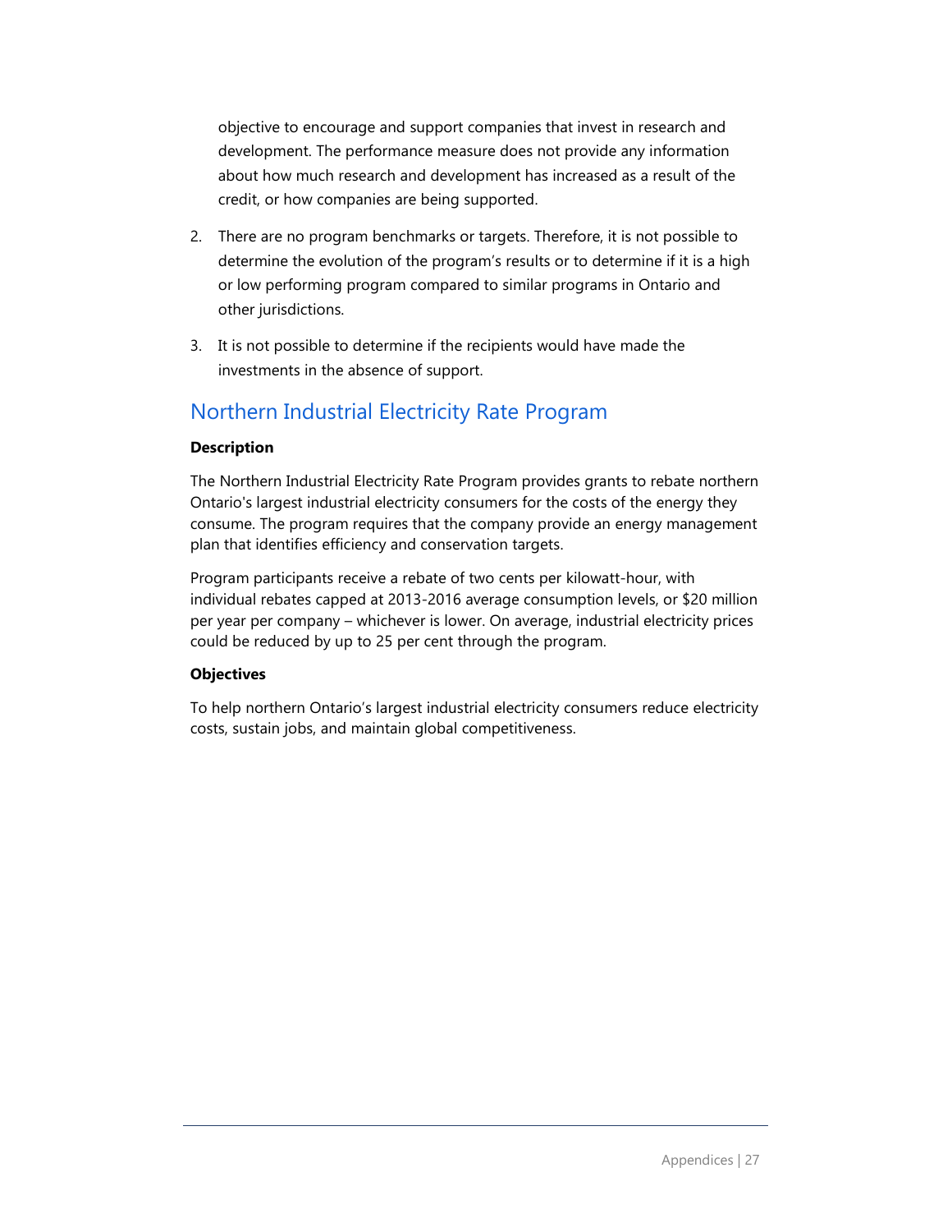objective to encourage and support companies that invest in research and development. The performance measure does not provide any information about how much research and development has increased as a result of the credit, or how companies are being supported.

2. There are no program benchmarks or targets. Therefore, it is not possible to determine the evolution of the program's results or to determine if it is a high or low performing program compared to similar programs in Ontario and other jurisdictions.
3. It is not possible to determine if the recipients would have made the investments in the absence of support.

## Northern Industrial Electricity Rate Program

**Description**

The Northern Industrial Electricity Rate Program provides grants to rebate northern Ontario's largest industrial electricity consumers for the costs of the energy they consume. The program requires that the company provide an energy management plan that identifies efficiency and conservation targets.

Program participants receive a rebate of two cents per kilowatt-hour, with individual rebates capped at 2013-2016 average consumption levels, or $20 million per year per company – whichever is lower. On average, industrial electricity prices could be reduced by up to 25 per cent through the program.

**Objectives**

To help northern Ontario's largest industrial electricity consumers reduce electricity costs, sustain jobs, and maintain global competitiveness.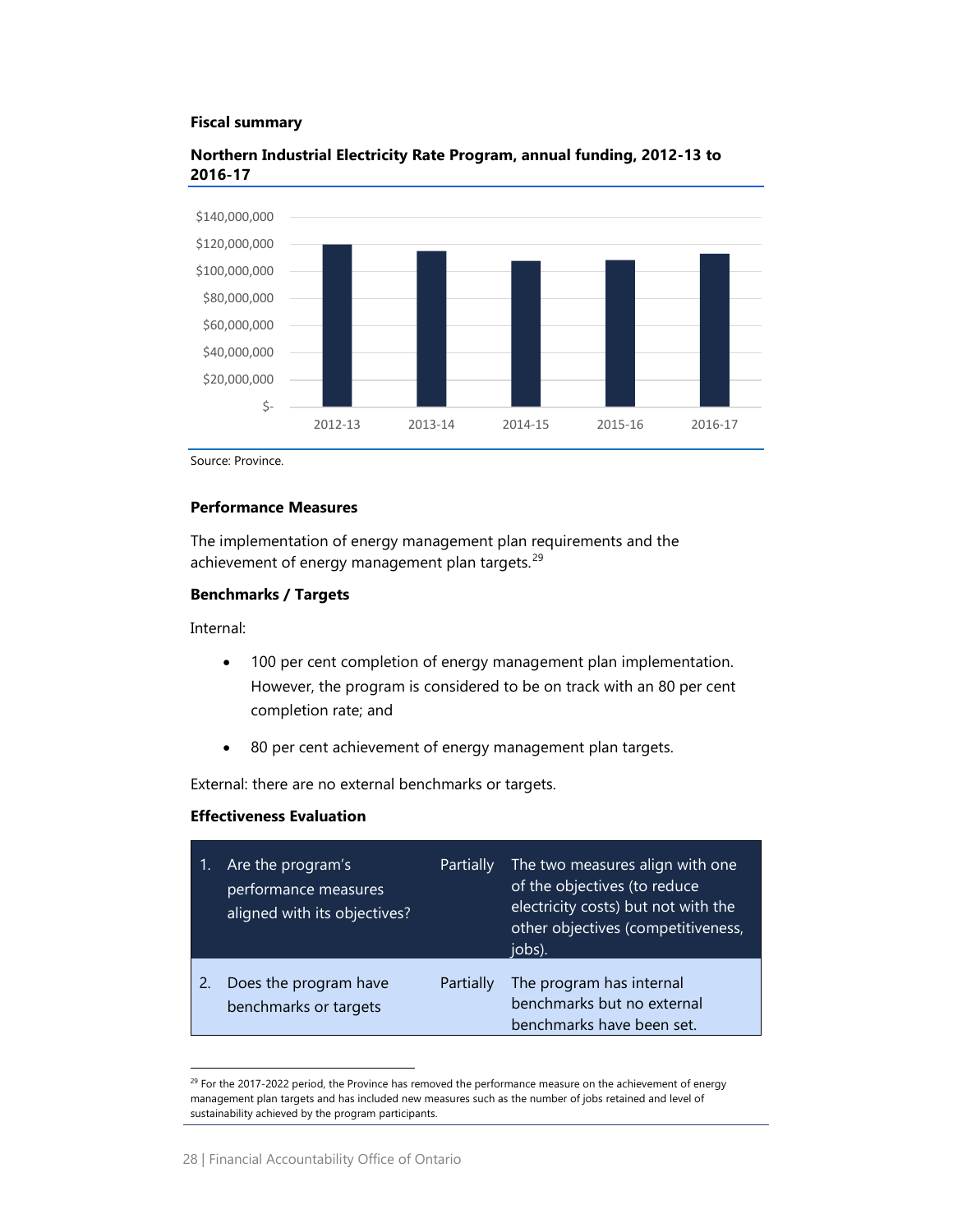**Fiscal summary**

**Northern Industrial Electricity Rate Program, annual funding, 2012-13 to 2016-17**

Source: Province.

**Performance Measures**

The implementation of energy management plan requirements and the achievement of energy management plan targets.[29]

**Benchmarks / Targets**

Internal:

- 100 per cent completion of energy management plan implementation. However, the program is considered to be on track with an 80 per cent completion rate; and
- 80 per cent achievement of energy management plan targets.

External: there are no external benchmarks or targets.

**Effectiveness Evaluation**

| | | | |
|---|---|---|---|
| 1. | Are the program's performance measures aligned with its objectives? | Partially | The two measures align with one of the objectives (to reduce electricity costs) but not with the other objectives (competitiveness, jobs). |
| 2. | Does the program have benchmarks or targets | Partially | The program has internal benchmarks but no external benchmarks have been set. |

[29] For the 2017-2022 period, the Province has removed the performance measure on the achievement of energy management plan targets and has included new measures such as the number of jobs retained and level of sustainability achieved by the program participants.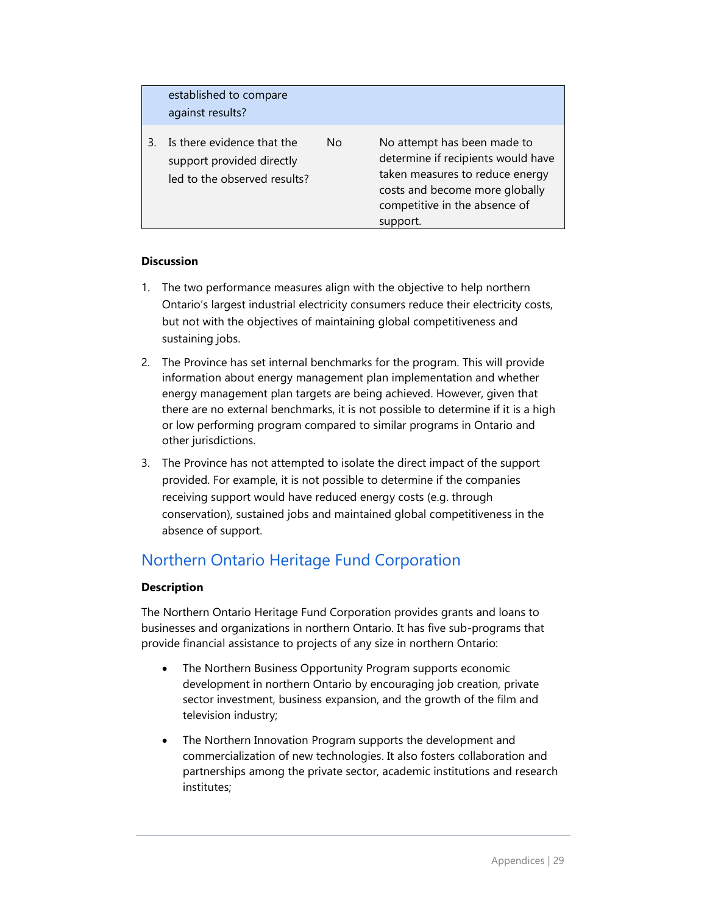| | | | |
|---|---|---|---|
| | established to compare against results? | | |
| 3. | Is there evidence that the support provided directly led to the observed results? | No | No attempt has been made to determine if recipients would have taken measures to reduce energy costs and become more globally competitive in the absence of support. |

**Discussion**

1. The two performance measures align with the objective to help northern Ontario's largest industrial electricity consumers reduce their electricity costs, but not with the objectives of maintaining global competitiveness and sustaining jobs.
2. The Province has set internal benchmarks for the program. This will provide information about energy management plan implementation and whether energy management plan targets are being achieved. However, given that there are no external benchmarks, it is not possible to determine if it is a high or low performing program compared to similar programs in Ontario and other jurisdictions.
3. The Province has not attempted to isolate the direct impact of the support provided. For example, it is not possible to determine if the companies receiving support would have reduced energy costs (e.g. through conservation), sustained jobs and maintained global competitiveness in the absence of support.

## Northern Ontario Heritage Fund Corporation

**Description**

The Northern Ontario Heritage Fund Corporation provides grants and loans to businesses and organizations in northern Ontario. It has five sub-programs that provide financial assistance to projects of any size in northern Ontario:

- The Northern Business Opportunity Program supports economic development in northern Ontario by encouraging job creation, private sector investment, business expansion, and the growth of the film and television industry;
- The Northern Innovation Program supports the development and commercialization of new technologies. It also fosters collaboration and partnerships among the private sector, academic institutions and research institutes;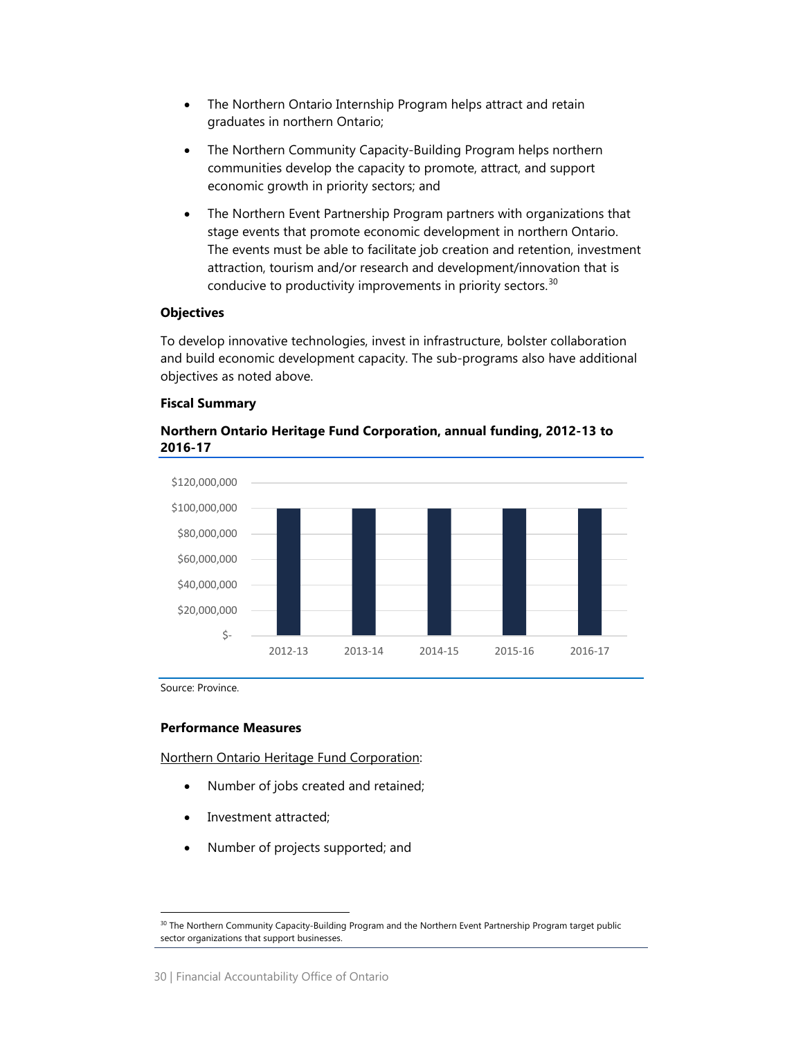- The Northern Ontario Internship Program helps attract and retain graduates in northern Ontario;
- The Northern Community Capacity-Building Program helps northern communities develop the capacity to promote, attract, and support economic growth in priority sectors; and
- The Northern Event Partnership Program partners with organizations that stage events that promote economic development in northern Ontario. The events must be able to facilitate job creation and retention, investment attraction, tourism and/or research and development/innovation that is conducive to productivity improvements in priority sectors.[30]

**Objectives**

To develop innovative technologies, invest in infrastructure, bolster collaboration and build economic development capacity. The sub-programs also have additional objectives as noted above.

**Fiscal Summary**

**Northern Ontario Heritage Fund Corporation, annual funding, 2012-13 to 2016-17**

Source: Province.

**Performance Measures**

Northern Ontario Heritage Fund Corporation:

- Number of jobs created and retained;
- Investment attracted;
- Number of projects supported; and

[30] The Northern Community Capacity-Building Program and the Northern Event Partnership Program target public sector organizations that support businesses.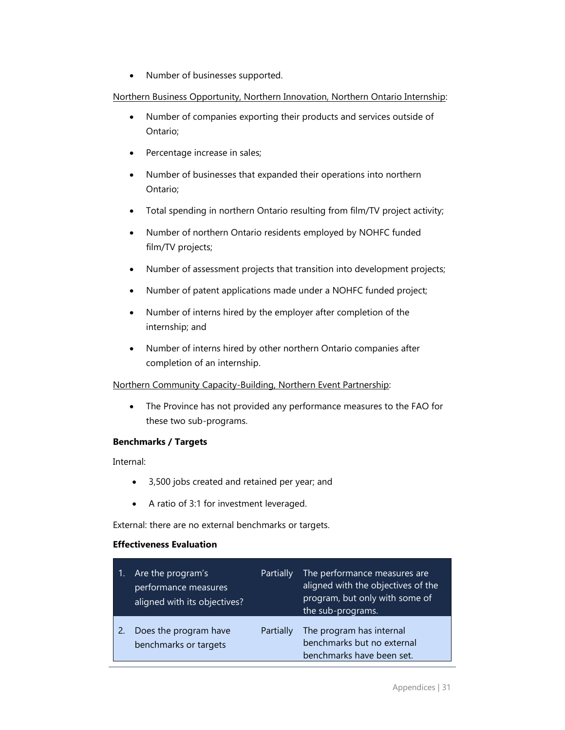- Number of businesses supported.

Northern Business Opportunity, Northern Innovation, Northern Ontario Internship:

- Number of companies exporting their products and services outside of Ontario;
- Percentage increase in sales;
- Number of businesses that expanded their operations into northern Ontario;
- Total spending in northern Ontario resulting from film/TV project activity;
- Number of northern Ontario residents employed by NOHFC funded film/TV projects;
- Number of assessment projects that transition into development projects;
- Number of patent applications made under a NOHFC funded project;
- Number of interns hired by the employer after completion of the internship; and
- Number of interns hired by other northern Ontario companies after completion of an internship.

Northern Community Capacity-Building, Northern Event Partnership:

- The Province has not provided any performance measures to the FAO for these two sub-programs.

**Benchmarks / Targets**

Internal:

- 3,500 jobs created and retained per year; and
- A ratio of 3:1 for investment leveraged.

External: there are no external benchmarks or targets.

**Effectiveness Evaluation**

| | Question | Rating | Explanation |
|---|---|---|---|
| 1. | Are the program's performance measures aligned with its objectives? | Partially | The performance measures are aligned with the objectives of the program, but only with some of the sub-programs. |
| 2. | Does the program have benchmarks or targets | Partially | The program has internal benchmarks but no external benchmarks have been set. |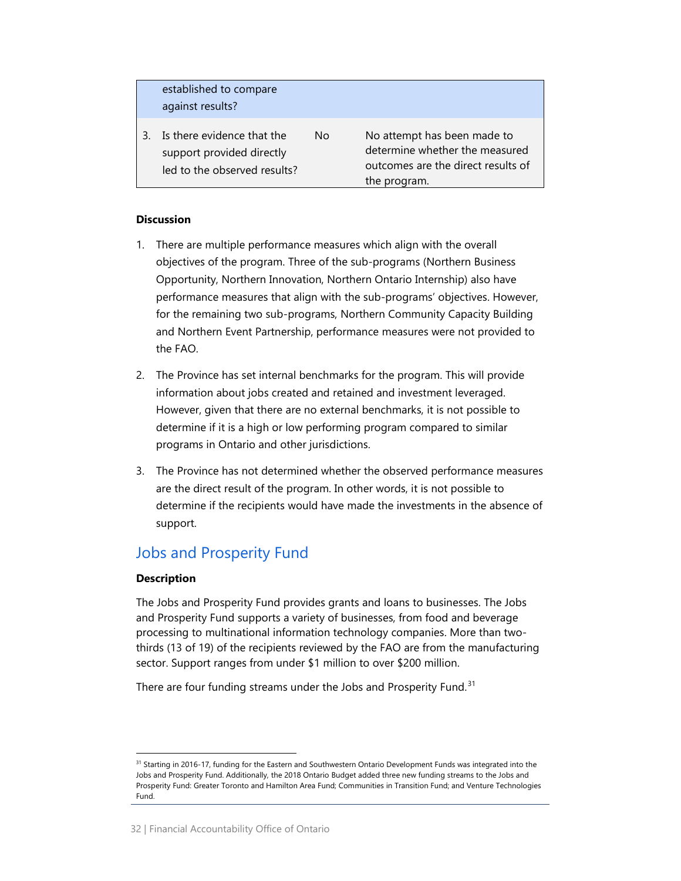| | | |
|---|---|---|
| established to compare against results? | | |
| 3. Is there evidence that the support provided directly led to the observed results? | No | No attempt has been made to determine whether the measured outcomes are the direct results of the program. |

**Discussion**

1. There are multiple performance measures which align with the overall objectives of the program. Three of the sub-programs (Northern Business Opportunity, Northern Innovation, Northern Ontario Internship) also have performance measures that align with the sub-programs' objectives. However, for the remaining two sub-programs, Northern Community Capacity Building and Northern Event Partnership, performance measures were not provided to the FAO.

2. The Province has set internal benchmarks for the program. This will provide information about jobs created and retained and investment leveraged. However, given that there are no external benchmarks, it is not possible to determine if it is a high or low performing program compared to similar programs in Ontario and other jurisdictions.

3. The Province has not determined whether the observed performance measures are the direct result of the program. In other words, it is not possible to determine if the recipients would have made the investments in the absence of support.

## Jobs and Prosperity Fund

**Description**

The Jobs and Prosperity Fund provides grants and loans to businesses. The Jobs and Prosperity Fund supports a variety of businesses, from food and beverage processing to multinational information technology companies. More than two-thirds (13 of 19) of the recipients reviewed by the FAO are from the manufacturing sector. Support ranges from under $1 million to over $200 million.

There are four funding streams under the Jobs and Prosperity Fund.[31]

[31] Starting in 2016-17, funding for the Eastern and Southwestern Ontario Development Funds was integrated into the Jobs and Prosperity Fund. Additionally, the 2018 Ontario Budget added three new funding streams to the Jobs and Prosperity Fund: Greater Toronto and Hamilton Area Fund; Communities in Transition Fund; and Venture Technologies Fund.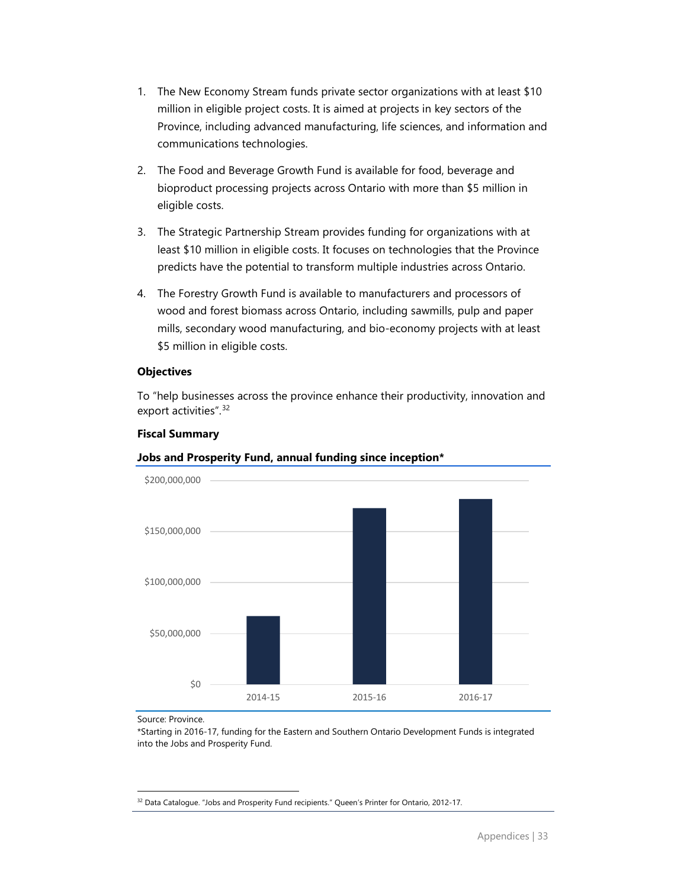1. The New Economy Stream funds private sector organizations with at least $10 million in eligible project costs. It is aimed at projects in key sectors of the Province, including advanced manufacturing, life sciences, and information and communications technologies.

2. The Food and Beverage Growth Fund is available for food, beverage and bioproduct processing projects across Ontario with more than $5 million in eligible costs.

3. The Strategic Partnership Stream provides funding for organizations with at least $10 million in eligible costs. It focuses on technologies that the Province predicts have the potential to transform multiple industries across Ontario.

4. The Forestry Growth Fund is available to manufacturers and processors of wood and forest biomass across Ontario, including sawmills, pulp and paper mills, secondary wood manufacturing, and bio-economy projects with at least $5 million in eligible costs.

**Objectives**

To "help businesses across the province enhance their productivity, innovation and export activities".[32]

**Fiscal Summary**

**Jobs and Prosperity Fund, annual funding since inception***

Source: Province.

*Starting in 2016-17, funding for the Eastern and Southern Ontario Development Funds is integrated into the Jobs and Prosperity Fund.

[32] Data Catalogue. "Jobs and Prosperity Fund recipients." Queen's Printer for Ontario, 2012-17.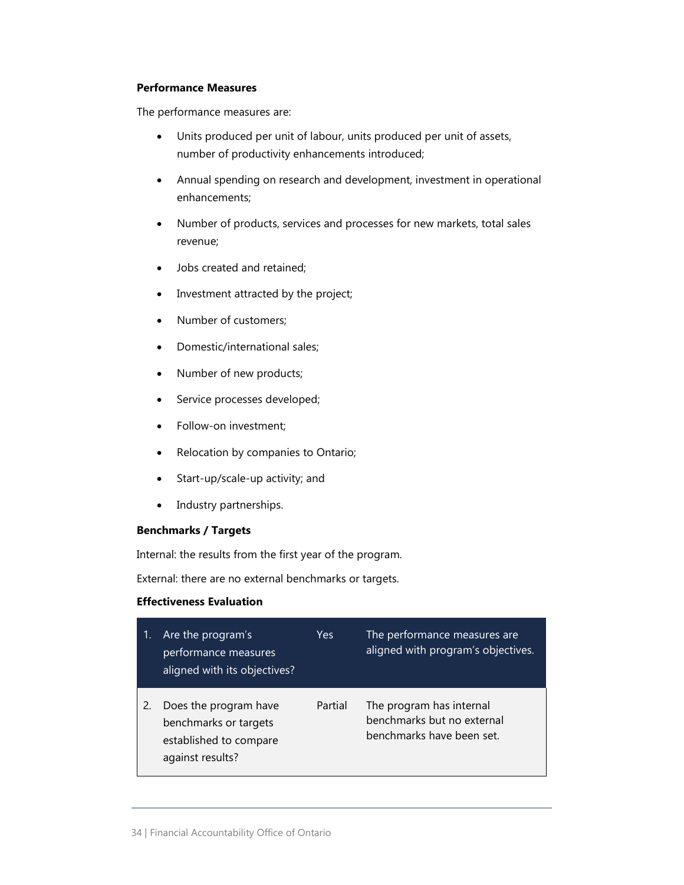**Performance Measures**

The performance measures are:

- Units produced per unit of labour, units produced per unit of assets, number of productivity enhancements introduced;
- Annual spending on research and development, investment in operational enhancements;
- Number of products, services and processes for new markets, total sales revenue;
- Jobs created and retained;
- Investment attracted by the project;
- Number of customers;
- Domestic/international sales;
- Number of new products;
- Service processes developed;
- Follow-on investment;
- Relocation by companies to Ontario;
- Start-up/scale-up activity; and
- Industry partnerships.

**Benchmarks / Targets**

Internal: the results from the first year of the program.

External: there are no external benchmarks or targets.

**Effectiveness Evaluation**

| | Question | Rating | Comment |
|---|---|---|---|
| 1. | Are the program's performance measures aligned with its objectives? | Yes | The performance measures are aligned with program's objectives. |
| 2. | Does the program have benchmarks or targets established to compare against results? | Partial | The program has internal benchmarks but no external benchmarks have been set. |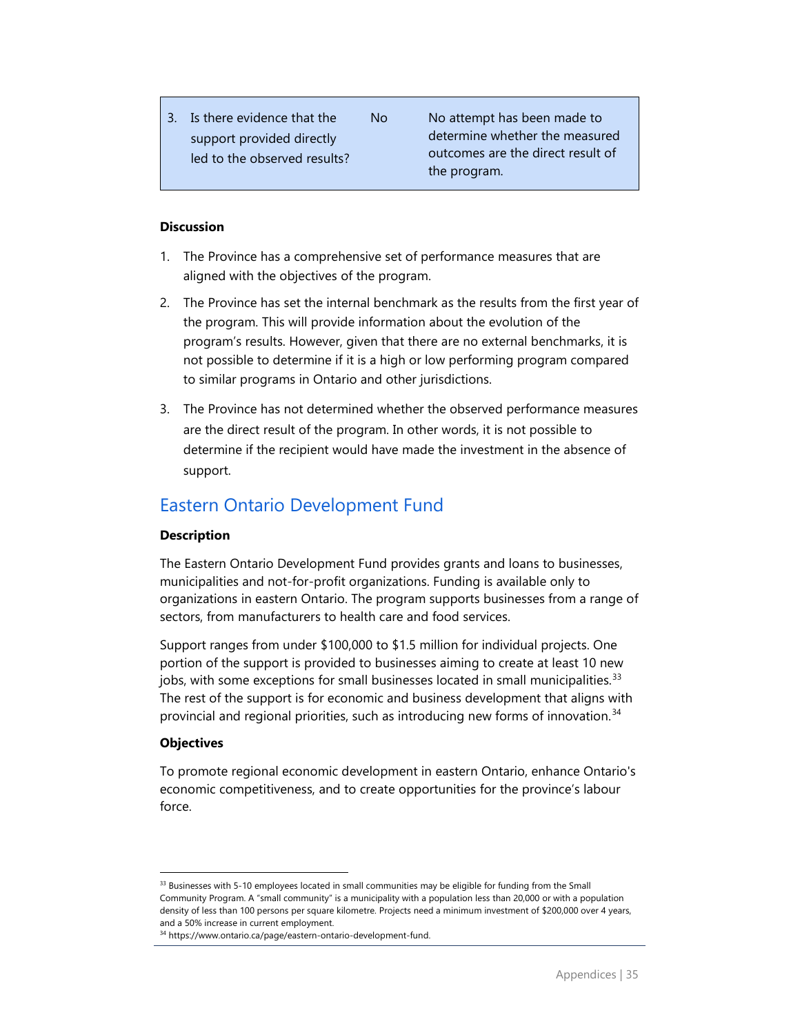| 3. Is there evidence that the support provided directly led to the observed results? | No | No attempt has been made to determine whether the measured outcomes are the direct result of the program. |
|---|---|---|

**Discussion**

1. The Province has a comprehensive set of performance measures that are aligned with the objectives of the program.
2. The Province has set the internal benchmark as the results from the first year of the program. This will provide information about the evolution of the program's results. However, given that there are no external benchmarks, it is not possible to determine if it is a high or low performing program compared to similar programs in Ontario and other jurisdictions.
3. The Province has not determined whether the observed performance measures are the direct result of the program. In other words, it is not possible to determine if the recipient would have made the investment in the absence of support.

## Eastern Ontario Development Fund

**Description**

The Eastern Ontario Development Fund provides grants and loans to businesses, municipalities and not-for-profit organizations. Funding is available only to organizations in eastern Ontario. The program supports businesses from a range of sectors, from manufacturers to health care and food services.

Support ranges from under $100,000 to $1.5 million for individual projects. One portion of the support is provided to businesses aiming to create at least 10 new jobs, with some exceptions for small businesses located in small municipalities.[33] The rest of the support is for economic and business development that aligns with provincial and regional priorities, such as introducing new forms of innovation.[34]

**Objectives**

To promote regional economic development in eastern Ontario, enhance Ontario's economic competitiveness, and to create opportunities for the province's labour force.

---

[33] Businesses with 5-10 employees located in small communities may be eligible for funding from the Small Community Program. A "small community" is a municipality with a population less than 20,000 or with a population density of less than 100 persons per square kilometre. Projects need a minimum investment of $200,000 over 4 years, and a 50% increase in current employment.

[34] https://www.ontario.ca/page/eastern-ontario-development-fund.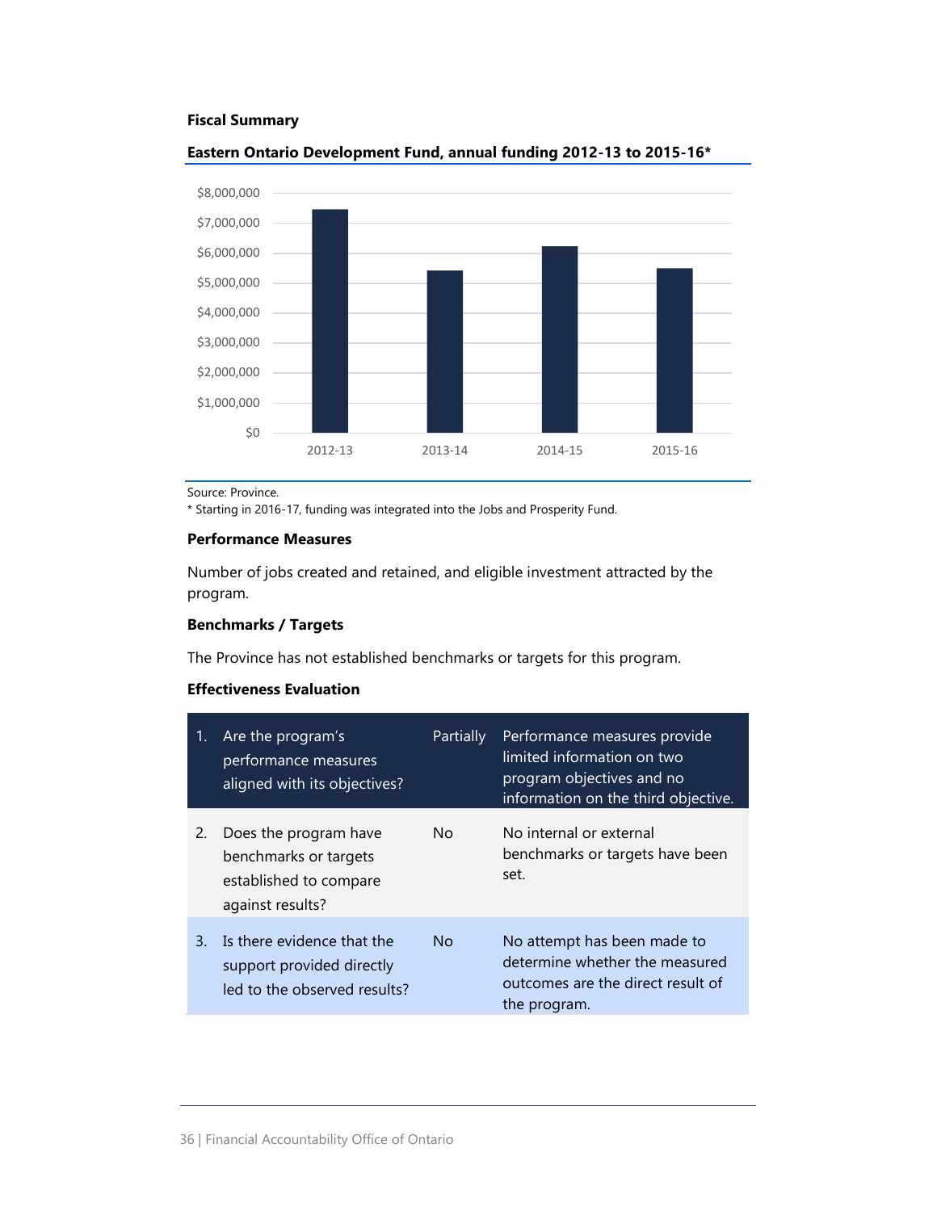**Fiscal Summary**

**Eastern Ontario Development Fund, annual funding 2012-13 to 2015-16***

Source: Province.

* Starting in 2016-17, funding was integrated into the Jobs and Prosperity Fund.

**Performance Measures**

Number of jobs created and retained, and eligible investment attracted by the program.

**Benchmarks / Targets**

The Province has not established benchmarks or targets for this program.

**Effectiveness Evaluation**

| | Question | Answer | Comment |
|---|---|---|---|
| 1. | Are the program's performance measures aligned with its objectives? | Partially | Performance measures provide limited information on two program objectives and no information on the third objective. |
| 2. | Does the program have benchmarks or targets established to compare against results? | No | No internal or external benchmarks or targets have been set. |
| 3. | Is there evidence that the support provided directly led to the observed results? | No | No attempt has been made to determine whether the measured outcomes are the direct result of the program. |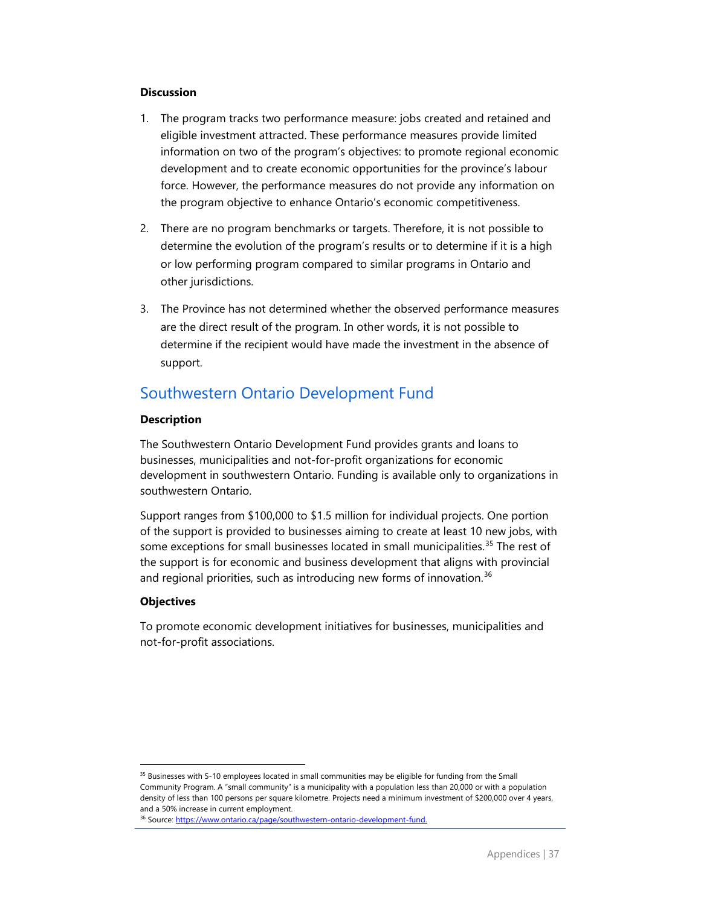**Discussion**

1. The program tracks two performance measure: jobs created and retained and eligible investment attracted. These performance measures provide limited information on two of the program's objectives: to promote regional economic development and to create economic opportunities for the province's labour force. However, the performance measures do not provide any information on the program objective to enhance Ontario's economic competitiveness.

2. There are no program benchmarks or targets. Therefore, it is not possible to determine the evolution of the program's results or to determine if it is a high or low performing program compared to similar programs in Ontario and other jurisdictions.

3. The Province has not determined whether the observed performance measures are the direct result of the program. In other words, it is not possible to determine if the recipient would have made the investment in the absence of support.

## Southwestern Ontario Development Fund

**Description**

The Southwestern Ontario Development Fund provides grants and loans to businesses, municipalities and not-for-profit organizations for economic development in southwestern Ontario. Funding is available only to organizations in southwestern Ontario.

Support ranges from $100,000 to $1.5 million for individual projects. One portion of the support is provided to businesses aiming to create at least 10 new jobs, with some exceptions for small businesses located in small municipalities.[35] The rest of the support is for economic and business development that aligns with provincial and regional priorities, such as introducing new forms of innovation.[36]

**Objectives**

To promote economic development initiatives for businesses, municipalities and not-for-profit associations.

[35] Businesses with 5-10 employees located in small communities may be eligible for funding from the Small Community Program. A "small community" is a municipality with a population less than 20,000 or with a population density of less than 100 persons per square kilometre. Projects need a minimum investment of $200,000 over 4 years, and a 50% increase in current employment.

[36] Source: https://www.ontario.ca/page/southwestern-ontario-development-fund.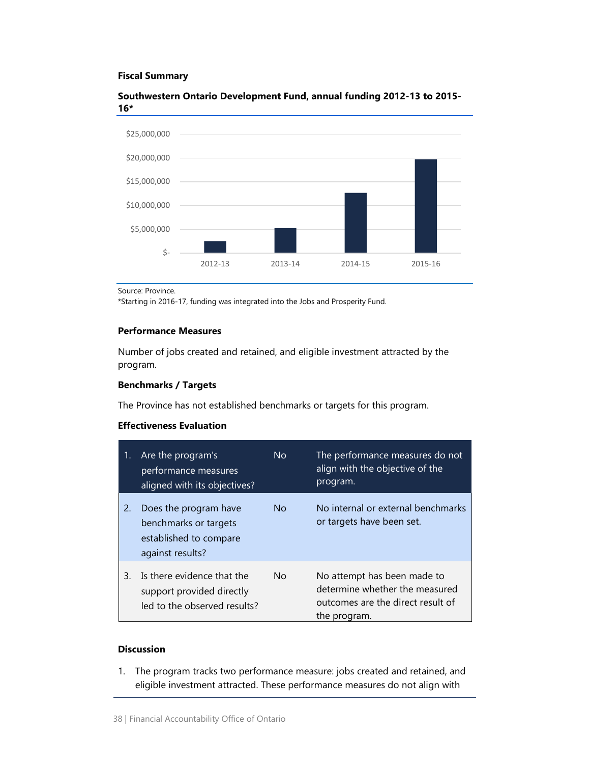**Fiscal Summary**

**Southwestern Ontario Development Fund, annual funding 2012-13 to 2015-16***

Source: Province.

*Starting in 2016-17, funding was integrated into the Jobs and Prosperity Fund.

**Performance Measures**

Number of jobs created and retained, and eligible investment attracted by the program.

**Benchmarks / Targets**

The Province has not established benchmarks or targets for this program.

**Effectiveness Evaluation**

| | | | |
|---|---|---|---|
| 1. | Are the program's performance measures aligned with its objectives? | No | The performance measures do not align with the objective of the program. |
| 2. | Does the program have benchmarks or targets established to compare against results? | No | No internal or external benchmarks or targets have been set. |
| 3. | Is there evidence that the support provided directly led to the observed results? | No | No attempt has been made to determine whether the measured outcomes are the direct result of the program. |

**Discussion**

1. The program tracks two performance measure: jobs created and retained, and eligible investment attracted. These performance measures do not align with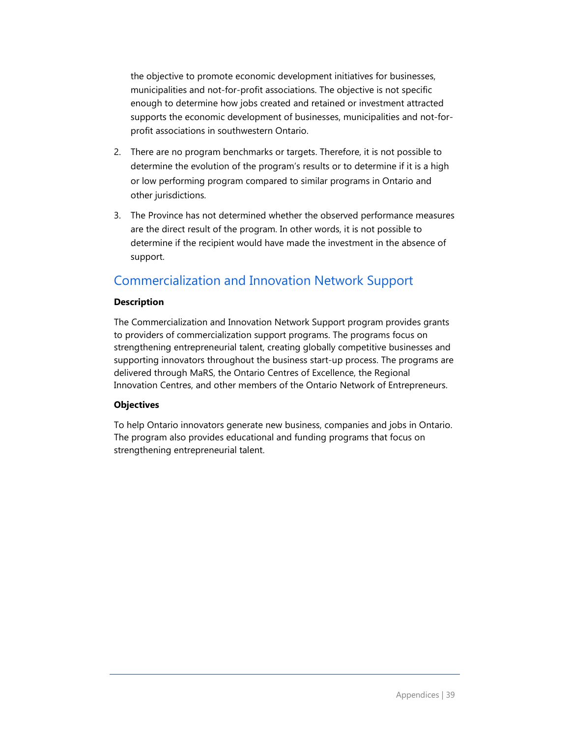the objective to promote economic development initiatives for businesses, municipalities and not-for-profit associations. The objective is not specific enough to determine how jobs created and retained or investment attracted supports the economic development of businesses, municipalities and not-for-profit associations in southwestern Ontario.

2. There are no program benchmarks or targets. Therefore, it is not possible to determine the evolution of the program's results or to determine if it is a high or low performing program compared to similar programs in Ontario and other jurisdictions.
3. The Province has not determined whether the observed performance measures are the direct result of the program. In other words, it is not possible to determine if the recipient would have made the investment in the absence of support.

## Commercialization and Innovation Network Support

**Description**

The Commercialization and Innovation Network Support program provides grants to providers of commercialization support programs. The programs focus on strengthening entrepreneurial talent, creating globally competitive businesses and supporting innovators throughout the business start-up process. The programs are delivered through MaRS, the Ontario Centres of Excellence, the Regional Innovation Centres, and other members of the Ontario Network of Entrepreneurs.

**Objectives**

To help Ontario innovators generate new business, companies and jobs in Ontario. The program also provides educational and funding programs that focus on strengthening entrepreneurial talent.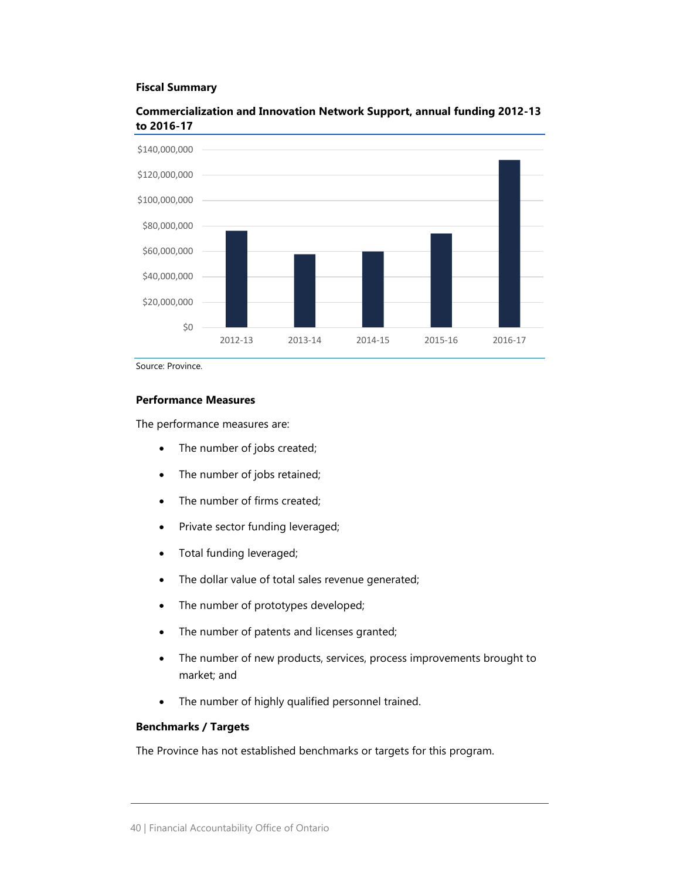**Fiscal Summary**

**Commercialization and Innovation Network Support, annual funding 2012-13 to 2016-17**

Source: Province.

**Performance Measures**

The performance measures are:

- The number of jobs created;
- The number of jobs retained;
- The number of firms created;
- Private sector funding leveraged;
- Total funding leveraged;
- The dollar value of total sales revenue generated;
- The number of prototypes developed;
- The number of patents and licenses granted;
- The number of new products, services, process improvements brought to market; and
- The number of highly qualified personnel trained.

**Benchmarks / Targets**

The Province has not established benchmarks or targets for this program.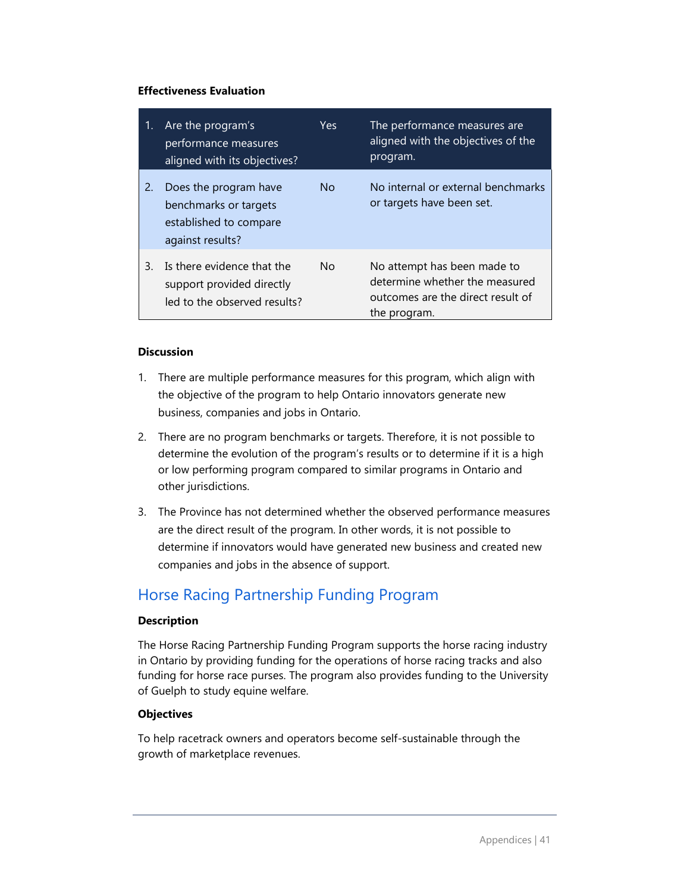**Effectiveness Evaluation**

| | | | |
|---|---|---|---|
| 1. | Are the program's performance measures aligned with its objectives? | Yes | The performance measures are aligned with the objectives of the program. |
| 2. | Does the program have benchmarks or targets established to compare against results? | No | No internal or external benchmarks or targets have been set. |
| 3. | Is there evidence that the support provided directly led to the observed results? | No | No attempt has been made to determine whether the measured outcomes are the direct result of the program. |

**Discussion**

1. There are multiple performance measures for this program, which align with the objective of the program to help Ontario innovators generate new business, companies and jobs in Ontario.
2. There are no program benchmarks or targets. Therefore, it is not possible to determine the evolution of the program's results or to determine if it is a high or low performing program compared to similar programs in Ontario and other jurisdictions.
3. The Province has not determined whether the observed performance measures are the direct result of the program. In other words, it is not possible to determine if innovators would have generated new business and created new companies and jobs in the absence of support.

## Horse Racing Partnership Funding Program

**Description**

The Horse Racing Partnership Funding Program supports the horse racing industry in Ontario by providing funding for the operations of horse racing tracks and also funding for horse race purses. The program also provides funding to the University of Guelph to study equine welfare.

**Objectives**

To help racetrack owners and operators become self-sustainable through the growth of marketplace revenues.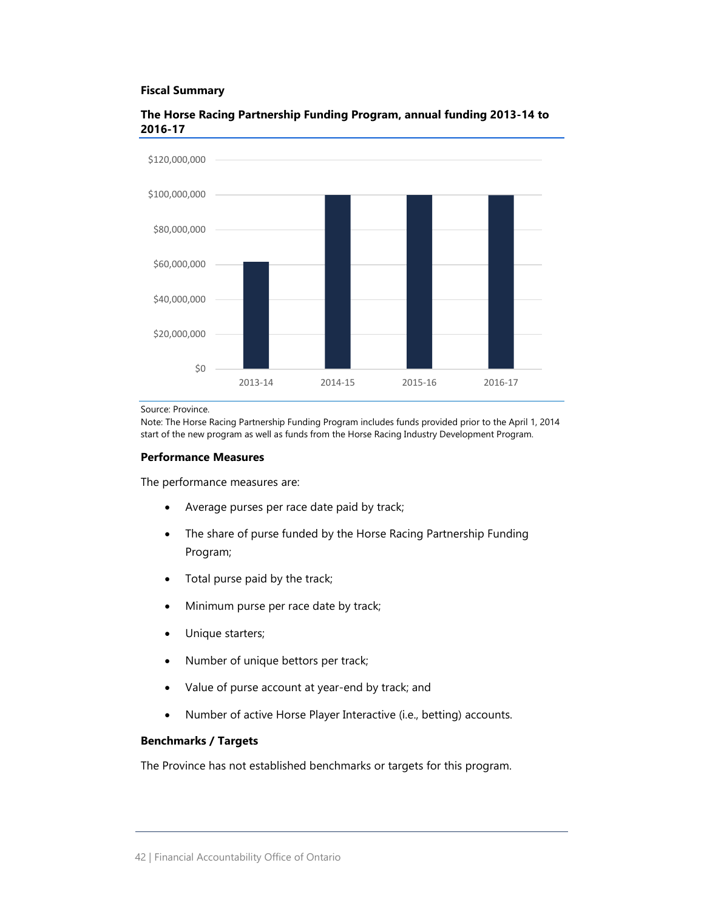**Fiscal Summary**

**The Horse Racing Partnership Funding Program, annual funding 2013-14 to 2016-17**

Source: Province.

Note: The Horse Racing Partnership Funding Program includes funds provided prior to the April 1, 2014 start of the new program as well as funds from the Horse Racing Industry Development Program.

**Performance Measures**

The performance measures are:

- Average purses per race date paid by track;
- The share of purse funded by the Horse Racing Partnership Funding Program;
- Total purse paid by the track;
- Minimum purse per race date by track;
- Unique starters;
- Number of unique bettors per track;
- Value of purse account at year-end by track; and
- Number of active Horse Player Interactive (i.e., betting) accounts.

**Benchmarks / Targets**

The Province has not established benchmarks or targets for this program.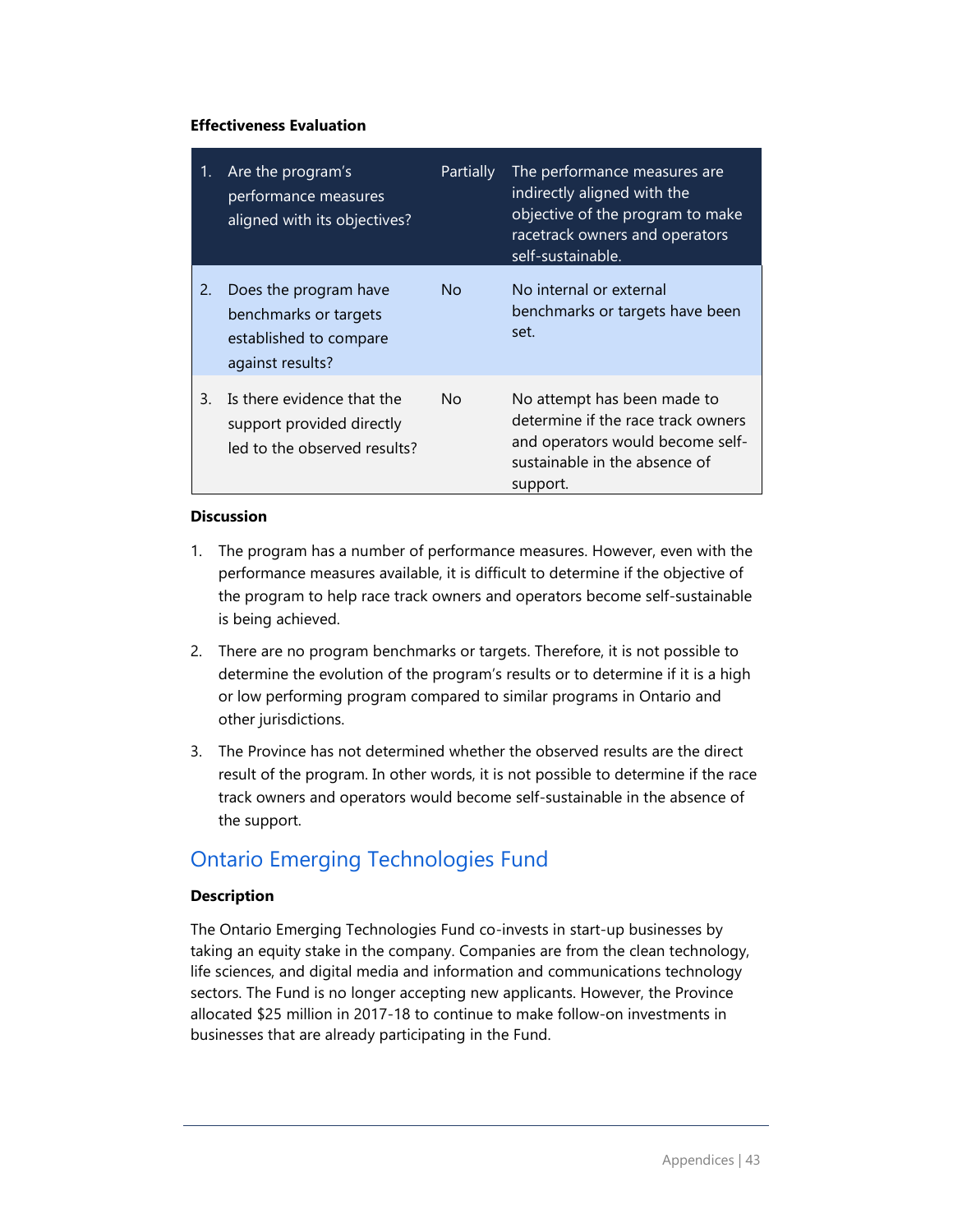**Effectiveness Evaluation**

| | | | |
|---|---|---|---|
| 1. | Are the program's performance measures aligned with its objectives? | Partially | The performance measures are indirectly aligned with the objective of the program to make racetrack owners and operators self-sustainable. |
| 2. | Does the program have benchmarks or targets established to compare against results? | No | No internal or external benchmarks or targets have been set. |
| 3. | Is there evidence that the support provided directly led to the observed results? | No | No attempt has been made to determine if the race track owners and operators would become self-sustainable in the absence of support. |

**Discussion**

1. The program has a number of performance measures. However, even with the performance measures available, it is difficult to determine if the objective of the program to help race track owners and operators become self-sustainable is being achieved.
2. There are no program benchmarks or targets. Therefore, it is not possible to determine the evolution of the program's results or to determine if it is a high or low performing program compared to similar programs in Ontario and other jurisdictions.
3. The Province has not determined whether the observed results are the direct result of the program. In other words, it is not possible to determine if the race track owners and operators would become self-sustainable in the absence of the support.

## Ontario Emerging Technologies Fund

**Description**

The Ontario Emerging Technologies Fund co-invests in start-up businesses by taking an equity stake in the company. Companies are from the clean technology, life sciences, and digital media and information and communications technology sectors. The Fund is no longer accepting new applicants. However, the Province allocated $25 million in 2017-18 to continue to make follow-on investments in businesses that are already participating in the Fund.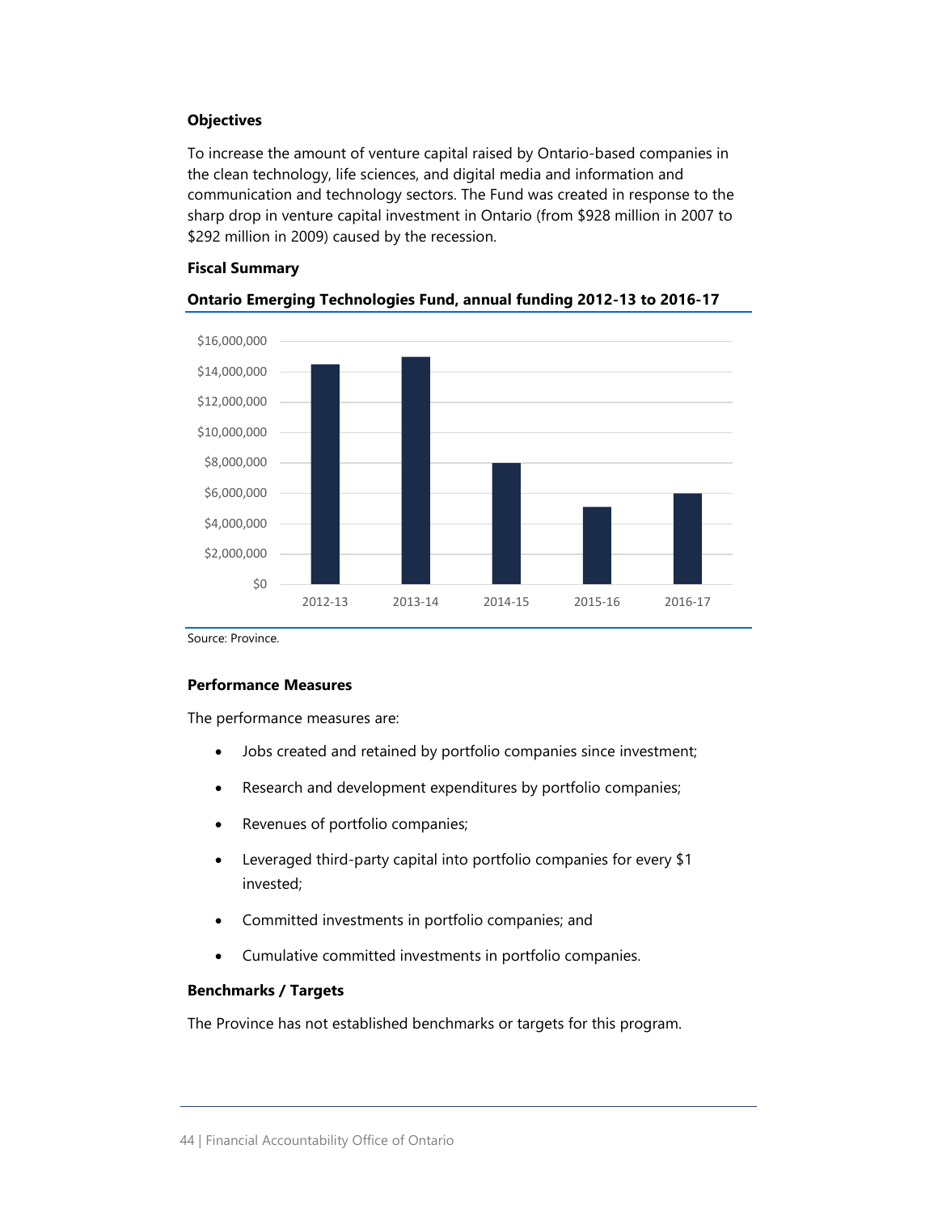**Objectives**

To increase the amount of venture capital raised by Ontario-based companies in the clean technology, life sciences, and digital media and information and communication and technology sectors. The Fund was created in response to the sharp drop in venture capital investment in Ontario (from $928 million in 2007 to $292 million in 2009) caused by the recession.

**Fiscal Summary**

**Ontario Emerging Technologies Fund, annual funding 2012-13 to 2016-17**

Source: Province.

**Performance Measures**

The performance measures are:

- Jobs created and retained by portfolio companies since investment;
- Research and development expenditures by portfolio companies;
- Revenues of portfolio companies;
- Leveraged third-party capital into portfolio companies for every $1 invested;
- Committed investments in portfolio companies; and
- Cumulative committed investments in portfolio companies.

**Benchmarks / Targets**

The Province has not established benchmarks or targets for this program.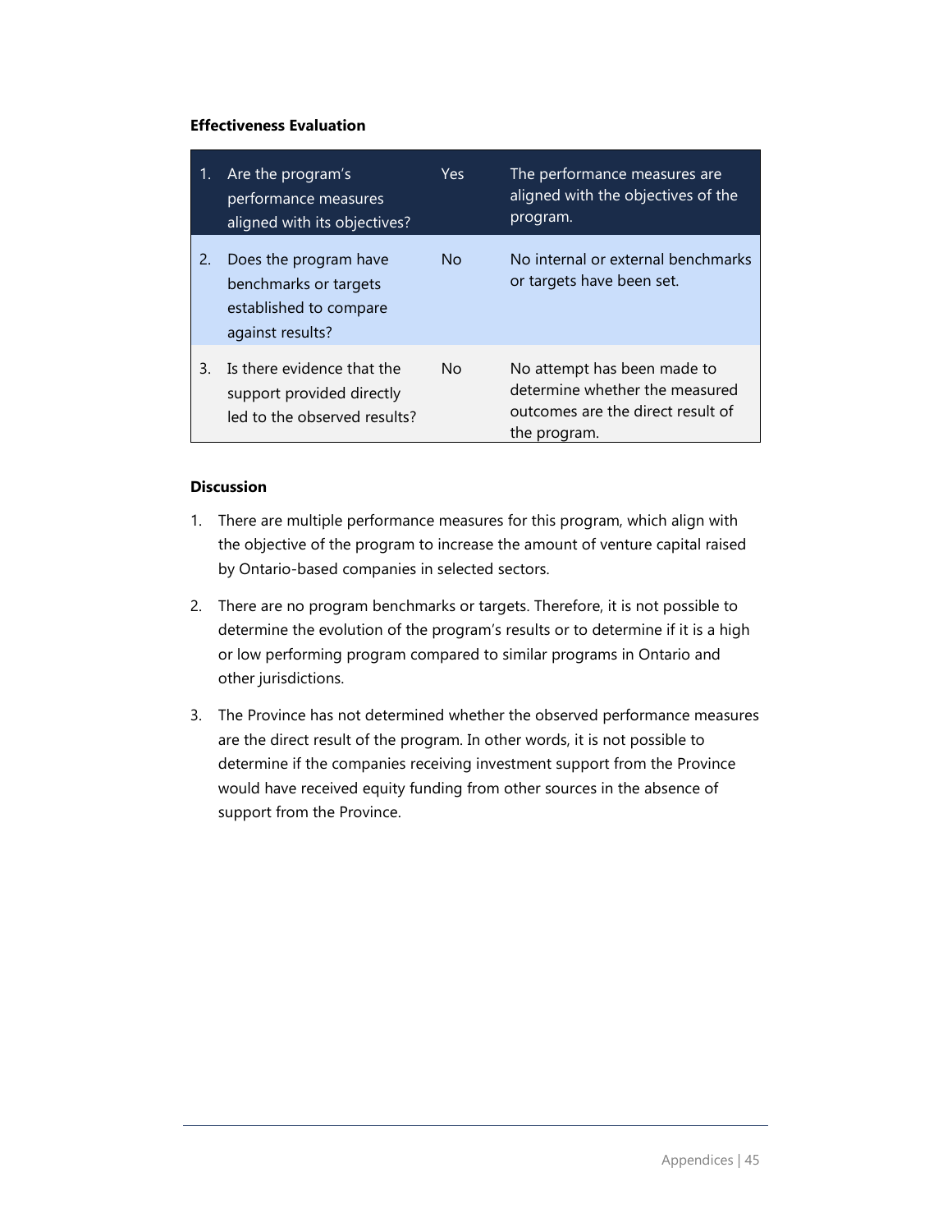**Effectiveness Evaluation**

| | | | |
|---|---|---|---|
| 1. | Are the program's performance measures aligned with its objectives? | Yes | The performance measures are aligned with the objectives of the program. |
| 2. | Does the program have benchmarks or targets established to compare against results? | No | No internal or external benchmarks or targets have been set. |
| 3. | Is there evidence that the support provided directly led to the observed results? | No | No attempt has been made to determine whether the measured outcomes are the direct result of the program. |

**Discussion**

1. There are multiple performance measures for this program, which align with the objective of the program to increase the amount of venture capital raised by Ontario-based companies in selected sectors.
2. There are no program benchmarks or targets. Therefore, it is not possible to determine the evolution of the program's results or to determine if it is a high or low performing program compared to similar programs in Ontario and other jurisdictions.
3. The Province has not determined whether the observed performance measures are the direct result of the program. In other words, it is not possible to determine if the companies receiving investment support from the Province would have received equity funding from other sources in the absence of support from the Province.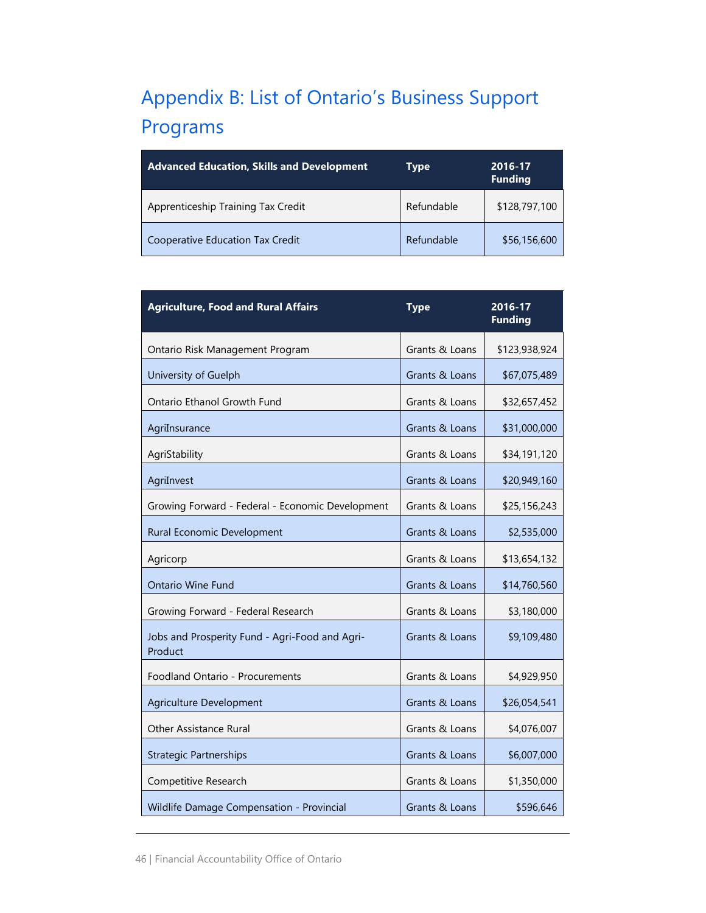# Appendix B: List of Ontario's Business Support Programs

| Advanced Education, Skills and Development | Type | 2016-17 Funding |
|---|---|---|
| Apprenticeship Training Tax Credit | Refundable | $128,797,100 |
| Cooperative Education Tax Credit | Refundable | $56,156,600 |

| Agriculture, Food and Rural Affairs | Type | 2016-17 Funding |
|---|---|---|
| Ontario Risk Management Program | Grants & Loans | $123,938,924 |
| University of Guelph | Grants & Loans | $67,075,489 |
| Ontario Ethanol Growth Fund | Grants & Loans | $32,657,452 |
| AgriInsurance | Grants & Loans | $31,000,000 |
| AgriStability | Grants & Loans | $34,191,120 |
| AgriInvest | Grants & Loans | $20,949,160 |
| Growing Forward - Federal - Economic Development | Grants & Loans | $25,156,243 |
| Rural Economic Development | Grants & Loans | $2,535,000 |
| Agricorp | Grants & Loans | $13,654,132 |
| Ontario Wine Fund | Grants & Loans | $14,760,560 |
| Growing Forward - Federal Research | Grants & Loans | $3,180,000 |
| Jobs and Prosperity Fund - Agri-Food and Agri-Product | Grants & Loans | $9,109,480 |
| Foodland Ontario - Procurements | Grants & Loans | $4,929,950 |
| Agriculture Development | Grants & Loans | $26,054,541 |
| Other Assistance Rural | Grants & Loans | $4,076,007 |
| Strategic Partnerships | Grants & Loans | $6,007,000 |
| Competitive Research | Grants & Loans | $1,350,000 |
| Wildlife Damage Compensation - Provincial | Grants & Loans | $596,646 |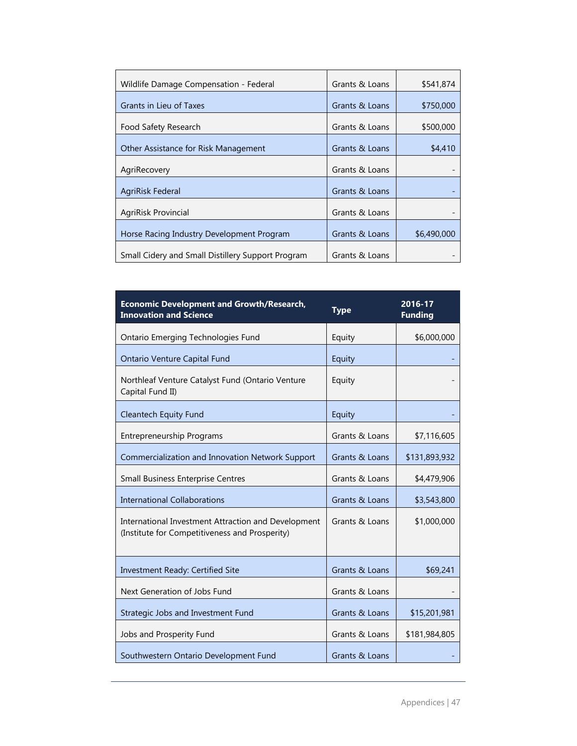| | | |
|---|---|---|
| Wildlife Damage Compensation - Federal | Grants & Loans | $541,874 |
| Grants in Lieu of Taxes | Grants & Loans | $750,000 |
| Food Safety Research | Grants & Loans | $500,000 |
| Other Assistance for Risk Management | Grants & Loans | $4,410 |
| AgriRecovery | Grants & Loans | - |
| AgriRisk Federal | Grants & Loans | - |
| AgriRisk Provincial | Grants & Loans | - |
| Horse Racing Industry Development Program | Grants & Loans | $6,490,000 |
| Small Cidery and Small Distillery Support Program | Grants & Loans | - |

| **Economic Development and Growth/Research, Innovation and Science** | **Type** | **2016-17 Funding** |
|---|---|---|
| Ontario Emerging Technologies Fund | Equity | $6,000,000 |
| Ontario Venture Capital Fund | Equity | - |
| Northleaf Venture Catalyst Fund (Ontario Venture Capital Fund II) | Equity | - |
| Cleantech Equity Fund | Equity | - |
| Entrepreneurship Programs | Grants & Loans | $7,116,605 |
| Commercialization and Innovation Network Support | Grants & Loans | $131,893,932 |
| Small Business Enterprise Centres | Grants & Loans | $4,479,906 |
| International Collaborations | Grants & Loans | $3,543,800 |
| International Investment Attraction and Development (Institute for Competitiveness and Prosperity) | Grants & Loans | $1,000,000 |
| Investment Ready: Certified Site | Grants & Loans | $69,241 |
| Next Generation of Jobs Fund | Grants & Loans | - |
| Strategic Jobs and Investment Fund | Grants & Loans | $15,201,981 |
| Jobs and Prosperity Fund | Grants & Loans | $181,984,805 |
| Southwestern Ontario Development Fund | Grants & Loans | - |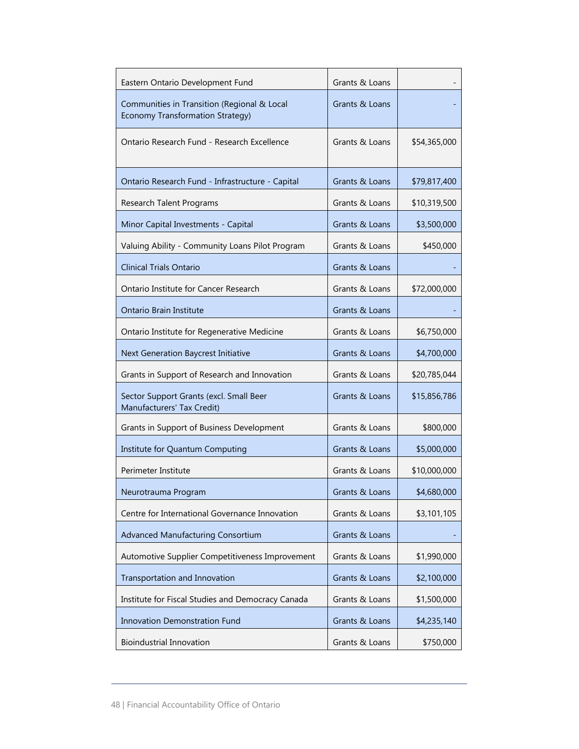| | | |
|---|---|---|
| Eastern Ontario Development Fund | Grants & Loans | - |
| Communities in Transition (Regional & Local Economy Transformation Strategy) | Grants & Loans | - |
| Ontario Research Fund - Research Excellence | Grants & Loans | $54,365,000 |
| Ontario Research Fund - Infrastructure - Capital | Grants & Loans | $79,817,400 |
| Research Talent Programs | Grants & Loans | $10,319,500 |
| Minor Capital Investments - Capital | Grants & Loans | $3,500,000 |
| Valuing Ability - Community Loans Pilot Program | Grants & Loans | $450,000 |
| Clinical Trials Ontario | Grants & Loans | - |
| Ontario Institute for Cancer Research | Grants & Loans | $72,000,000 |
| Ontario Brain Institute | Grants & Loans | - |
| Ontario Institute for Regenerative Medicine | Grants & Loans | $6,750,000 |
| Next Generation Baycrest Initiative | Grants & Loans | $4,700,000 |
| Grants in Support of Research and Innovation | Grants & Loans | $20,785,044 |
| Sector Support Grants (excl. Small Beer Manufacturers' Tax Credit) | Grants & Loans | $15,856,786 |
| Grants in Support of Business Development | Grants & Loans | $800,000 |
| Institute for Quantum Computing | Grants & Loans | $5,000,000 |
| Perimeter Institute | Grants & Loans | $10,000,000 |
| Neurotrauma Program | Grants & Loans | $4,680,000 |
| Centre for International Governance Innovation | Grants & Loans | $3,101,105 |
| Advanced Manufacturing Consortium | Grants & Loans | - |
| Automotive Supplier Competitiveness Improvement | Grants & Loans | $1,990,000 |
| Transportation and Innovation | Grants & Loans | $2,100,000 |
| Institute for Fiscal Studies and Democracy Canada | Grants & Loans | $1,500,000 |
| Innovation Demonstration Fund | Grants & Loans | $4,235,140 |
| Bioindustrial Innovation | Grants & Loans | $750,000 |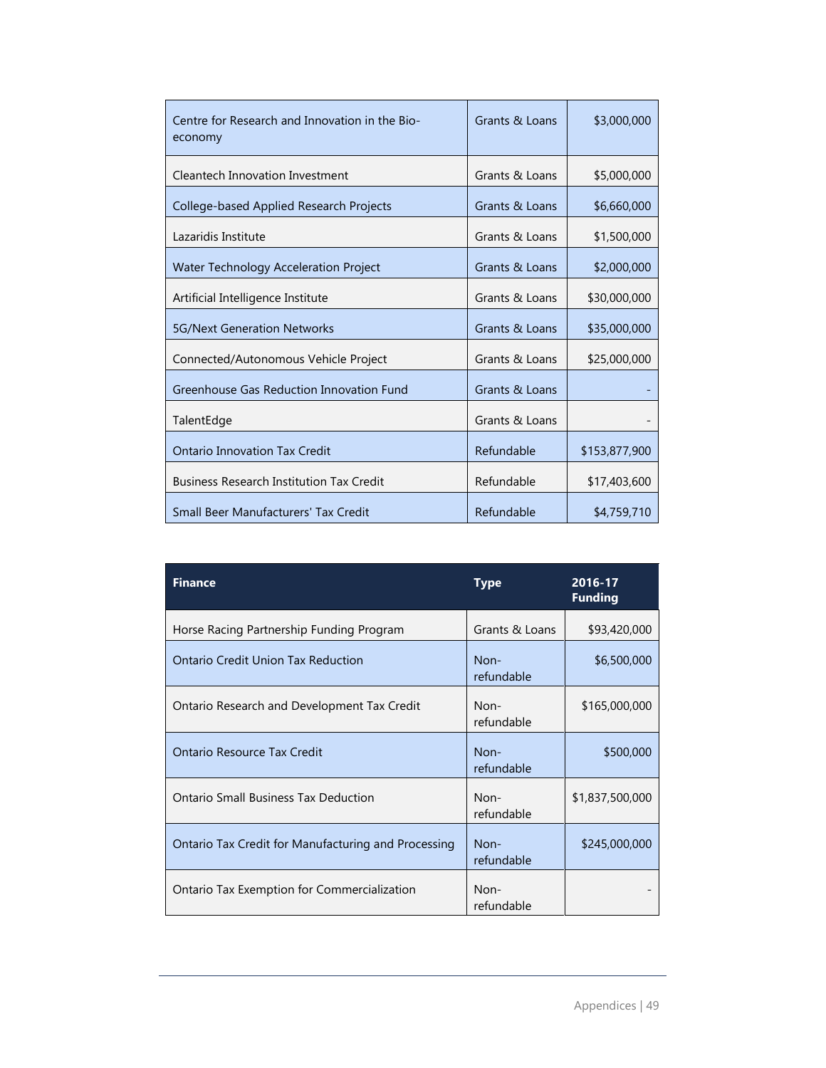| | | |
|---|---|---|
| Centre for Research and Innovation in the Bio-economy | Grants & Loans | $3,000,000 |
| Cleantech Innovation Investment | Grants & Loans | $5,000,000 |
| College-based Applied Research Projects | Grants & Loans | $6,660,000 |
| Lazaridis Institute | Grants & Loans | $1,500,000 |
| Water Technology Acceleration Project | Grants & Loans | $2,000,000 |
| Artificial Intelligence Institute | Grants & Loans | $30,000,000 |
| 5G/Next Generation Networks | Grants & Loans | $35,000,000 |
| Connected/Autonomous Vehicle Project | Grants & Loans | $25,000,000 |
| Greenhouse Gas Reduction Innovation Fund | Grants & Loans | - |
| TalentEdge | Grants & Loans | - |
| Ontario Innovation Tax Credit | Refundable | $153,877,900 |
| Business Research Institution Tax Credit | Refundable | $17,403,600 |
| Small Beer Manufacturers' Tax Credit | Refundable | $4,759,710 |

| Finance | Type | 2016-17 Funding |
|---|---|---|
| Horse Racing Partnership Funding Program | Grants & Loans | $93,420,000 |
| Ontario Credit Union Tax Reduction | Non-refundable | $6,500,000 |
| Ontario Research and Development Tax Credit | Non-refundable | $165,000,000 |
| Ontario Resource Tax Credit | Non-refundable | $500,000 |
| Ontario Small Business Tax Deduction | Non-refundable | $1,837,500,000 |
| Ontario Tax Credit for Manufacturing and Processing | Non-refundable | $245,000,000 |
| Ontario Tax Exemption for Commercialization | Non-refundable | - |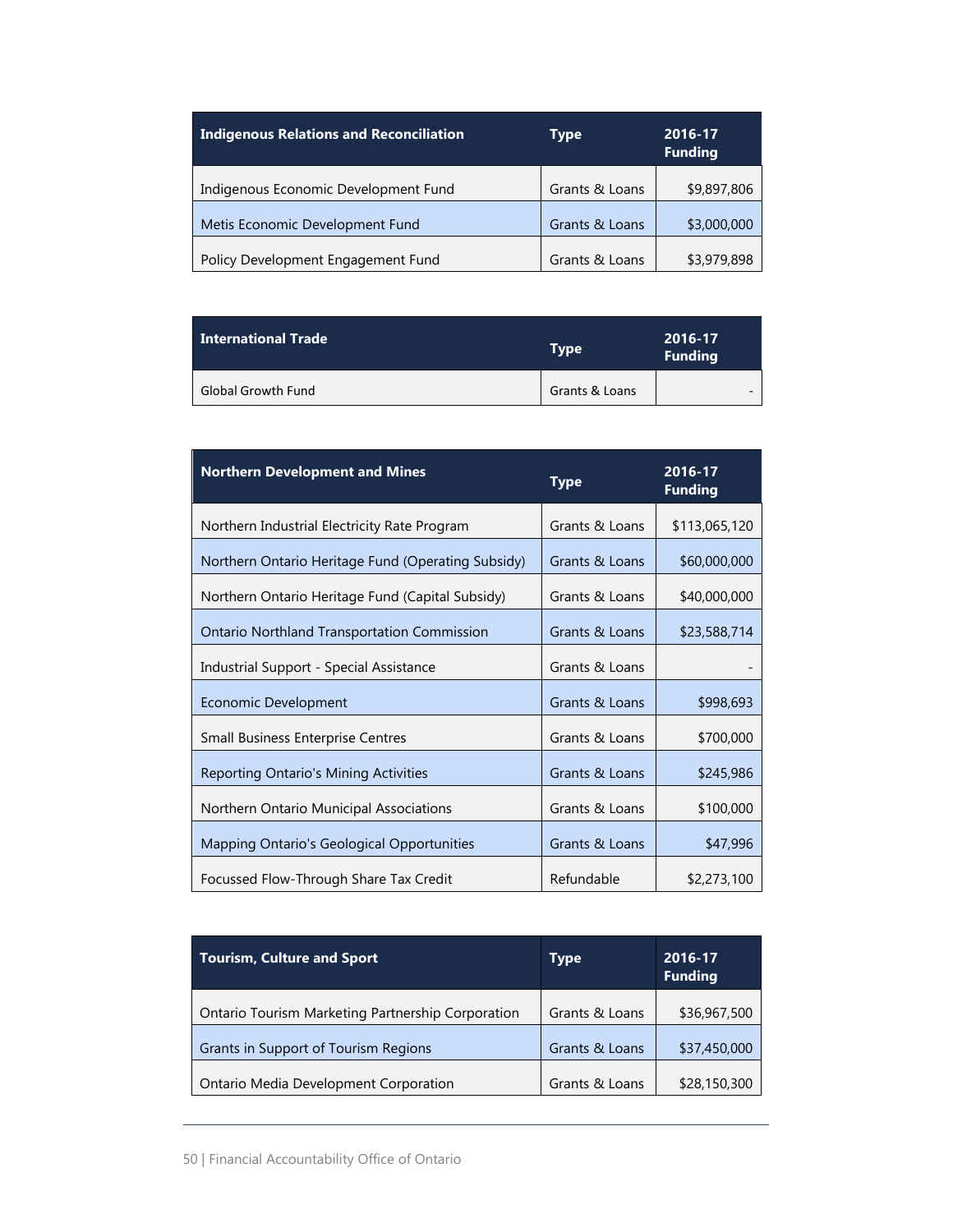| Indigenous Relations and Reconciliation | Type | 2016-17 Funding |
| --- | --- | --- |
| Indigenous Economic Development Fund | Grants & Loans | $9,897,806 |
| Metis Economic Development Fund | Grants & Loans | $3,000,000 |
| Policy Development Engagement Fund | Grants & Loans | $3,979,898 |

| International Trade | Type | 2016-17 Funding |
| --- | --- | --- |
| Global Growth Fund | Grants & Loans | - |

| Northern Development and Mines | Type | 2016-17 Funding |
| --- | --- | --- |
| Northern Industrial Electricity Rate Program | Grants & Loans | $113,065,120 |
| Northern Ontario Heritage Fund (Operating Subsidy) | Grants & Loans | $60,000,000 |
| Northern Ontario Heritage Fund (Capital Subsidy) | Grants & Loans | $40,000,000 |
| Ontario Northland Transportation Commission | Grants & Loans | $23,588,714 |
| Industrial Support - Special Assistance | Grants & Loans | - |
| Economic Development | Grants & Loans | $998,693 |
| Small Business Enterprise Centres | Grants & Loans | $700,000 |
| Reporting Ontario's Mining Activities | Grants & Loans | $245,986 |
| Northern Ontario Municipal Associations | Grants & Loans | $100,000 |
| Mapping Ontario's Geological Opportunities | Grants & Loans | $47,996 |
| Focussed Flow-Through Share Tax Credit | Refundable | $2,273,100 |

| Tourism, Culture and Sport | Type | 2016-17 Funding |
| --- | --- | --- |
| Ontario Tourism Marketing Partnership Corporation | Grants & Loans | $36,967,500 |
| Grants in Support of Tourism Regions | Grants & Loans | $37,450,000 |
| Ontario Media Development Corporation | Grants & Loans | $28,150,300 |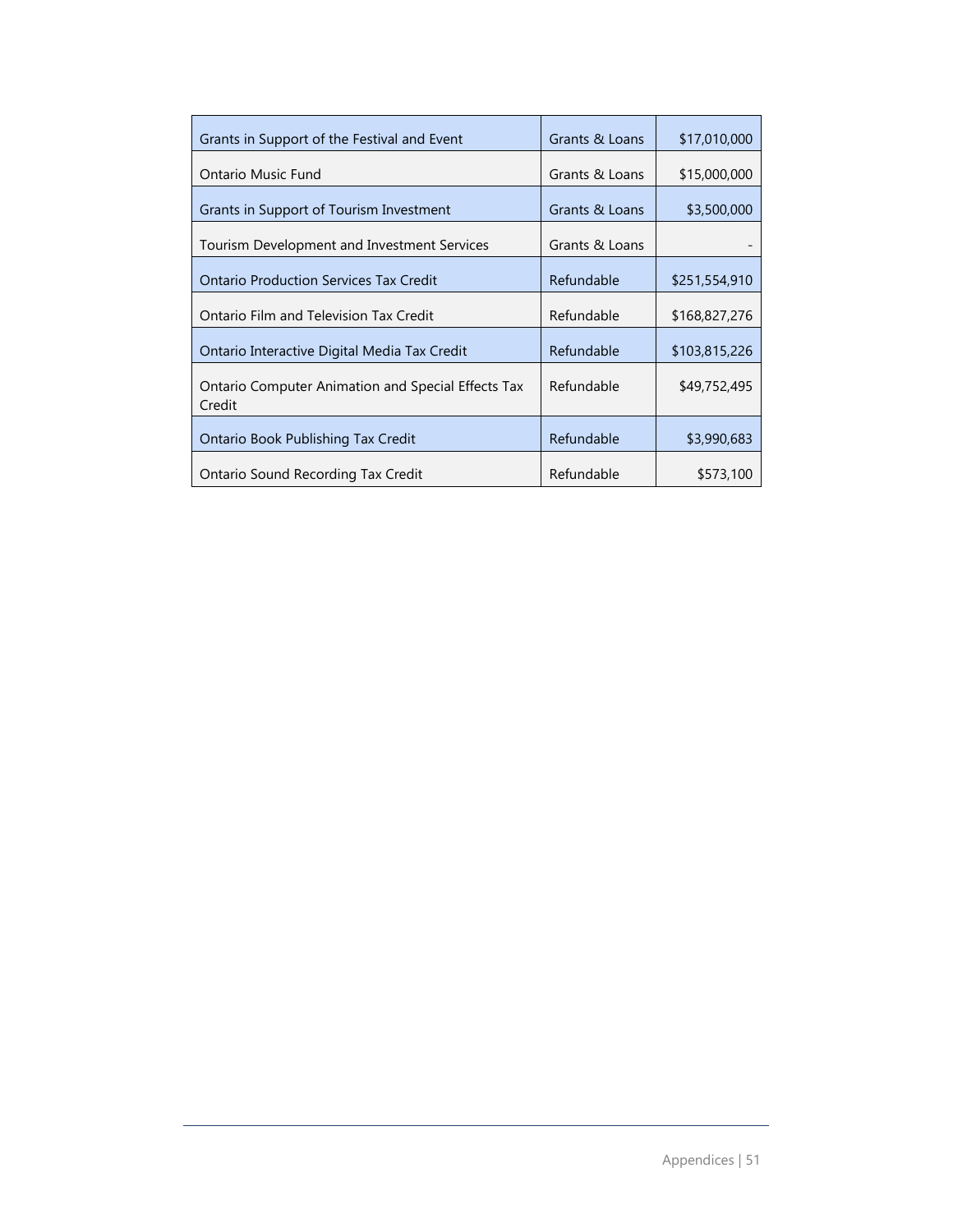| Grants in Support of the Festival and Event | Grants & Loans | $17,010,000 |
|---|---|---|
| Ontario Music Fund | Grants & Loans | $15,000,000 |
| Grants in Support of Tourism Investment | Grants & Loans | $3,500,000 |
| Tourism Development and Investment Services | Grants & Loans | - |
| Ontario Production Services Tax Credit | Refundable | $251,554,910 |
| Ontario Film and Television Tax Credit | Refundable | $168,827,276 |
| Ontario Interactive Digital Media Tax Credit | Refundable | $103,815,226 |
| Ontario Computer Animation and Special Effects Tax Credit | Refundable | $49,752,495 |
| Ontario Book Publishing Tax Credit | Refundable | $3,990,683 |
| Ontario Sound Recording Tax Credit | Refundable | $573,100 |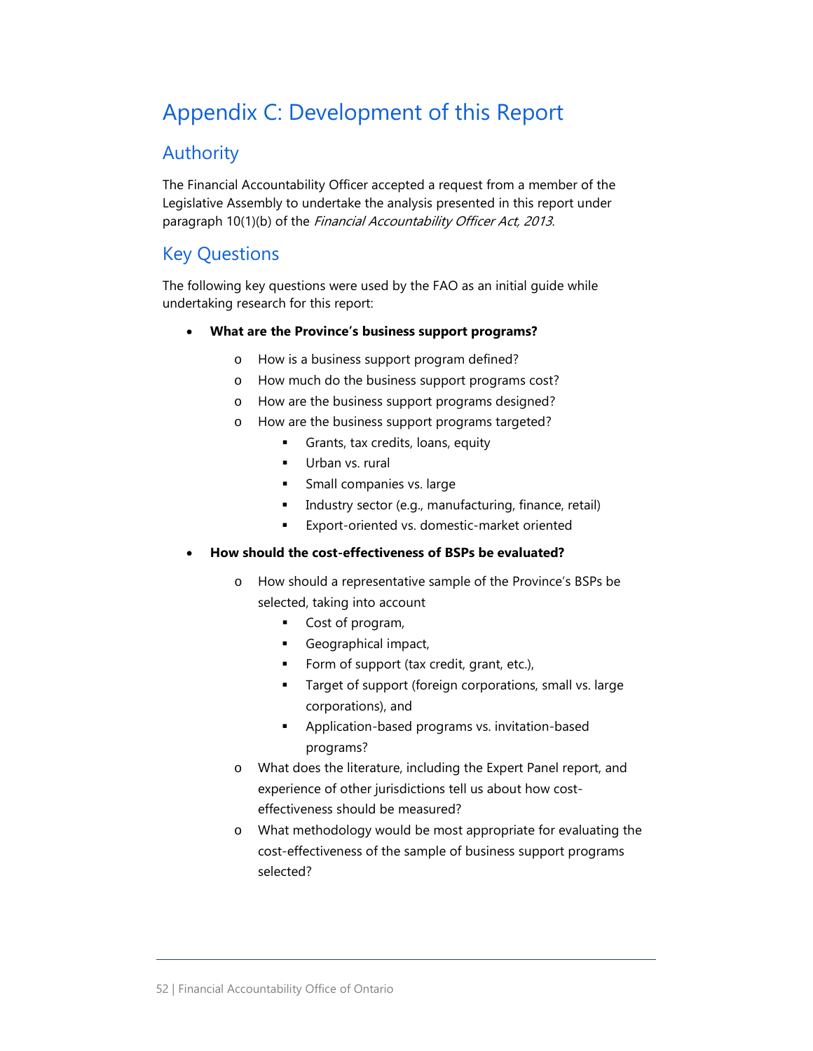# Appendix C: Development of this Report

## Authority

The Financial Accountability Officer accepted a request from a member of the Legislative Assembly to undertake the analysis presented in this report under paragraph 10(1)(b) of the *Financial Accountability Officer Act, 2013*.

## Key Questions

The following key questions were used by the FAO as an initial guide while undertaking research for this report:

- **What are the Province's business support programs?**
  - How is a business support program defined?
  - How much do the business support programs cost?
  - How are the business support programs designed?
  - How are the business support programs targeted?
    - Grants, tax credits, loans, equity
    - Urban vs. rural
    - Small companies vs. large
    - Industry sector (e.g., manufacturing, finance, retail)
    - Export-oriented vs. domestic-market oriented
- **How should the cost-effectiveness of BSPs be evaluated?**
  - How should a representative sample of the Province's BSPs be selected, taking into account
    - Cost of program,
    - Geographical impact,
    - Form of support (tax credit, grant, etc.),
    - Target of support (foreign corporations, small vs. large corporations), and
    - Application-based programs vs. invitation-based programs?
  - What does the literature, including the Expert Panel report, and experience of other jurisdictions tell us about how cost-effectiveness should be measured?
  - What methodology would be most appropriate for evaluating the cost-effectiveness of the sample of business support programs selected?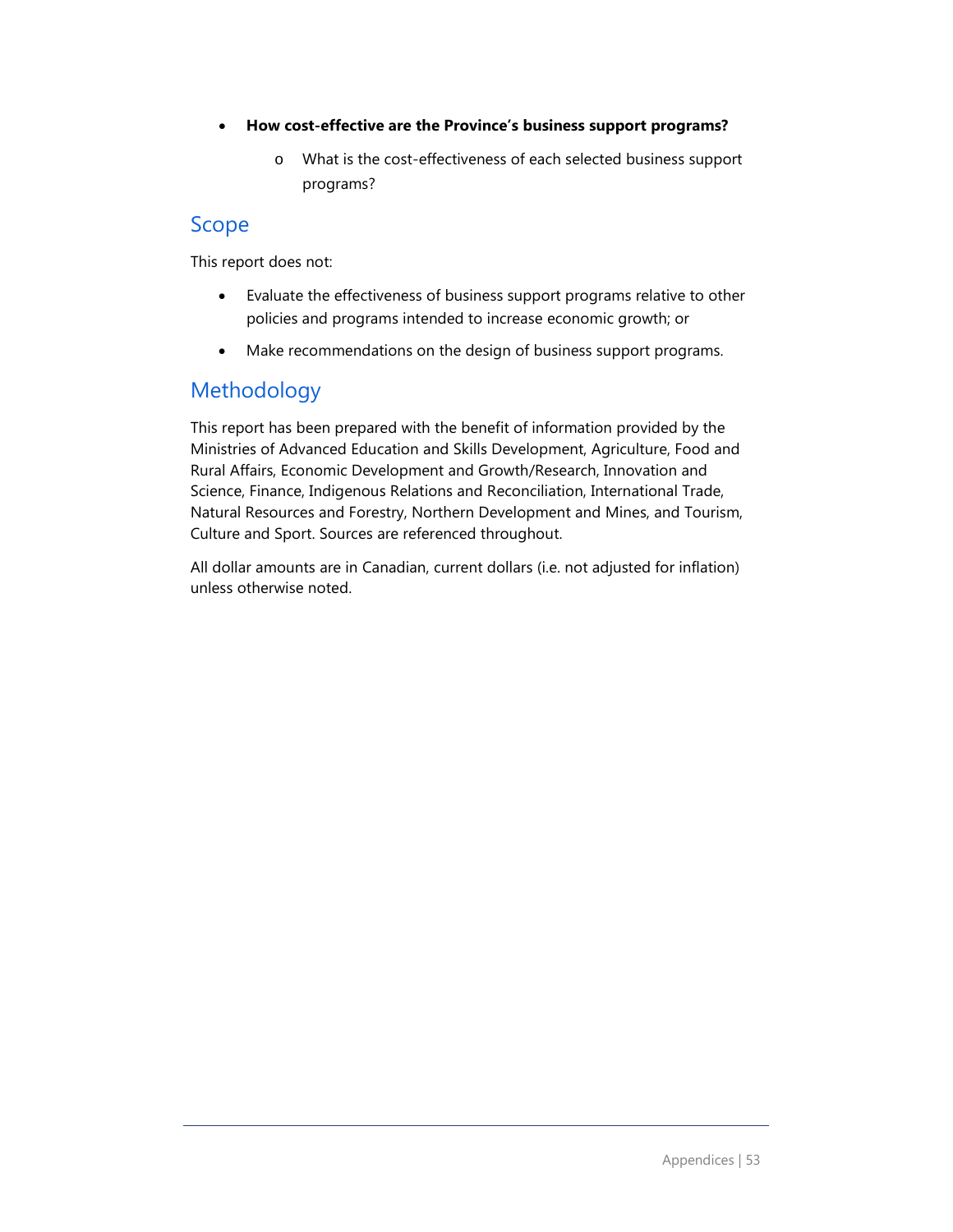- **How cost-effective are the Province's business support programs?**
  - What is the cost-effectiveness of each selected business support programs?

## Scope

This report does not:

- Evaluate the effectiveness of business support programs relative to other policies and programs intended to increase economic growth; or
- Make recommendations on the design of business support programs.

## Methodology

This report has been prepared with the benefit of information provided by the Ministries of Advanced Education and Skills Development, Agriculture, Food and Rural Affairs, Economic Development and Growth/Research, Innovation and Science, Finance, Indigenous Relations and Reconciliation, International Trade, Natural Resources and Forestry, Northern Development and Mines, and Tourism, Culture and Sport. Sources are referenced throughout.

All dollar amounts are in Canadian, current dollars (i.e. not adjusted for inflation) unless otherwise noted.